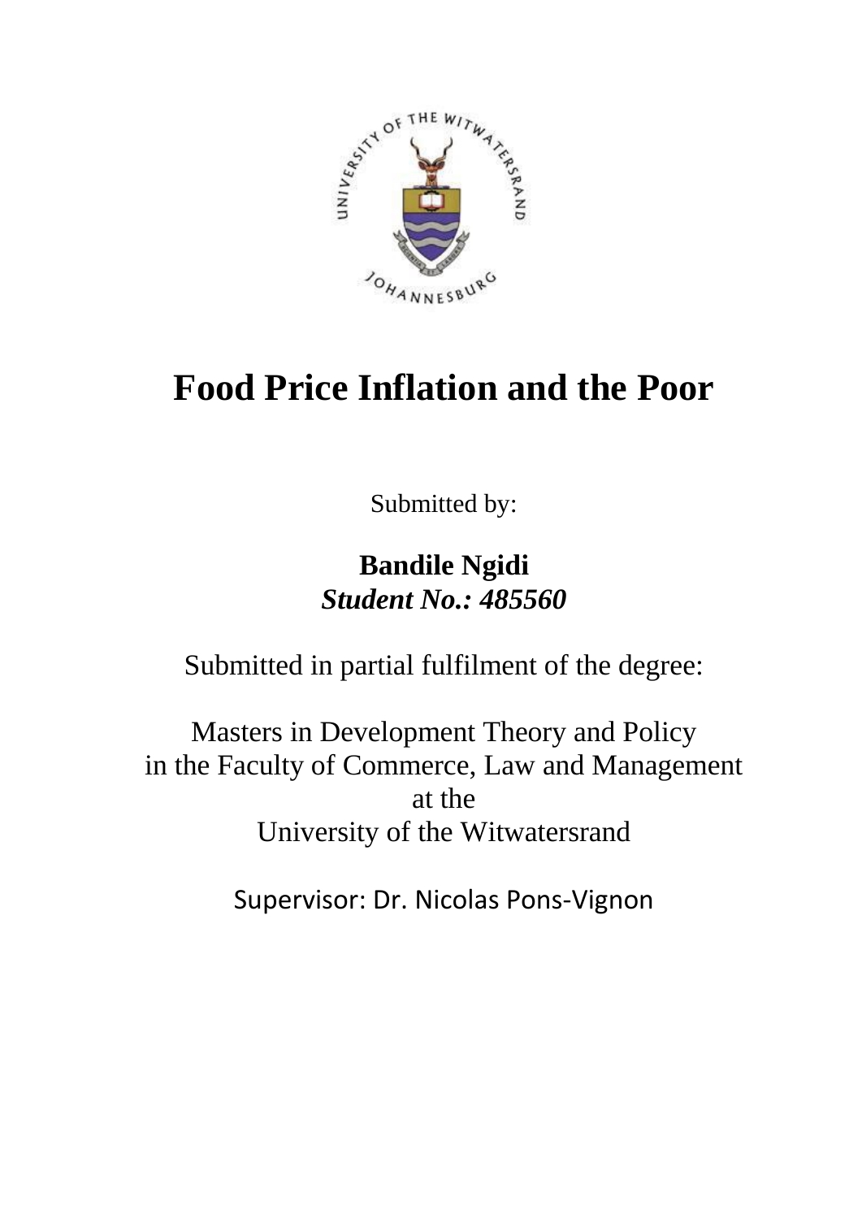# Food Price Inflation and the Poor

Submitted by:

**Bandile Ngidi**
***Student No.: 485560***

Submitted in partial fulfilment of the degree:

Masters in Development Theory and Policy
in the Faculty of Commerce, Law and Management
at the
University of the Witwatersrand

Supervisor: Dr. Nicolas Pons-Vignon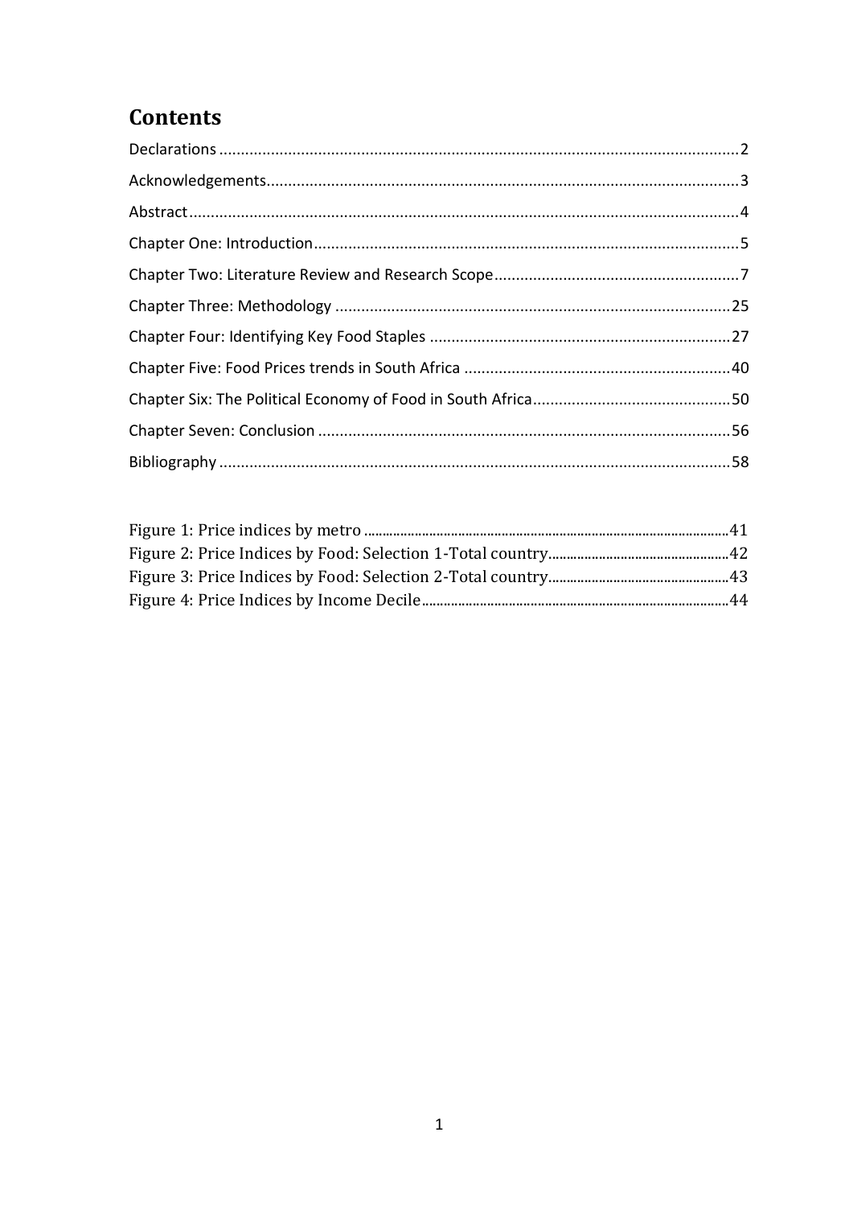# Contents

Declarations ........................................................................................................................ 2

Acknowledgements.............................................................................................................. 3

Abstract................................................................................................................................ 4

Chapter One: Introduction.................................................................................................... 5

Chapter Two: Literature Review and Research Scope........................................................... 7

Chapter Three: Methodology ............................................................................................. 25

Chapter Four: Identifying Key Food Staples ....................................................................... 27

Chapter Five: Food Prices trends in South Africa ............................................................... 40

Chapter Six: The Political Economy of Food in South Africa............................................... 50

Chapter Seven: Conclusion ................................................................................................. 56

Bibliography ........................................................................................................................ 58

Figure 1: Price indices by metro ............................................................................................ 41

Figure 2: Price Indices by Food: Selection 1-Total country.................................................... 42

Figure 3: Price Indices by Food: Selection 2-Total country.................................................... 43

Figure 4: Price Indices by Income Decile................................................................................ 44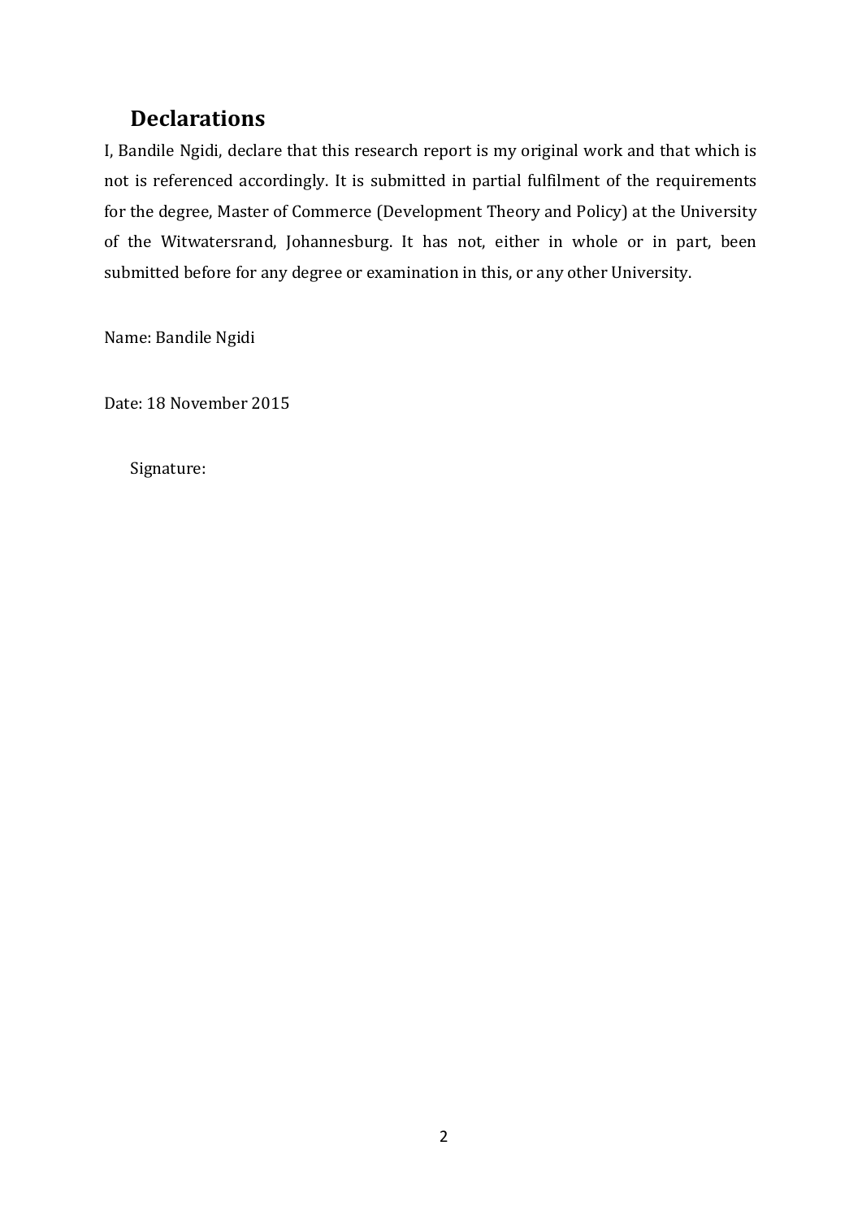## Declarations

I, Bandile Ngidi, declare that this research report is my original work and that which is not is referenced accordingly. It is submitted in partial fulfilment of the requirements for the degree, Master of Commerce (Development Theory and Policy) at the University of the Witwatersrand, Johannesburg. It has not, either in whole or in part, been submitted before for any degree or examination in this, or any other University.

Name: Bandile Ngidi

Date: 18 November 2015

Signature: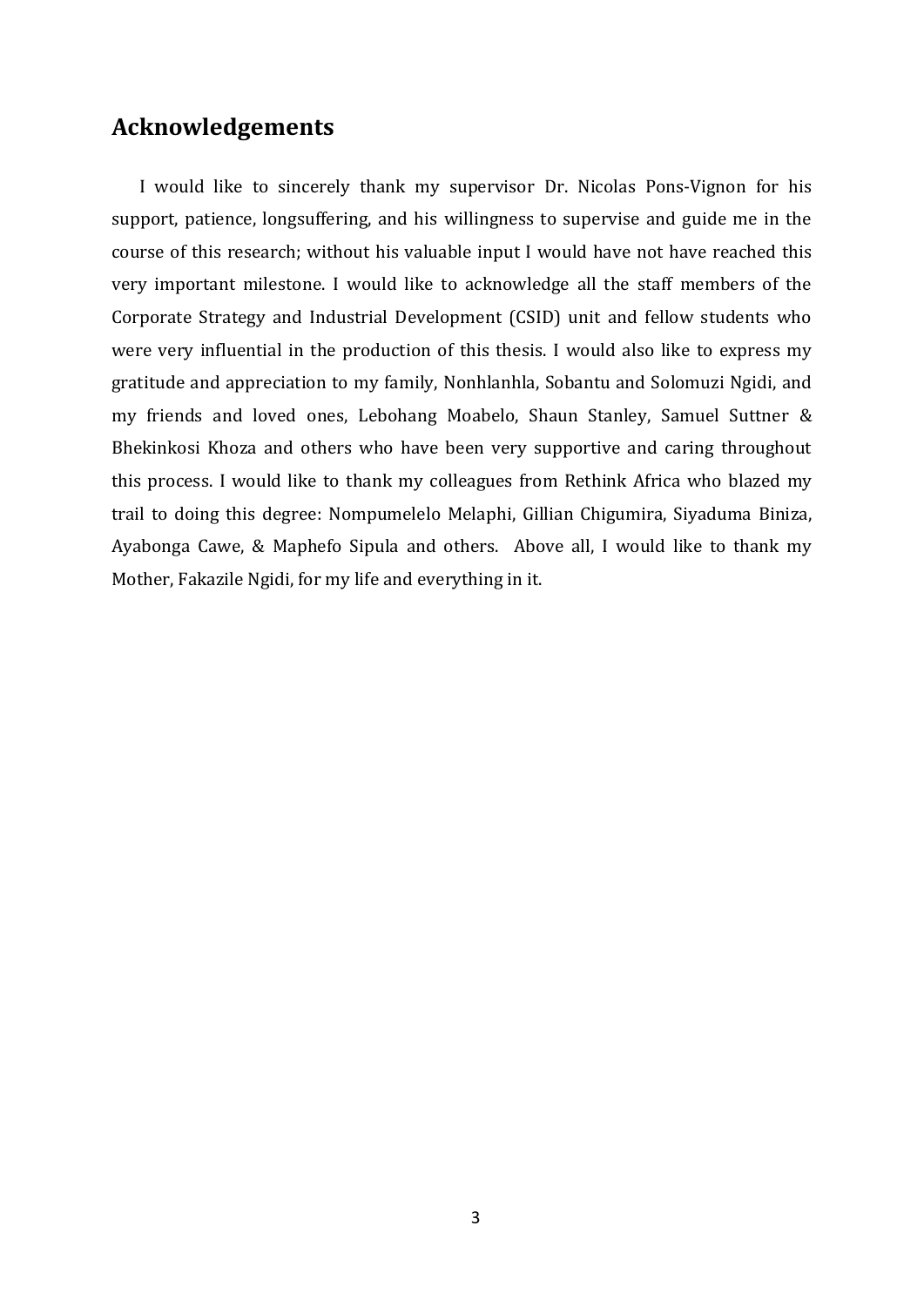## Acknowledgements

I would like to sincerely thank my supervisor Dr. Nicolas Pons-Vignon for his support, patience, longsuffering, and his willingness to supervise and guide me in the course of this research; without his valuable input I would have not have reached this very important milestone. I would like to acknowledge all the staff members of the Corporate Strategy and Industrial Development (CSID) unit and fellow students who were very influential in the production of this thesis. I would also like to express my gratitude and appreciation to my family, Nonhlanhla, Sobantu and Solomuzi Ngidi, and my friends and loved ones, Lebohang Moabelo, Shaun Stanley, Samuel Suttner & Bhekinkosi Khoza and others who have been very supportive and caring throughout this process. I would like to thank my colleagues from Rethink Africa who blazed my trail to doing this degree: Nompumelelo Melaphi, Gillian Chigumira, Siyaduma Biniza, Ayabonga Cawe, & Maphefo Sipula and others. Above all, I would like to thank my Mother, Fakazile Ngidi, for my life and everything in it.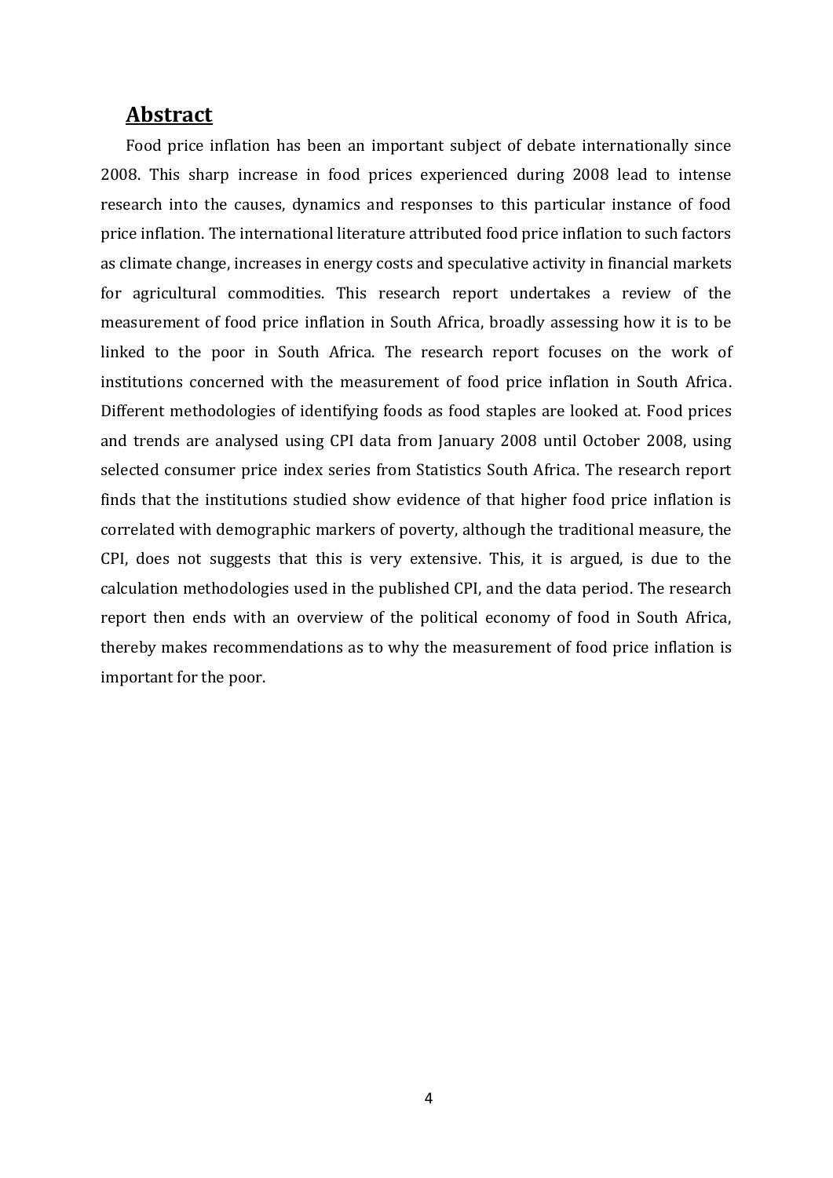## Abstract

Food price inflation has been an important subject of debate internationally since 2008. This sharp increase in food prices experienced during 2008 lead to intense research into the causes, dynamics and responses to this particular instance of food price inflation. The international literature attributed food price inflation to such factors as climate change, increases in energy costs and speculative activity in financial markets for agricultural commodities. This research report undertakes a review of the measurement of food price inflation in South Africa, broadly assessing how it is to be linked to the poor in South Africa. The research report focuses on the work of institutions concerned with the measurement of food price inflation in South Africa. Different methodologies of identifying foods as food staples are looked at. Food prices and trends are analysed using CPI data from January 2008 until October 2008, using selected consumer price index series from Statistics South Africa. The research report finds that the institutions studied show evidence of that higher food price inflation is correlated with demographic markers of poverty, although the traditional measure, the CPI, does not suggests that this is very extensive. This, it is argued, is due to the calculation methodologies used in the published CPI, and the data period. The research report then ends with an overview of the political economy of food in South Africa, thereby makes recommendations as to why the measurement of food price inflation is important for the poor.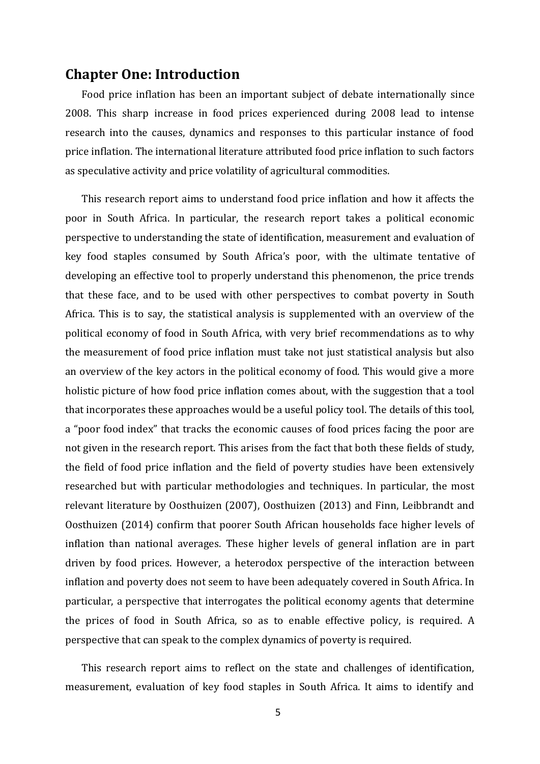# Chapter One: Introduction

Food price inflation has been an important subject of debate internationally since 2008. This sharp increase in food prices experienced during 2008 lead to intense research into the causes, dynamics and responses to this particular instance of food price inflation. The international literature attributed food price inflation to such factors as speculative activity and price volatility of agricultural commodities.

This research report aims to understand food price inflation and how it affects the poor in South Africa. In particular, the research report takes a political economic perspective to understanding the state of identification, measurement and evaluation of key food staples consumed by South Africa's poor, with the ultimate tentative of developing an effective tool to properly understand this phenomenon, the price trends that these face, and to be used with other perspectives to combat poverty in South Africa. This is to say, the statistical analysis is supplemented with an overview of the political economy of food in South Africa, with very brief recommendations as to why the measurement of food price inflation must take not just statistical analysis but also an overview of the key actors in the political economy of food. This would give a more holistic picture of how food price inflation comes about, with the suggestion that a tool that incorporates these approaches would be a useful policy tool. The details of this tool, a "poor food index" that tracks the economic causes of food prices facing the poor are not given in the research report. This arises from the fact that both these fields of study, the field of food price inflation and the field of poverty studies have been extensively researched but with particular methodologies and techniques. In particular, the most relevant literature by Oosthuizen (2007), Oosthuizen (2013) and Finn, Leibbrandt and Oosthuizen (2014) confirm that poorer South African households face higher levels of inflation than national averages. These higher levels of general inflation are in part driven by food prices. However, a heterodox perspective of the interaction between inflation and poverty does not seem to have been adequately covered in South Africa. In particular, a perspective that interrogates the political economy agents that determine the prices of food in South Africa, so as to enable effective policy, is required. A perspective that can speak to the complex dynamics of poverty is required.

This research report aims to reflect on the state and challenges of identification, measurement, evaluation of key food staples in South Africa. It aims to identify and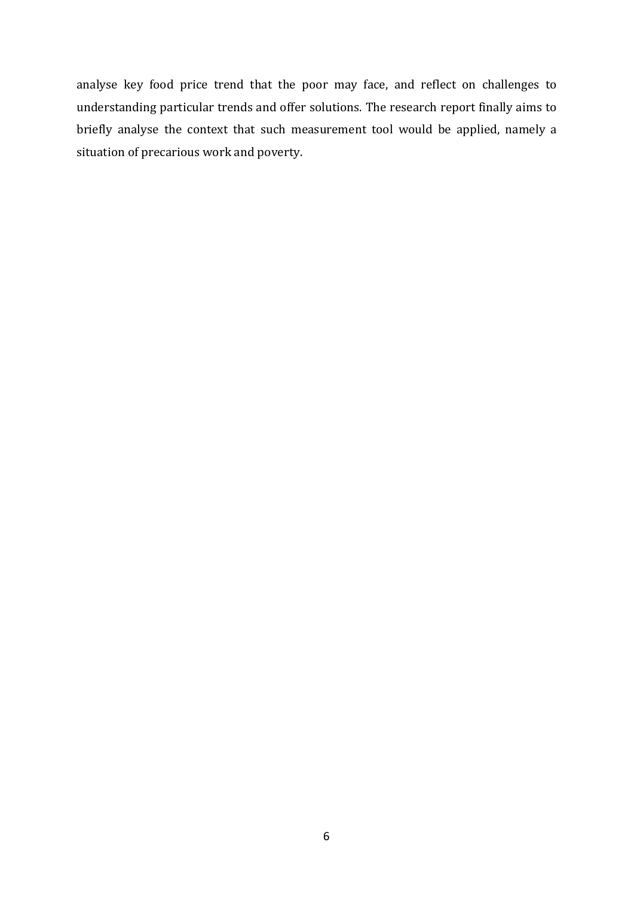analyse key food price trend that the poor may face, and reflect on challenges to understanding particular trends and offer solutions. The research report finally aims to briefly analyse the context that such measurement tool would be applied, namely a situation of precarious work and poverty.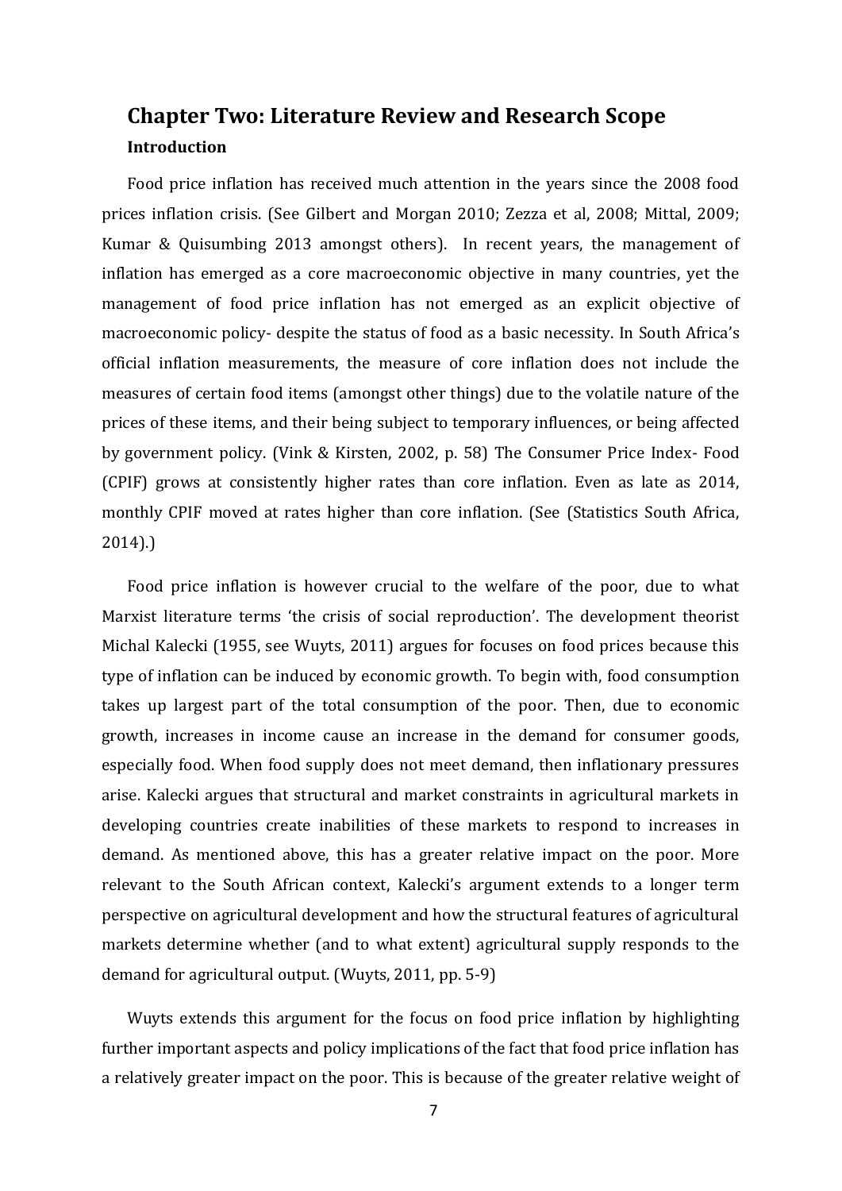## Chapter Two: Literature Review and Research Scope

### Introduction

Food price inflation has received much attention in the years since the 2008 food prices inflation crisis. (See Gilbert and Morgan 2010; Zezza et al, 2008; Mittal, 2009; Kumar & Quisumbing 2013 amongst others). In recent years, the management of inflation has emerged as a core macroeconomic objective in many countries, yet the management of food price inflation has not emerged as an explicit objective of macroeconomic policy- despite the status of food as a basic necessity. In South Africa's official inflation measurements, the measure of core inflation does not include the measures of certain food items (amongst other things) due to the volatile nature of the prices of these items, and their being subject to temporary influences, or being affected by government policy. (Vink & Kirsten, 2002, p. 58) The Consumer Price Index- Food (CPIF) grows at consistently higher rates than core inflation. Even as late as 2014, monthly CPIF moved at rates higher than core inflation. (See (Statistics South Africa, 2014).)

Food price inflation is however crucial to the welfare of the poor, due to what Marxist literature terms 'the crisis of social reproduction'. The development theorist Michal Kalecki (1955, see Wuyts, 2011) argues for focuses on food prices because this type of inflation can be induced by economic growth. To begin with, food consumption takes up largest part of the total consumption of the poor. Then, due to economic growth, increases in income cause an increase in the demand for consumer goods, especially food. When food supply does not meet demand, then inflationary pressures arise. Kalecki argues that structural and market constraints in agricultural markets in developing countries create inabilities of these markets to respond to increases in demand. As mentioned above, this has a greater relative impact on the poor. More relevant to the South African context, Kalecki's argument extends to a longer term perspective on agricultural development and how the structural features of agricultural markets determine whether (and to what extent) agricultural supply responds to the demand for agricultural output. (Wuyts, 2011, pp. 5-9)

Wuyts extends this argument for the focus on food price inflation by highlighting further important aspects and policy implications of the fact that food price inflation has a relatively greater impact on the poor. This is because of the greater relative weight of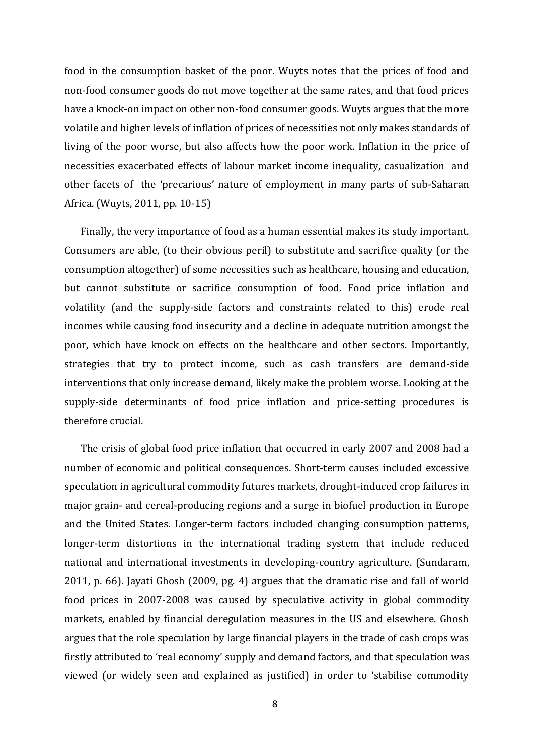food in the consumption basket of the poor. Wuyts notes that the prices of food and non-food consumer goods do not move together at the same rates, and that food prices have a knock-on impact on other non-food consumer goods. Wuyts argues that the more volatile and higher levels of inflation of prices of necessities not only makes standards of living of the poor worse, but also affects how the poor work. Inflation in the price of necessities exacerbated effects of labour market income inequality, casualization and other facets of the 'precarious' nature of employment in many parts of sub-Saharan Africa. (Wuyts, 2011, pp. 10-15)

Finally, the very importance of food as a human essential makes its study important. Consumers are able, (to their obvious peril) to substitute and sacrifice quality (or the consumption altogether) of some necessities such as healthcare, housing and education, but cannot substitute or sacrifice consumption of food. Food price inflation and volatility (and the supply-side factors and constraints related to this) erode real incomes while causing food insecurity and a decline in adequate nutrition amongst the poor, which have knock on effects on the healthcare and other sectors. Importantly, strategies that try to protect income, such as cash transfers are demand-side interventions that only increase demand, likely make the problem worse. Looking at the supply-side determinants of food price inflation and price-setting procedures is therefore crucial.

The crisis of global food price inflation that occurred in early 2007 and 2008 had a number of economic and political consequences. Short-term causes included excessive speculation in agricultural commodity futures markets, drought-induced crop failures in major grain- and cereal-producing regions and a surge in biofuel production in Europe and the United States. Longer-term factors included changing consumption patterns, longer-term distortions in the international trading system that include reduced national and international investments in developing-country agriculture. (Sundaram, 2011, p. 66). Jayati Ghosh (2009, pg. 4) argues that the dramatic rise and fall of world food prices in 2007-2008 was caused by speculative activity in global commodity markets, enabled by financial deregulation measures in the US and elsewhere. Ghosh argues that the role speculation by large financial players in the trade of cash crops was firstly attributed to 'real economy' supply and demand factors, and that speculation was viewed (or widely seen and explained as justified) in order to 'stabilise commodity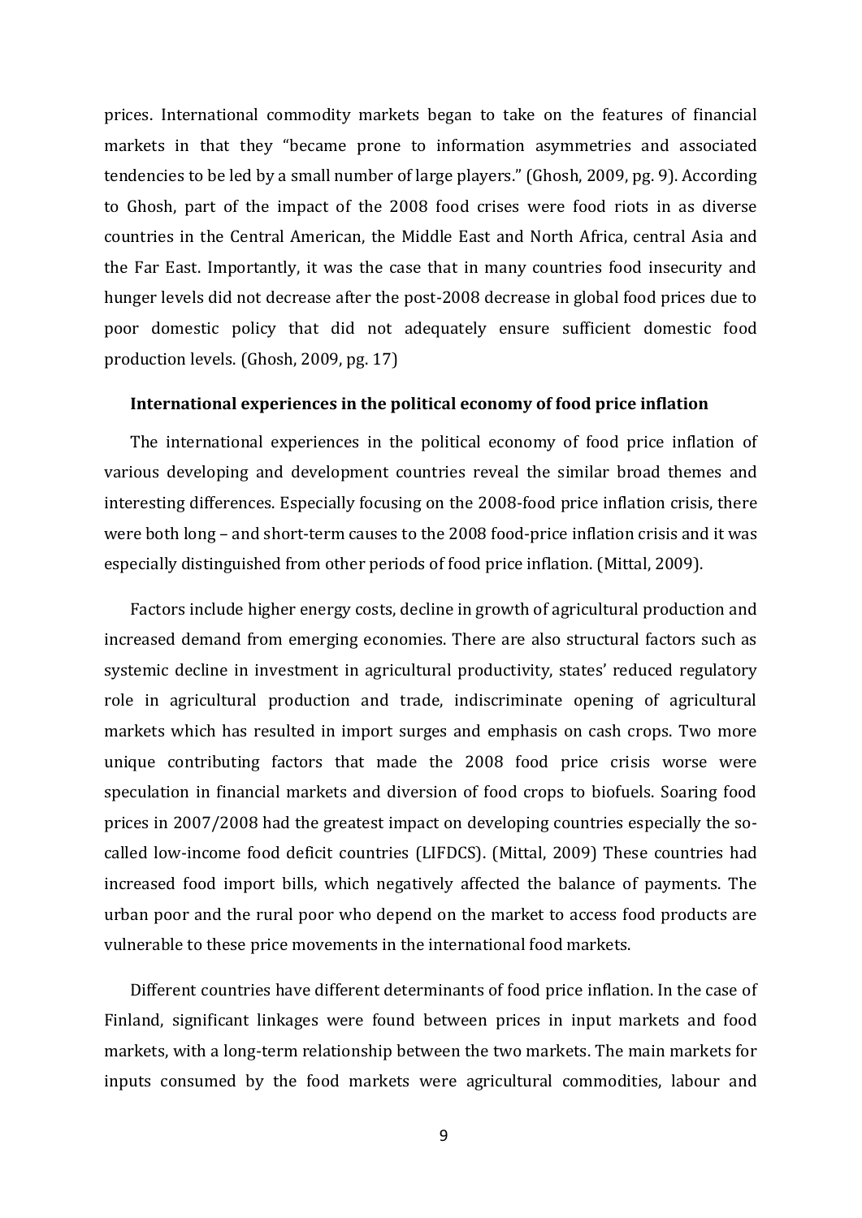prices. International commodity markets began to take on the features of financial markets in that they "became prone to information asymmetries and associated tendencies to be led by a small number of large players." (Ghosh, 2009, pg. 9). According to Ghosh, part of the impact of the 2008 food crises were food riots in as diverse countries in the Central American, the Middle East and North Africa, central Asia and the Far East. Importantly, it was the case that in many countries food insecurity and hunger levels did not decrease after the post-2008 decrease in global food prices due to poor domestic policy that did not adequately ensure sufficient domestic food production levels. (Ghosh, 2009, pg. 17)

### International experiences in the political economy of food price inflation

The international experiences in the political economy of food price inflation of various developing and development countries reveal the similar broad themes and interesting differences. Especially focusing on the 2008-food price inflation crisis, there were both long – and short-term causes to the 2008 food-price inflation crisis and it was especially distinguished from other periods of food price inflation. (Mittal, 2009).

Factors include higher energy costs, decline in growth of agricultural production and increased demand from emerging economies. There are also structural factors such as systemic decline in investment in agricultural productivity, states' reduced regulatory role in agricultural production and trade, indiscriminate opening of agricultural markets which has resulted in import surges and emphasis on cash crops. Two more unique contributing factors that made the 2008 food price crisis worse were speculation in financial markets and diversion of food crops to biofuels. Soaring food prices in 2007/2008 had the greatest impact on developing countries especially the so-called low-income food deficit countries (LIFDCS). (Mittal, 2009) These countries had increased food import bills, which negatively affected the balance of payments. The urban poor and the rural poor who depend on the market to access food products are vulnerable to these price movements in the international food markets.

Different countries have different determinants of food price inflation. In the case of Finland, significant linkages were found between prices in input markets and food markets, with a long-term relationship between the two markets. The main markets for inputs consumed by the food markets were agricultural commodities, labour and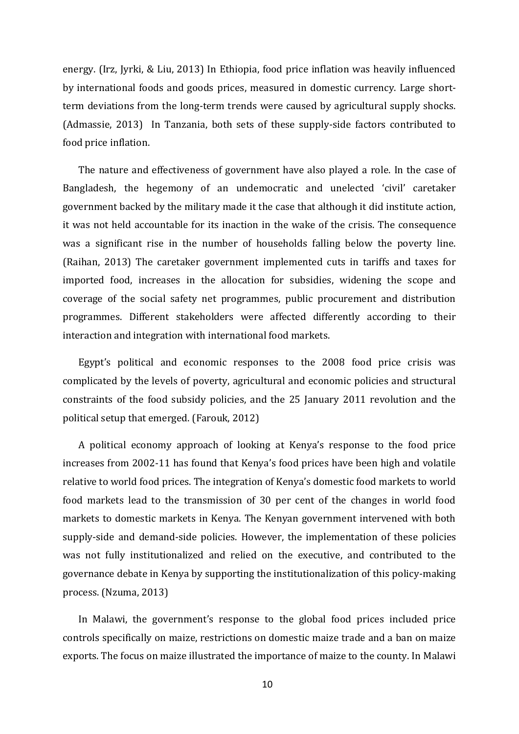energy. (Irz, Jyrki, & Liu, 2013) In Ethiopia, food price inflation was heavily influenced by international foods and goods prices, measured in domestic currency. Large short-term deviations from the long-term trends were caused by agricultural supply shocks. (Admassie, 2013) In Tanzania, both sets of these supply-side factors contributed to food price inflation.

The nature and effectiveness of government have also played a role. In the case of Bangladesh, the hegemony of an undemocratic and unelected 'civil' caretaker government backed by the military made it the case that although it did institute action, it was not held accountable for its inaction in the wake of the crisis. The consequence was a significant rise in the number of households falling below the poverty line. (Raihan, 2013) The caretaker government implemented cuts in tariffs and taxes for imported food, increases in the allocation for subsidies, widening the scope and coverage of the social safety net programmes, public procurement and distribution programmes. Different stakeholders were affected differently according to their interaction and integration with international food markets.

Egypt's political and economic responses to the 2008 food price crisis was complicated by the levels of poverty, agricultural and economic policies and structural constraints of the food subsidy policies, and the 25 January 2011 revolution and the political setup that emerged. (Farouk, 2012)

A political economy approach of looking at Kenya's response to the food price increases from 2002-11 has found that Kenya's food prices have been high and volatile relative to world food prices. The integration of Kenya's domestic food markets to world food markets lead to the transmission of 30 per cent of the changes in world food markets to domestic markets in Kenya. The Kenyan government intervened with both supply-side and demand-side policies. However, the implementation of these policies was not fully institutionalized and relied on the executive, and contributed to the governance debate in Kenya by supporting the institutionalization of this policy-making process. (Nzuma, 2013)

In Malawi, the government's response to the global food prices included price controls specifically on maize, restrictions on domestic maize trade and a ban on maize exports. The focus on maize illustrated the importance of maize to the county. In Malawi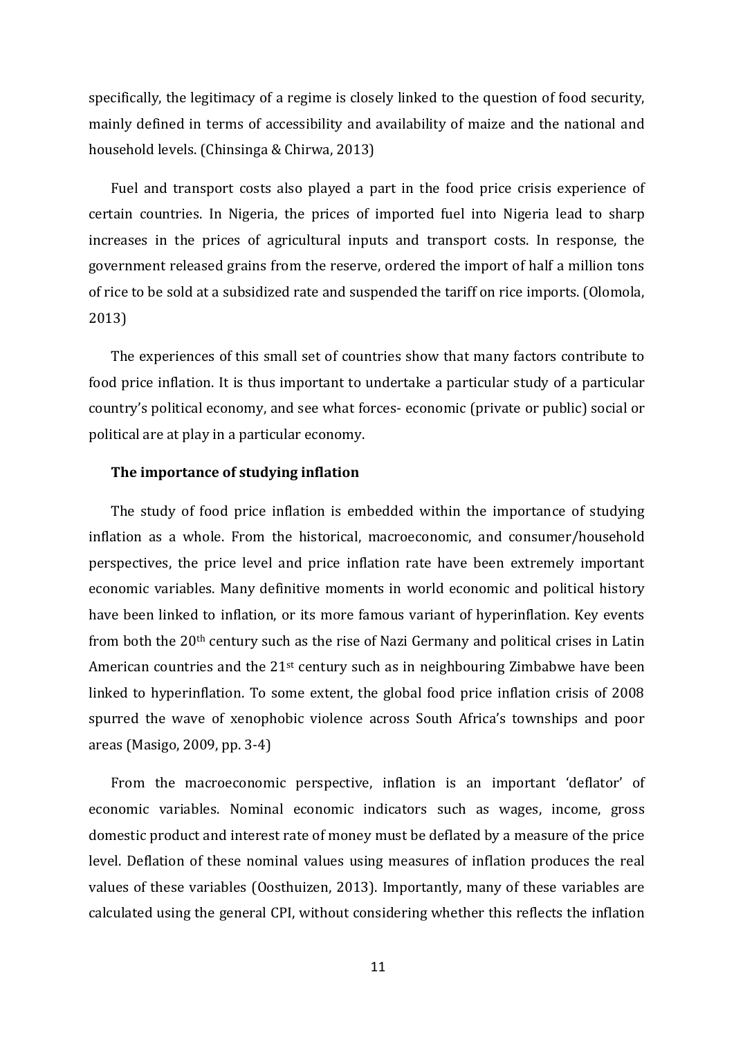specifically, the legitimacy of a regime is closely linked to the question of food security, mainly defined in terms of accessibility and availability of maize and the national and household levels. (Chinsinga & Chirwa, 2013)

Fuel and transport costs also played a part in the food price crisis experience of certain countries. In Nigeria, the prices of imported fuel into Nigeria lead to sharp increases in the prices of agricultural inputs and transport costs. In response, the government released grains from the reserve, ordered the import of half a million tons of rice to be sold at a subsidized rate and suspended the tariff on rice imports. (Olomola, 2013)

The experiences of this small set of countries show that many factors contribute to food price inflation. It is thus important to undertake a particular study of a particular country's political economy, and see what forces- economic (private or public) social or political are at play in a particular economy.

**The importance of studying inflation**

The study of food price inflation is embedded within the importance of studying inflation as a whole. From the historical, macroeconomic, and consumer/household perspectives, the price level and price inflation rate have been extremely important economic variables. Many definitive moments in world economic and political history have been linked to inflation, or its more famous variant of hyperinflation. Key events from both the 20th century such as the rise of Nazi Germany and political crises in Latin American countries and the 21st century such as in neighbouring Zimbabwe have been linked to hyperinflation. To some extent, the global food price inflation crisis of 2008 spurred the wave of xenophobic violence across South Africa's townships and poor areas (Masigo, 2009, pp. 3-4)

From the macroeconomic perspective, inflation is an important 'deflator' of economic variables. Nominal economic indicators such as wages, income, gross domestic product and interest rate of money must be deflated by a measure of the price level. Deflation of these nominal values using measures of inflation produces the real values of these variables (Oosthuizen, 2013). Importantly, many of these variables are calculated using the general CPI, without considering whether this reflects the inflation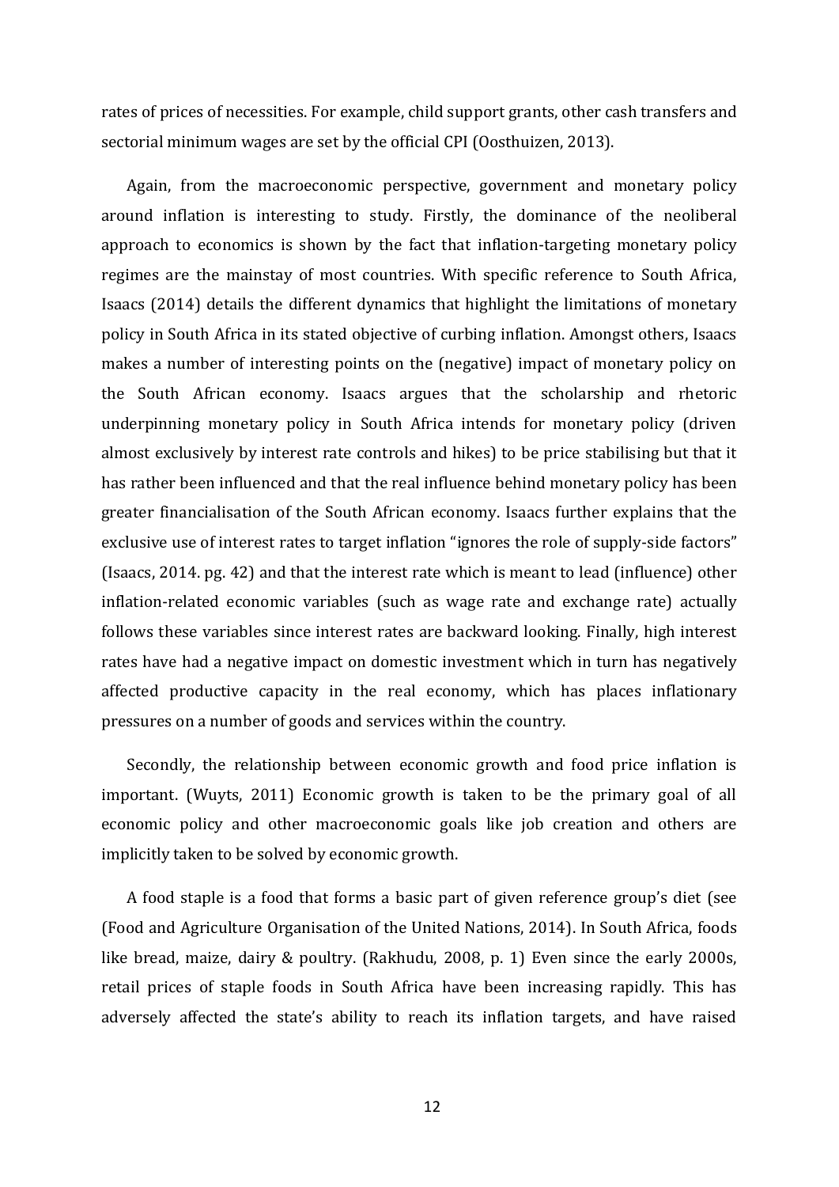rates of prices of necessities. For example, child support grants, other cash transfers and sectorial minimum wages are set by the official CPI (Oosthuizen, 2013).

Again, from the macroeconomic perspective, government and monetary policy around inflation is interesting to study. Firstly, the dominance of the neoliberal approach to economics is shown by the fact that inflation-targeting monetary policy regimes are the mainstay of most countries. With specific reference to South Africa, Isaacs (2014) details the different dynamics that highlight the limitations of monetary policy in South Africa in its stated objective of curbing inflation. Amongst others, Isaacs makes a number of interesting points on the (negative) impact of monetary policy on the South African economy. Isaacs argues that the scholarship and rhetoric underpinning monetary policy in South Africa intends for monetary policy (driven almost exclusively by interest rate controls and hikes) to be price stabilising but that it has rather been influenced and that the real influence behind monetary policy has been greater financialisation of the South African economy. Isaacs further explains that the exclusive use of interest rates to target inflation "ignores the role of supply-side factors" (Isaacs, 2014. pg. 42) and that the interest rate which is meant to lead (influence) other inflation-related economic variables (such as wage rate and exchange rate) actually follows these variables since interest rates are backward looking. Finally, high interest rates have had a negative impact on domestic investment which in turn has negatively affected productive capacity in the real economy, which has places inflationary pressures on a number of goods and services within the country.

Secondly, the relationship between economic growth and food price inflation is important. (Wuyts, 2011) Economic growth is taken to be the primary goal of all economic policy and other macroeconomic goals like job creation and others are implicitly taken to be solved by economic growth.

A food staple is a food that forms a basic part of given reference group's diet (see (Food and Agriculture Organisation of the United Nations, 2014). In South Africa, foods like bread, maize, dairy & poultry. (Rakhudu, 2008, p. 1) Even since the early 2000s, retail prices of staple foods in South Africa have been increasing rapidly. This has adversely affected the state's ability to reach its inflation targets, and have raised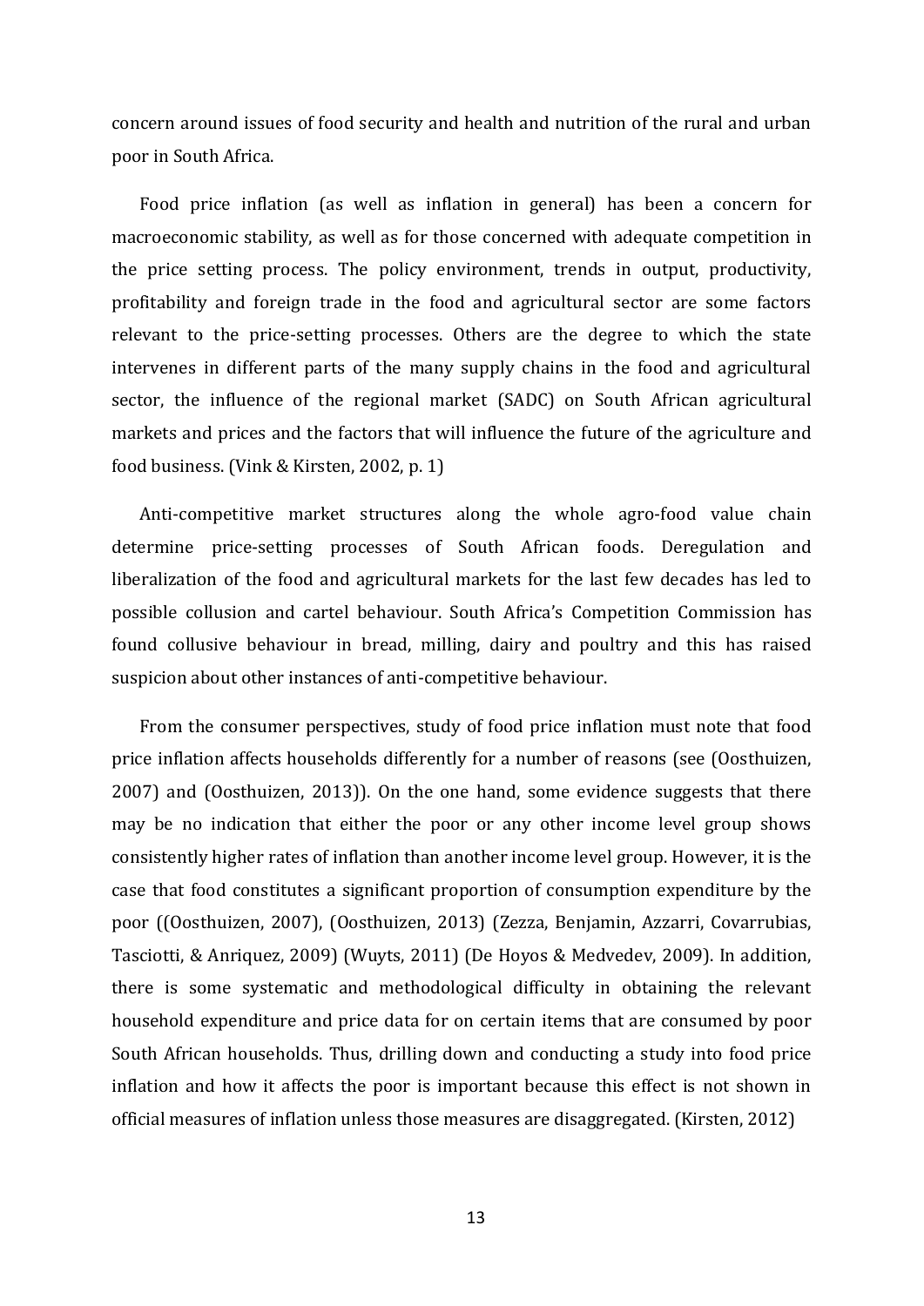concern around issues of food security and health and nutrition of the rural and urban poor in South Africa.

Food price inflation (as well as inflation in general) has been a concern for macroeconomic stability, as well as for those concerned with adequate competition in the price setting process. The policy environment, trends in output, productivity, profitability and foreign trade in the food and agricultural sector are some factors relevant to the price-setting processes. Others are the degree to which the state intervenes in different parts of the many supply chains in the food and agricultural sector, the influence of the regional market (SADC) on South African agricultural markets and prices and the factors that will influence the future of the agriculture and food business. (Vink & Kirsten, 2002, p. 1)

Anti-competitive market structures along the whole agro-food value chain determine price-setting processes of South African foods. Deregulation and liberalization of the food and agricultural markets for the last few decades has led to possible collusion and cartel behaviour. South Africa's Competition Commission has found collusive behaviour in bread, milling, dairy and poultry and this has raised suspicion about other instances of anti-competitive behaviour.

From the consumer perspectives, study of food price inflation must note that food price inflation affects households differently for a number of reasons (see (Oosthuizen, 2007) and (Oosthuizen, 2013)). On the one hand, some evidence suggests that there may be no indication that either the poor or any other income level group shows consistently higher rates of inflation than another income level group. However, it is the case that food constitutes a significant proportion of consumption expenditure by the poor ((Oosthuizen, 2007), (Oosthuizen, 2013) (Zezza, Benjamin, Azzarri, Covarrubias, Tasciotti, & Anriquez, 2009) (Wuyts, 2011) (De Hoyos & Medvedev, 2009). In addition, there is some systematic and methodological difficulty in obtaining the relevant household expenditure and price data for on certain items that are consumed by poor South African households. Thus, drilling down and conducting a study into food price inflation and how it affects the poor is important because this effect is not shown in official measures of inflation unless those measures are disaggregated. (Kirsten, 2012)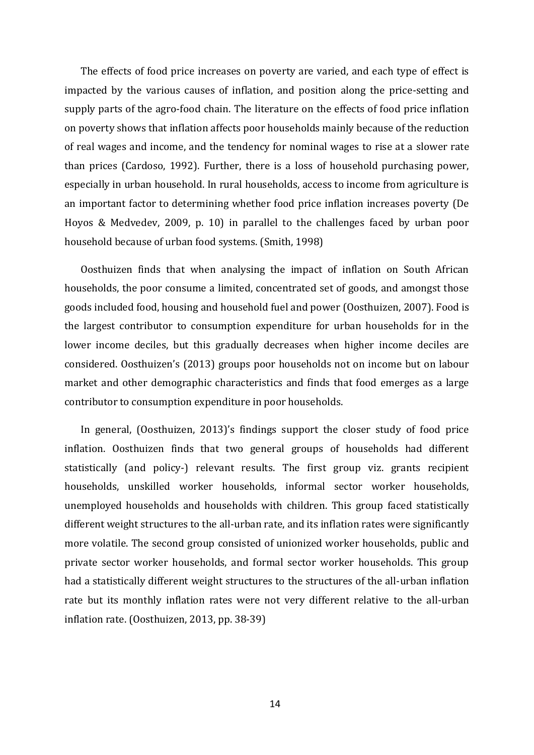The effects of food price increases on poverty are varied, and each type of effect is impacted by the various causes of inflation, and position along the price-setting and supply parts of the agro-food chain. The literature on the effects of food price inflation on poverty shows that inflation affects poor households mainly because of the reduction of real wages and income, and the tendency for nominal wages to rise at a slower rate than prices (Cardoso, 1992). Further, there is a loss of household purchasing power, especially in urban household. In rural households, access to income from agriculture is an important factor to determining whether food price inflation increases poverty (De Hoyos & Medvedev, 2009, p. 10) in parallel to the challenges faced by urban poor household because of urban food systems. (Smith, 1998)

Oosthuizen finds that when analysing the impact of inflation on South African households, the poor consume a limited, concentrated set of goods, and amongst those goods included food, housing and household fuel and power (Oosthuizen, 2007). Food is the largest contributor to consumption expenditure for urban households for in the lower income deciles, but this gradually decreases when higher income deciles are considered. Oosthuizen's (2013) groups poor households not on income but on labour market and other demographic characteristics and finds that food emerges as a large contributor to consumption expenditure in poor households.

In general, (Oosthuizen, 2013)'s findings support the closer study of food price inflation. Oosthuizen finds that two general groups of households had different statistically (and policy-) relevant results. The first group viz. grants recipient households, unskilled worker households, informal sector worker households, unemployed households and households with children. This group faced statistically different weight structures to the all-urban rate, and its inflation rates were significantly more volatile. The second group consisted of unionized worker households, public and private sector worker households, and formal sector worker households. This group had a statistically different weight structures to the structures of the all-urban inflation rate but its monthly inflation rates were not very different relative to the all-urban inflation rate. (Oosthuizen, 2013, pp. 38-39)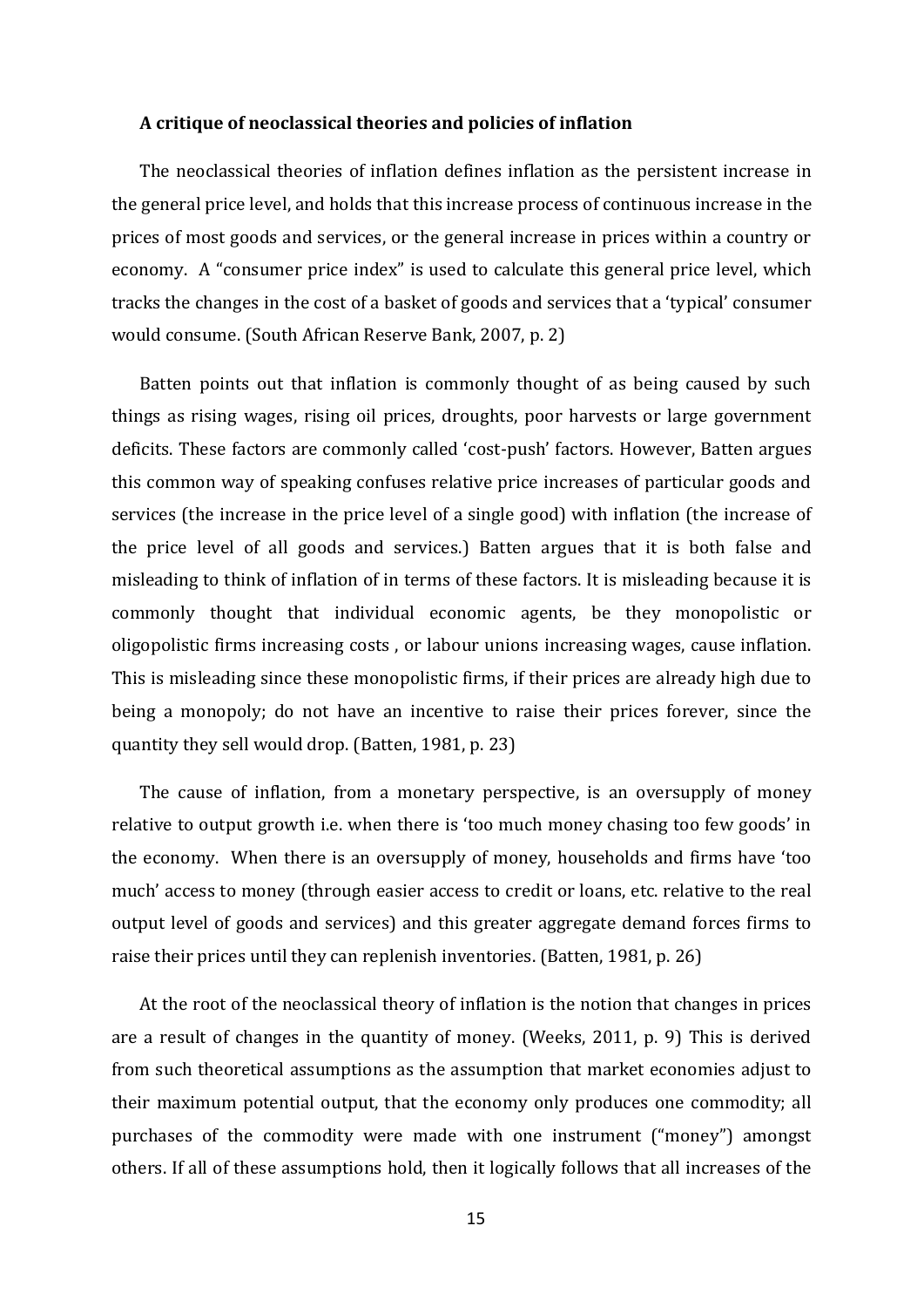**A critique of neoclassical theories and policies of inflation**

The neoclassical theories of inflation defines inflation as the persistent increase in the general price level, and holds that this increase process of continuous increase in the prices of most goods and services, or the general increase in prices within a country or economy. A "consumer price index" is used to calculate this general price level, which tracks the changes in the cost of a basket of goods and services that a 'typical' consumer would consume. (South African Reserve Bank, 2007, p. 2)

Batten points out that inflation is commonly thought of as being caused by such things as rising wages, rising oil prices, droughts, poor harvests or large government deficits. These factors are commonly called 'cost-push' factors. However, Batten argues this common way of speaking confuses relative price increases of particular goods and services (the increase in the price level of a single good) with inflation (the increase of the price level of all goods and services.) Batten argues that it is both false and misleading to think of inflation of in terms of these factors. It is misleading because it is commonly thought that individual economic agents, be they monopolistic or oligopolistic firms increasing costs , or labour unions increasing wages, cause inflation. This is misleading since these monopolistic firms, if their prices are already high due to being a monopoly; do not have an incentive to raise their prices forever, since the quantity they sell would drop. (Batten, 1981, p. 23)

The cause of inflation, from a monetary perspective, is an oversupply of money relative to output growth i.e. when there is 'too much money chasing too few goods' in the economy. When there is an oversupply of money, households and firms have 'too much' access to money (through easier access to credit or loans, etc. relative to the real output level of goods and services) and this greater aggregate demand forces firms to raise their prices until they can replenish inventories. (Batten, 1981, p. 26)

At the root of the neoclassical theory of inflation is the notion that changes in prices are a result of changes in the quantity of money. (Weeks, 2011, p. 9) This is derived from such theoretical assumptions as the assumption that market economies adjust to their maximum potential output, that the economy only produces one commodity; all purchases of the commodity were made with one instrument ("money") amongst others. If all of these assumptions hold, then it logically follows that all increases of the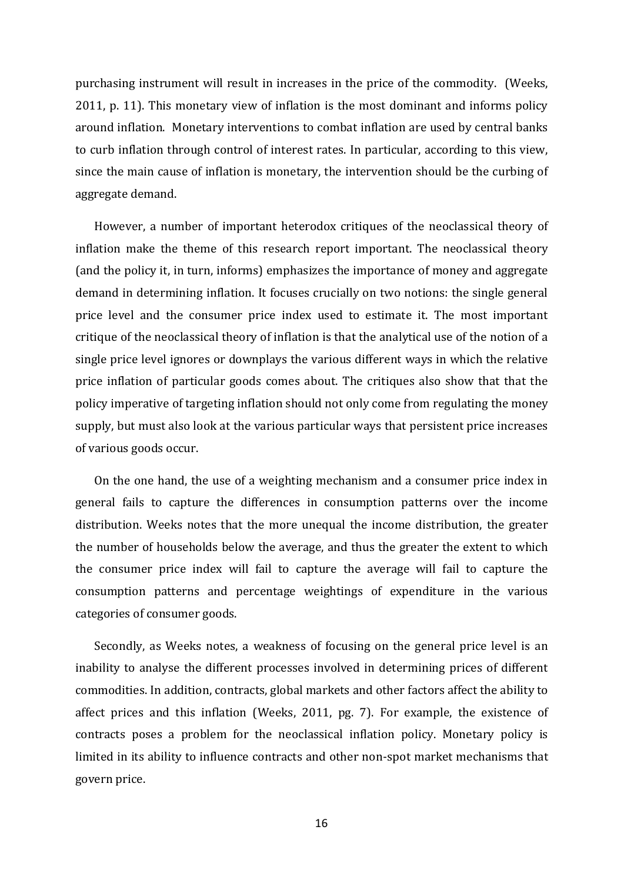purchasing instrument will result in increases in the price of the commodity.  (Weeks, 2011, p. 11). This monetary view of inflation is the most dominant and informs policy around inflation.  Monetary interventions to combat inflation are used by central banks to curb inflation through control of interest rates. In particular, according to this view, since the main cause of inflation is monetary, the intervention should be the curbing of aggregate demand.

However, a number of important heterodox critiques of the neoclassical theory of inflation make the theme of this research report important. The neoclassical theory (and the policy it, in turn, informs) emphasizes the importance of money and aggregate demand in determining inflation. It focuses crucially on two notions: the single general price level and the consumer price index used to estimate it. The most important critique of the neoclassical theory of inflation is that the analytical use of the notion of a single price level ignores or downplays the various different ways in which the relative price inflation of particular goods comes about. The critiques also show that that the policy imperative of targeting inflation should not only come from regulating the money supply, but must also look at the various particular ways that persistent price increases of various goods occur.

On the one hand, the use of a weighting mechanism and a consumer price index in general fails to capture the differences in consumption patterns over the income distribution. Weeks notes that the more unequal the income distribution, the greater the number of households below the average, and thus the greater the extent to which the consumer price index will fail to capture the average will fail to capture the consumption patterns and percentage weightings of expenditure in the various categories of consumer goods.

Secondly, as Weeks notes, a weakness of focusing on the general price level is an inability to analyse the different processes involved in determining prices of different commodities. In addition, contracts, global markets and other factors affect the ability to affect prices and this inflation (Weeks, 2011, pg. 7). For example, the existence of contracts poses a problem for the neoclassical inflation policy. Monetary policy is limited in its ability to influence contracts and other non-spot market mechanisms that govern price.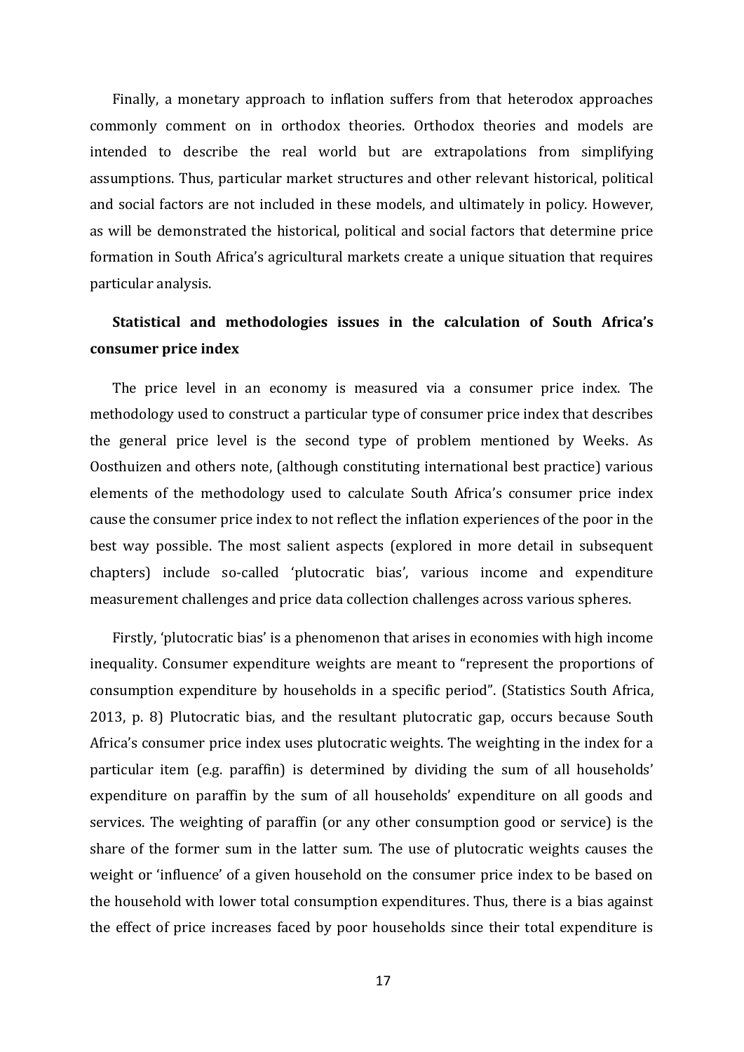Finally, a monetary approach to inflation suffers from that heterodox approaches commonly comment on in orthodox theories. Orthodox theories and models are intended to describe the real world but are extrapolations from simplifying assumptions. Thus, particular market structures and other relevant historical, political and social factors are not included in these models, and ultimately in policy. However, as will be demonstrated the historical, political and social factors that determine price formation in South Africa's agricultural markets create a unique situation that requires particular analysis.

## Statistical and methodologies issues in the calculation of South Africa's consumer price index

The price level in an economy is measured via a consumer price index. The methodology used to construct a particular type of consumer price index that describes the general price level is the second type of problem mentioned by Weeks. As Oosthuizen and others note, (although constituting international best practice) various elements of the methodology used to calculate South Africa's consumer price index cause the consumer price index to not reflect the inflation experiences of the poor in the best way possible. The most salient aspects (explored in more detail in subsequent chapters) include so-called 'plutocratic bias', various income and expenditure measurement challenges and price data collection challenges across various spheres.

Firstly, 'plutocratic bias' is a phenomenon that arises in economies with high income inequality. Consumer expenditure weights are meant to "represent the proportions of consumption expenditure by households in a specific period". (Statistics South Africa, 2013, p. 8) Plutocratic bias, and the resultant plutocratic gap, occurs because South Africa's consumer price index uses plutocratic weights. The weighting in the index for a particular item (e.g. paraffin) is determined by dividing the sum of all households' expenditure on paraffin by the sum of all households' expenditure on all goods and services. The weighting of paraffin (or any other consumption good or service) is the share of the former sum in the latter sum. The use of plutocratic weights causes the weight or 'influence' of a given household on the consumer price index to be based on the household with lower total consumption expenditures. Thus, there is a bias against the effect of price increases faced by poor households since their total expenditure is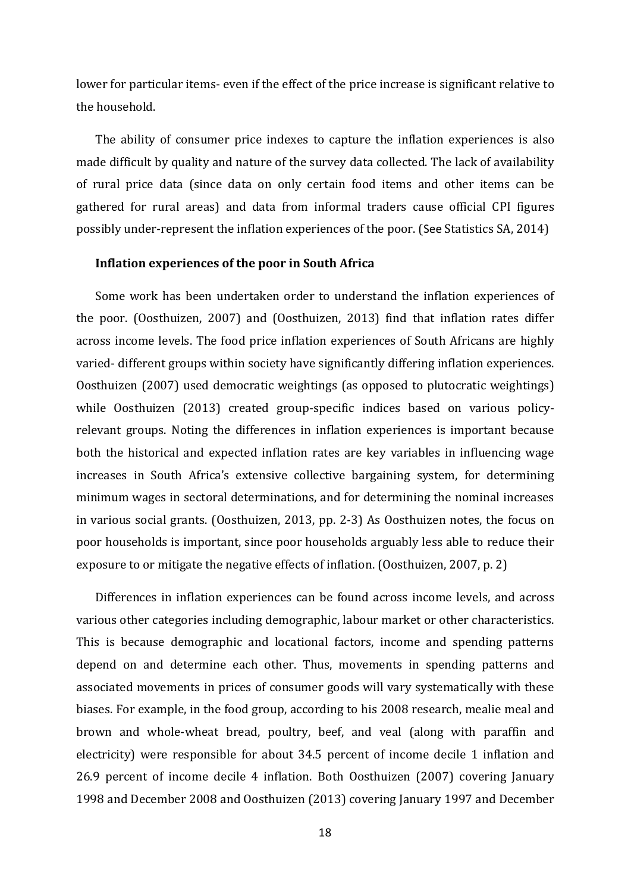lower for particular items- even if the effect of the price increase is significant relative to the household.

The ability of consumer price indexes to capture the inflation experiences is also made difficult by quality and nature of the survey data collected. The lack of availability of rural price data (since data on only certain food items and other items can be gathered for rural areas) and data from informal traders cause official CPI figures possibly under-represent the inflation experiences of the poor. (See Statistics SA, 2014)

### Inflation experiences of the poor in South Africa

Some work has been undertaken order to understand the inflation experiences of the poor. (Oosthuizen, 2007) and (Oosthuizen, 2013) find that inflation rates differ across income levels. The food price inflation experiences of South Africans are highly varied- different groups within society have significantly differing inflation experiences. Oosthuizen (2007) used democratic weightings (as opposed to plutocratic weightings) while Oosthuizen (2013) created group-specific indices based on various policy-relevant groups. Noting the differences in inflation experiences is important because both the historical and expected inflation rates are key variables in influencing wage increases in South Africa's extensive collective bargaining system, for determining minimum wages in sectoral determinations, and for determining the nominal increases in various social grants. (Oosthuizen, 2013, pp. 2-3) As Oosthuizen notes, the focus on poor households is important, since poor households arguably less able to reduce their exposure to or mitigate the negative effects of inflation. (Oosthuizen, 2007, p. 2)

Differences in inflation experiences can be found across income levels, and across various other categories including demographic, labour market or other characteristics. This is because demographic and locational factors, income and spending patterns depend on and determine each other. Thus, movements in spending patterns and associated movements in prices of consumer goods will vary systematically with these biases. For example, in the food group, according to his 2008 research, mealie meal and brown and whole-wheat bread, poultry, beef, and veal (along with paraffin and electricity) were responsible for about 34.5 percent of income decile 1 inflation and 26.9 percent of income decile 4 inflation. Both Oosthuizen (2007) covering January 1998 and December 2008 and Oosthuizen (2013) covering January 1997 and December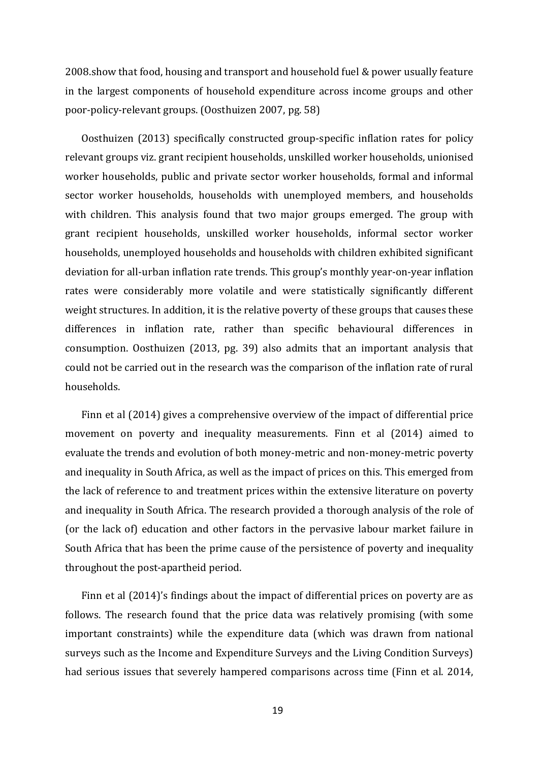2008.show that food, housing and transport and household fuel & power usually feature in the largest components of household expenditure across income groups and other poor-policy-relevant groups. (Oosthuizen 2007, pg. 58)

Oosthuizen (2013) specifically constructed group-specific inflation rates for policy relevant groups viz. grant recipient households, unskilled worker households, unionised worker households, public and private sector worker households, formal and informal sector worker households, households with unemployed members, and households with children. This analysis found that two major groups emerged. The group with grant recipient households, unskilled worker households, informal sector worker households, unemployed households and households with children exhibited significant deviation for all-urban inflation rate trends. This group's monthly year-on-year inflation rates were considerably more volatile and were statistically significantly different weight structures. In addition, it is the relative poverty of these groups that causes these differences in inflation rate, rather than specific behavioural differences in consumption. Oosthuizen (2013, pg. 39) also admits that an important analysis that could not be carried out in the research was the comparison of the inflation rate of rural households.

Finn et al (2014) gives a comprehensive overview of the impact of differential price movement on poverty and inequality measurements. Finn et al (2014) aimed to evaluate the trends and evolution of both money-metric and non-money-metric poverty and inequality in South Africa, as well as the impact of prices on this. This emerged from the lack of reference to and treatment prices within the extensive literature on poverty and inequality in South Africa. The research provided a thorough analysis of the role of (or the lack of) education and other factors in the pervasive labour market failure in South Africa that has been the prime cause of the persistence of poverty and inequality throughout the post-apartheid period.

Finn et al (2014)'s findings about the impact of differential prices on poverty are as follows. The research found that the price data was relatively promising (with some important constraints) while the expenditure data (which was drawn from national surveys such as the Income and Expenditure Surveys and the Living Condition Surveys) had serious issues that severely hampered comparisons across time (Finn et al. 2014,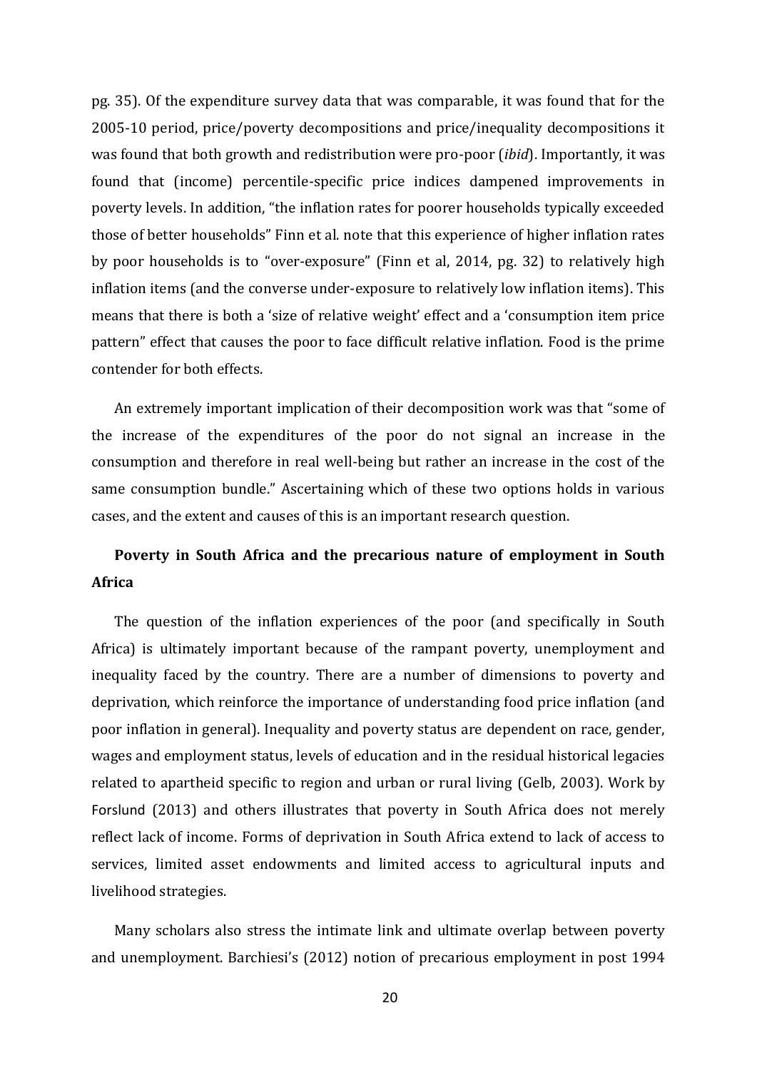pg. 35). Of the expenditure survey data that was comparable, it was found that for the 2005-10 period, price/poverty decompositions and price/inequality decompositions it was found that both growth and redistribution were pro-poor (*ibid*). Importantly, it was found that (income) percentile-specific price indices dampened improvements in poverty levels. In addition, "the inflation rates for poorer households typically exceeded those of better households" Finn et al. note that this experience of higher inflation rates by poor households is to "over-exposure" (Finn et al, 2014, pg. 32) to relatively high inflation items (and the converse under-exposure to relatively low inflation items). This means that there is both a 'size of relative weight' effect and a 'consumption item price pattern" effect that causes the poor to face difficult relative inflation. Food is the prime contender for both effects.

An extremely important implication of their decomposition work was that "some of the increase of the expenditures of the poor do not signal an increase in the consumption and therefore in real well-being but rather an increase in the cost of the same consumption bundle." Ascertaining which of these two options holds in various cases, and the extent and causes of this is an important research question.

**Poverty in South Africa and the precarious nature of employment in South Africa**

The question of the inflation experiences of the poor (and specifically in South Africa) is ultimately important because of the rampant poverty, unemployment and inequality faced by the country. There are a number of dimensions to poverty and deprivation, which reinforce the importance of understanding food price inflation (and poor inflation in general). Inequality and poverty status are dependent on race, gender, wages and employment status, levels of education and in the residual historical legacies related to apartheid specific to region and urban or rural living (Gelb, 2003). Work by Forslund (2013) and others illustrates that poverty in South Africa does not merely reflect lack of income. Forms of deprivation in South Africa extend to lack of access to services, limited asset endowments and limited access to agricultural inputs and livelihood strategies.

Many scholars also stress the intimate link and ultimate overlap between poverty and unemployment. Barchiesi's (2012) notion of precarious employment in post 1994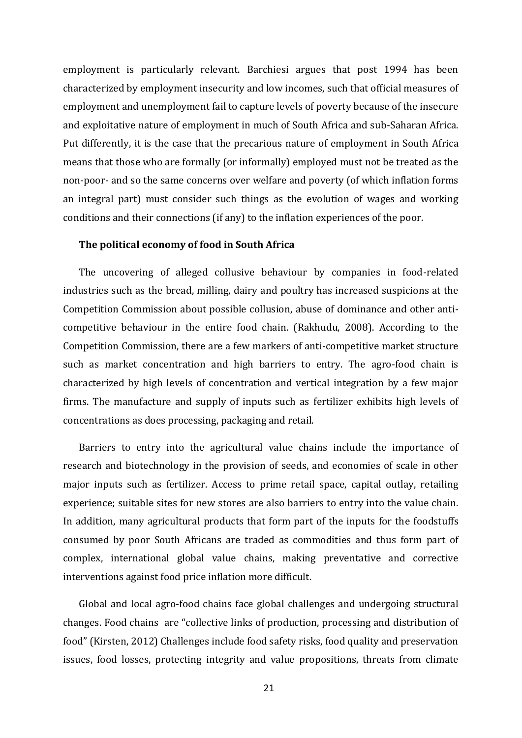employment is particularly relevant. Barchiesi argues that post 1994 has been characterized by employment insecurity and low incomes, such that official measures of employment and unemployment fail to capture levels of poverty because of the insecure and exploitative nature of employment in much of South Africa and sub-Saharan Africa. Put differently, it is the case that the precarious nature of employment in South Africa means that those who are formally (or informally) employed must not be treated as the non-poor- and so the same concerns over welfare and poverty (of which inflation forms an integral part) must consider such things as the evolution of wages and working conditions and their connections (if any) to the inflation experiences of the poor.

### The political economy of food in South Africa

The uncovering of alleged collusive behaviour by companies in food-related industries such as the bread, milling, dairy and poultry has increased suspicions at the Competition Commission about possible collusion, abuse of dominance and other anti-competitive behaviour in the entire food chain. (Rakhudu, 2008). According to the Competition Commission, there are a few markers of anti-competitive market structure such as market concentration and high barriers to entry. The agro-food chain is characterized by high levels of concentration and vertical integration by a few major firms. The manufacture and supply of inputs such as fertilizer exhibits high levels of concentrations as does processing, packaging and retail.

Barriers to entry into the agricultural value chains include the importance of research and biotechnology in the provision of seeds, and economies of scale in other major inputs such as fertilizer. Access to prime retail space, capital outlay, retailing experience; suitable sites for new stores are also barriers to entry into the value chain. In addition, many agricultural products that form part of the inputs for the foodstuffs consumed by poor South Africans are traded as commodities and thus form part of complex, international global value chains, making preventative and corrective interventions against food price inflation more difficult.

Global and local agro-food chains face global challenges and undergoing structural changes. Food chains are "collective links of production, processing and distribution of food" (Kirsten, 2012) Challenges include food safety risks, food quality and preservation issues, food losses, protecting integrity and value propositions, threats from climate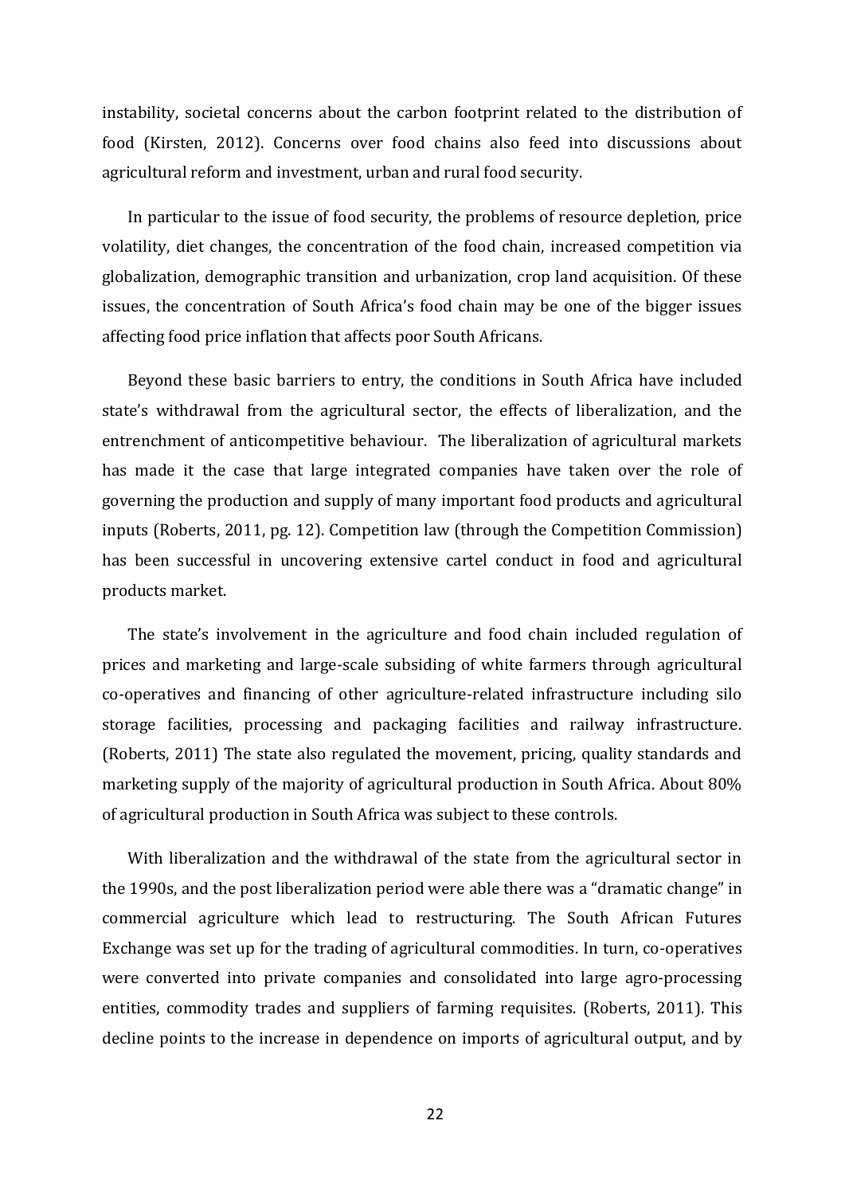instability, societal concerns about the carbon footprint related to the distribution of food (Kirsten, 2012). Concerns over food chains also feed into discussions about agricultural reform and investment, urban and rural food security.

In particular to the issue of food security, the problems of resource depletion, price volatility, diet changes, the concentration of the food chain, increased competition via globalization, demographic transition and urbanization, crop land acquisition. Of these issues, the concentration of South Africa's food chain may be one of the bigger issues affecting food price inflation that affects poor South Africans.

Beyond these basic barriers to entry, the conditions in South Africa have included state's withdrawal from the agricultural sector, the effects of liberalization, and the entrenchment of anticompetitive behaviour. The liberalization of agricultural markets has made it the case that large integrated companies have taken over the role of governing the production and supply of many important food products and agricultural inputs (Roberts, 2011, pg. 12). Competition law (through the Competition Commission) has been successful in uncovering extensive cartel conduct in food and agricultural products market.

The state's involvement in the agriculture and food chain included regulation of prices and marketing and large-scale subsiding of white farmers through agricultural co-operatives and financing of other agriculture-related infrastructure including silo storage facilities, processing and packaging facilities and railway infrastructure. (Roberts, 2011) The state also regulated the movement, pricing, quality standards and marketing supply of the majority of agricultural production in South Africa. About 80% of agricultural production in South Africa was subject to these controls.

With liberalization and the withdrawal of the state from the agricultural sector in the 1990s, and the post liberalization period were able there was a "dramatic change" in commercial agriculture which lead to restructuring. The South African Futures Exchange was set up for the trading of agricultural commodities. In turn, co-operatives were converted into private companies and consolidated into large agro-processing entities, commodity trades and suppliers of farming requisites. (Roberts, 2011). This decline points to the increase in dependence on imports of agricultural output, and by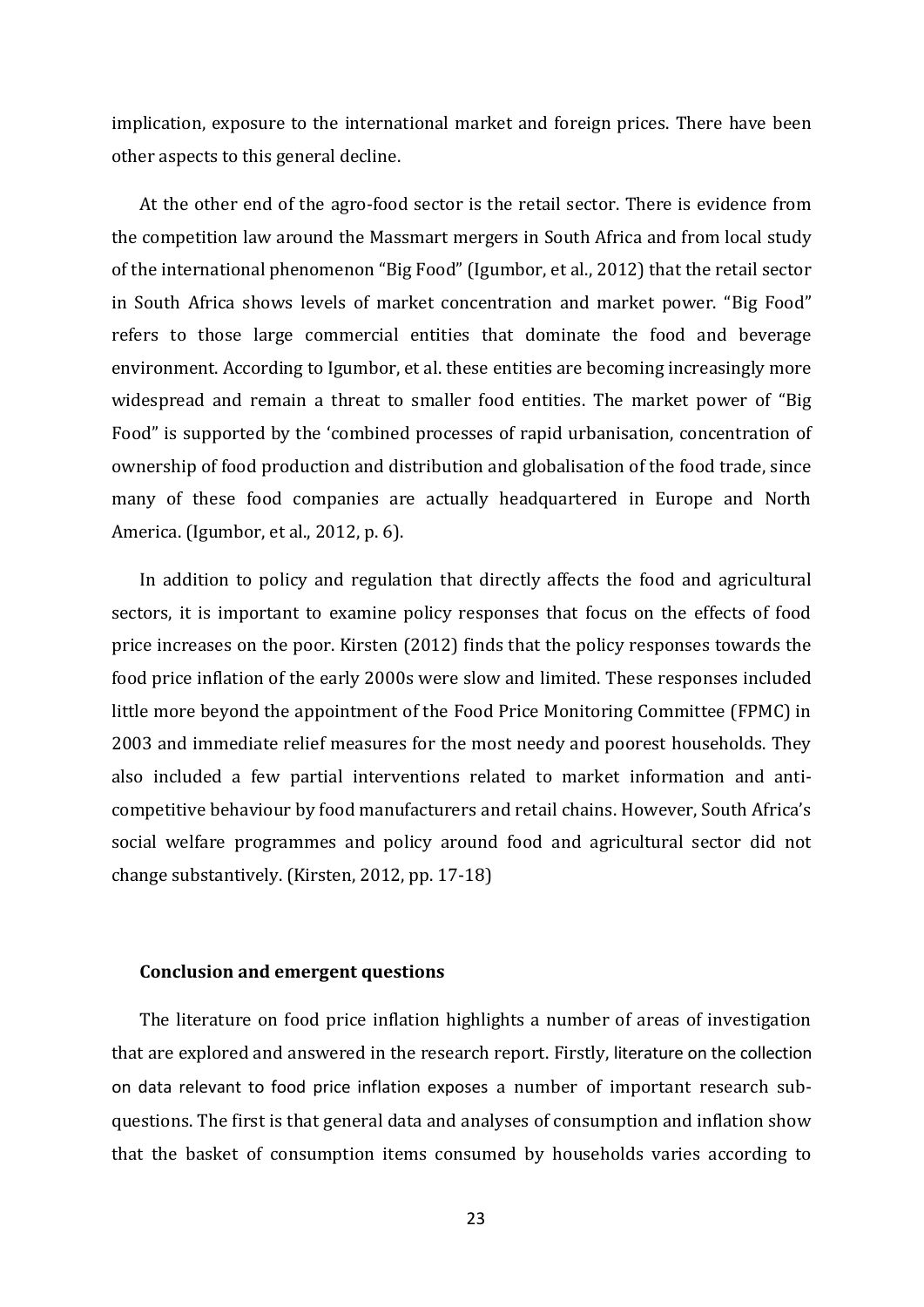implication, exposure to the international market and foreign prices. There have been other aspects to this general decline.

At the other end of the agro-food sector is the retail sector. There is evidence from the competition law around the Massmart mergers in South Africa and from local study of the international phenomenon "Big Food" (Igumbor, et al., 2012) that the retail sector in South Africa shows levels of market concentration and market power. "Big Food" refers to those large commercial entities that dominate the food and beverage environment. According to Igumbor, et al. these entities are becoming increasingly more widespread and remain a threat to smaller food entities. The market power of "Big Food" is supported by the 'combined processes of rapid urbanisation, concentration of ownership of food production and distribution and globalisation of the food trade, since many of these food companies are actually headquartered in Europe and North America. (Igumbor, et al., 2012, p. 6).

In addition to policy and regulation that directly affects the food and agricultural sectors, it is important to examine policy responses that focus on the effects of food price increases on the poor. Kirsten (2012) finds that the policy responses towards the food price inflation of the early 2000s were slow and limited. These responses included little more beyond the appointment of the Food Price Monitoring Committee (FPMC) in 2003 and immediate relief measures for the most needy and poorest households. They also included a few partial interventions related to market information and anti-competitive behaviour by food manufacturers and retail chains. However, South Africa's social welfare programmes and policy around food and agricultural sector did not change substantively. (Kirsten, 2012, pp. 17-18)

## Conclusion and emergent questions

The literature on food price inflation highlights a number of areas of investigation that are explored and answered in the research report. Firstly, literature on the collection on data relevant to food price inflation exposes a number of important research sub-questions. The first is that general data and analyses of consumption and inflation show that the basket of consumption items consumed by households varies according to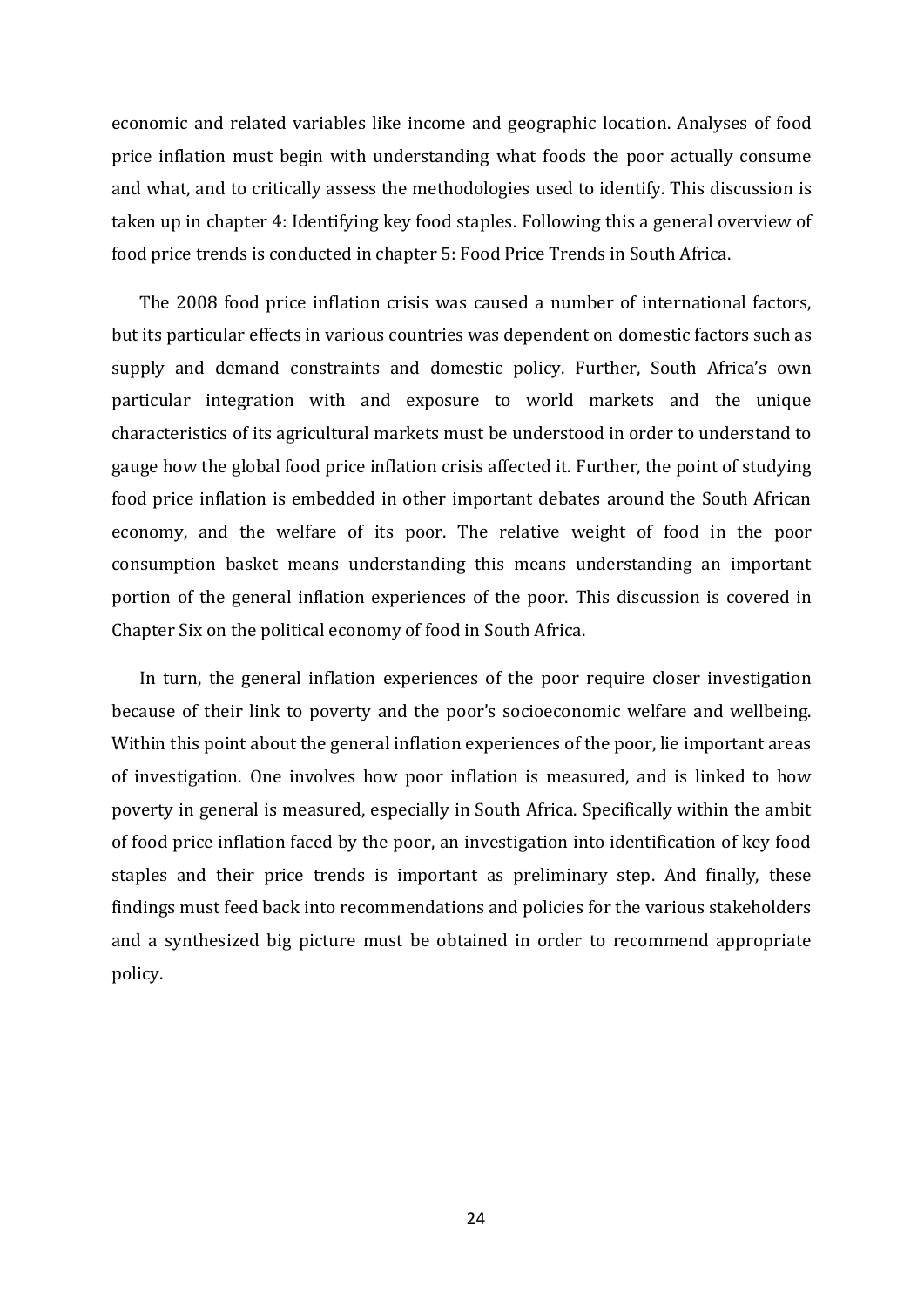economic and related variables like income and geographic location. Analyses of food price inflation must begin with understanding what foods the poor actually consume and what, and to critically assess the methodologies used to identify. This discussion is taken up in chapter 4: Identifying key food staples. Following this a general overview of food price trends is conducted in chapter 5: Food Price Trends in South Africa.

The 2008 food price inflation crisis was caused a number of international factors, but its particular effects in various countries was dependent on domestic factors such as supply and demand constraints and domestic policy. Further, South Africa's own particular integration with and exposure to world markets and the unique characteristics of its agricultural markets must be understood in order to understand to gauge how the global food price inflation crisis affected it. Further, the point of studying food price inflation is embedded in other important debates around the South African economy, and the welfare of its poor. The relative weight of food in the poor consumption basket means understanding this means understanding an important portion of the general inflation experiences of the poor. This discussion is covered in Chapter Six on the political economy of food in South Africa.

In turn, the general inflation experiences of the poor require closer investigation because of their link to poverty and the poor's socioeconomic welfare and wellbeing. Within this point about the general inflation experiences of the poor, lie important areas of investigation. One involves how poor inflation is measured, and is linked to how poverty in general is measured, especially in South Africa. Specifically within the ambit of food price inflation faced by the poor, an investigation into identification of key food staples and their price trends is important as preliminary step. And finally, these findings must feed back into recommendations and policies for the various stakeholders and a synthesized big picture must be obtained in order to recommend appropriate policy.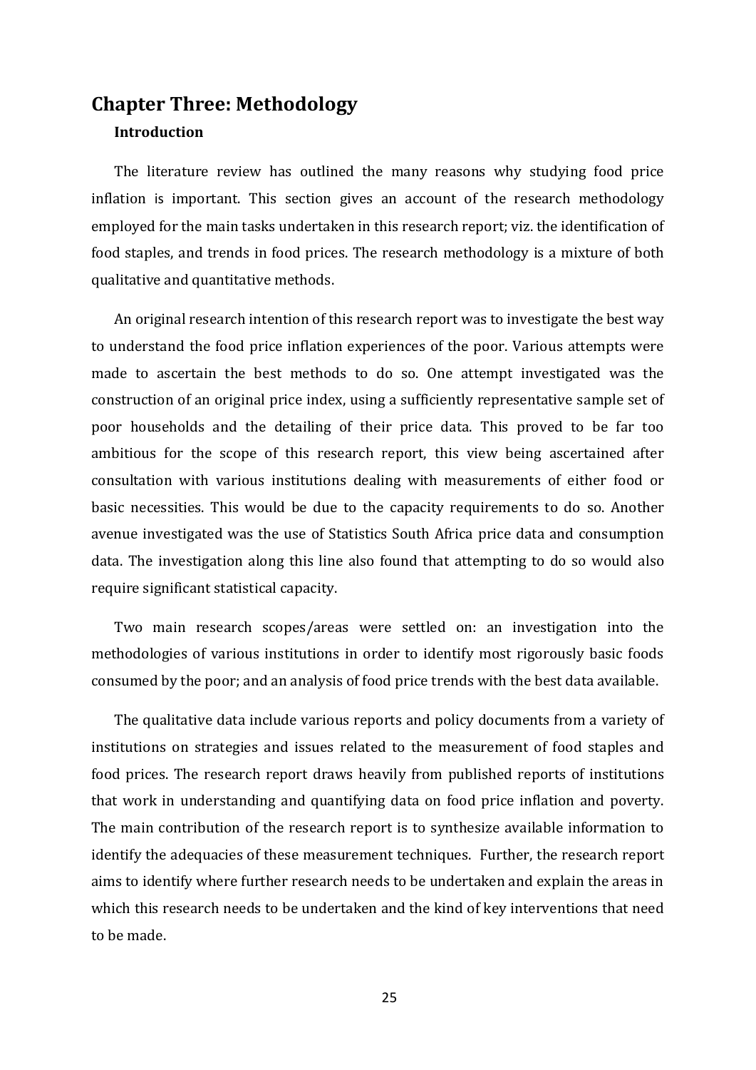# Chapter Three: Methodology

## Introduction

The literature review has outlined the many reasons why studying food price inflation is important. This section gives an account of the research methodology employed for the main tasks undertaken in this research report; viz. the identification of food staples, and trends in food prices. The research methodology is a mixture of both qualitative and quantitative methods.

An original research intention of this research report was to investigate the best way to understand the food price inflation experiences of the poor. Various attempts were made to ascertain the best methods to do so. One attempt investigated was the construction of an original price index, using a sufficiently representative sample set of poor households and the detailing of their price data. This proved to be far too ambitious for the scope of this research report, this view being ascertained after consultation with various institutions dealing with measurements of either food or basic necessities. This would be due to the capacity requirements to do so. Another avenue investigated was the use of Statistics South Africa price data and consumption data. The investigation along this line also found that attempting to do so would also require significant statistical capacity.

Two main research scopes/areas were settled on: an investigation into the methodologies of various institutions in order to identify most rigorously basic foods consumed by the poor; and an analysis of food price trends with the best data available.

The qualitative data include various reports and policy documents from a variety of institutions on strategies and issues related to the measurement of food staples and food prices. The research report draws heavily from published reports of institutions that work in understanding and quantifying data on food price inflation and poverty. The main contribution of the research report is to synthesize available information to identify the adequacies of these measurement techniques. Further, the research report aims to identify where further research needs to be undertaken and explain the areas in which this research needs to be undertaken and the kind of key interventions that need to be made.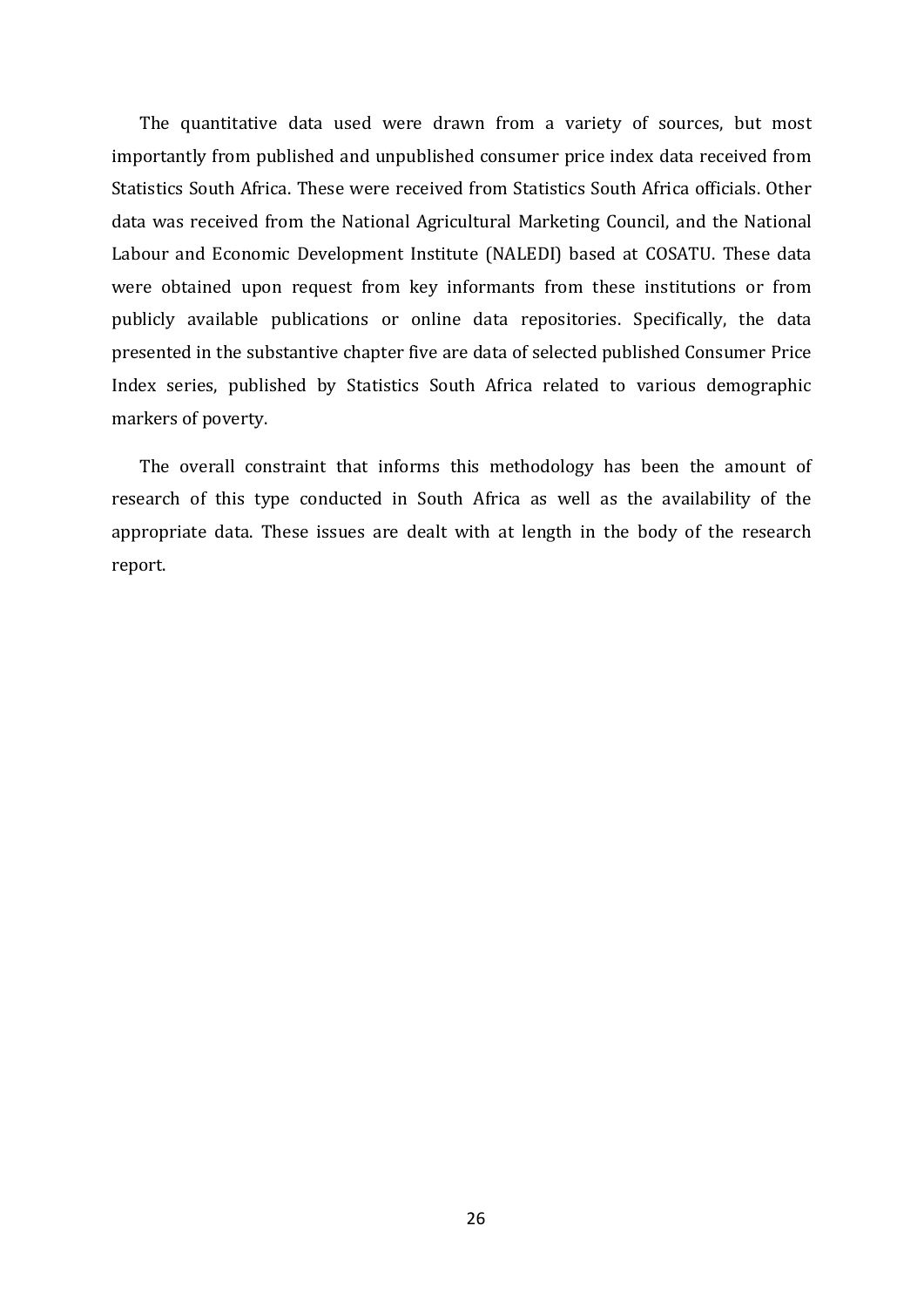The quantitative data used were drawn from a variety of sources, but most importantly from published and unpublished consumer price index data received from Statistics South Africa. These were received from Statistics South Africa officials. Other data was received from the National Agricultural Marketing Council, and the National Labour and Economic Development Institute (NALEDI) based at COSATU. These data were obtained upon request from key informants from these institutions or from publicly available publications or online data repositories. Specifically, the data presented in the substantive chapter five are data of selected published Consumer Price Index series, published by Statistics South Africa related to various demographic markers of poverty.

The overall constraint that informs this methodology has been the amount of research of this type conducted in South Africa as well as the availability of the appropriate data. These issues are dealt with at length in the body of the research report.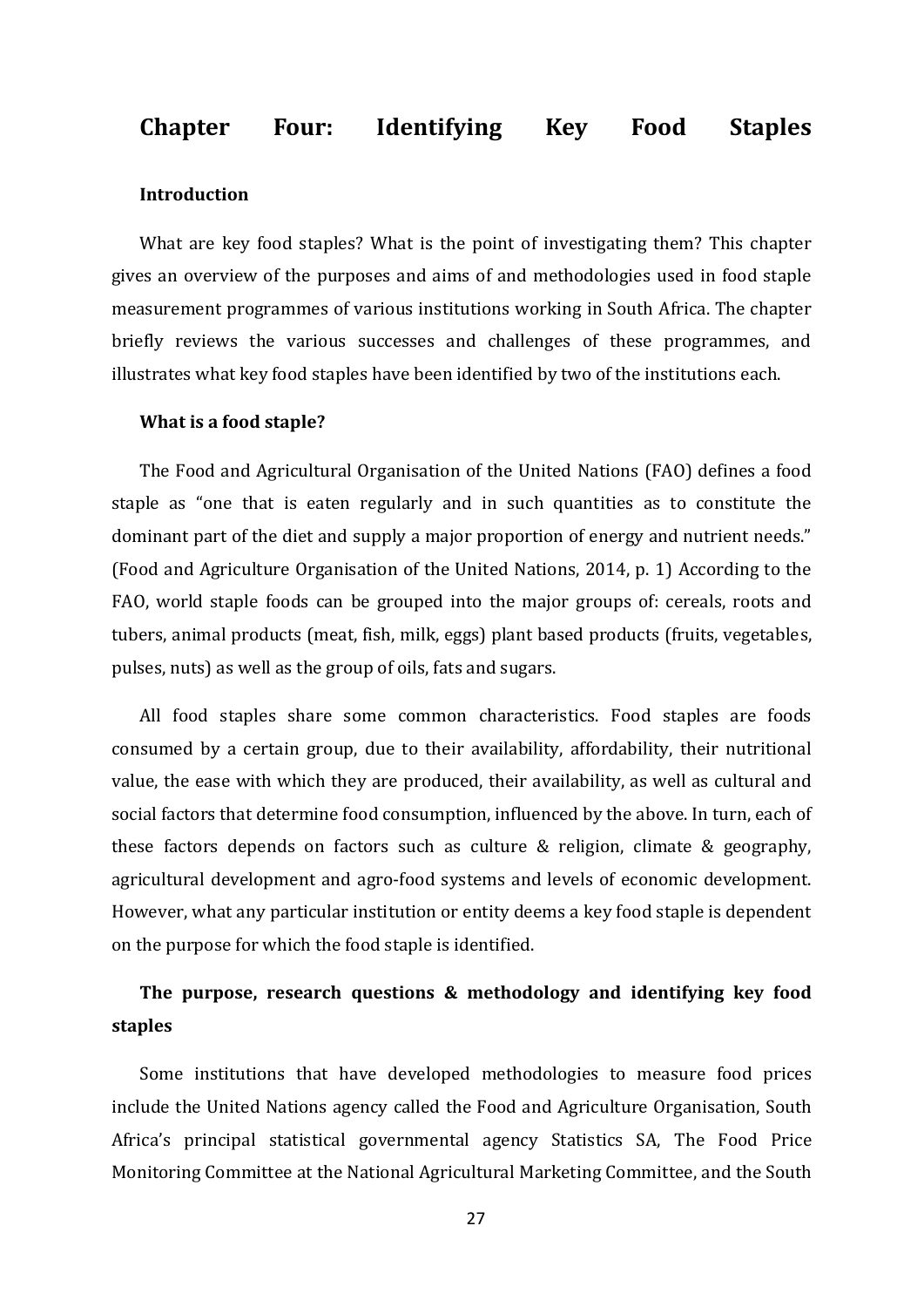# Chapter Four: Identifying Key Food Staples

### Introduction

What are key food staples? What is the point of investigating them? This chapter gives an overview of the purposes and aims of and methodologies used in food staple measurement programmes of various institutions working in South Africa. The chapter briefly reviews the various successes and challenges of these programmes, and illustrates what key food staples have been identified by two of the institutions each.

### What is a food staple?

The Food and Agricultural Organisation of the United Nations (FAO) defines a food staple as "one that is eaten regularly and in such quantities as to constitute the dominant part of the diet and supply a major proportion of energy and nutrient needs." (Food and Agriculture Organisation of the United Nations, 2014, p. 1) According to the FAO, world staple foods can be grouped into the major groups of: cereals, roots and tubers, animal products (meat, fish, milk, eggs) plant based products (fruits, vegetables, pulses, nuts) as well as the group of oils, fats and sugars.

All food staples share some common characteristics. Food staples are foods consumed by a certain group, due to their availability, affordability, their nutritional value, the ease with which they are produced, their availability, as well as cultural and social factors that determine food consumption, influenced by the above. In turn, each of these factors depends on factors such as culture & religion, climate & geography, agricultural development and agro-food systems and levels of economic development. However, what any particular institution or entity deems a key food staple is dependent on the purpose for which the food staple is identified.

### The purpose, research questions & methodology and identifying key food staples

Some institutions that have developed methodologies to measure food prices include the United Nations agency called the Food and Agriculture Organisation, South Africa's principal statistical governmental agency Statistics SA, The Food Price Monitoring Committee at the National Agricultural Marketing Committee, and the South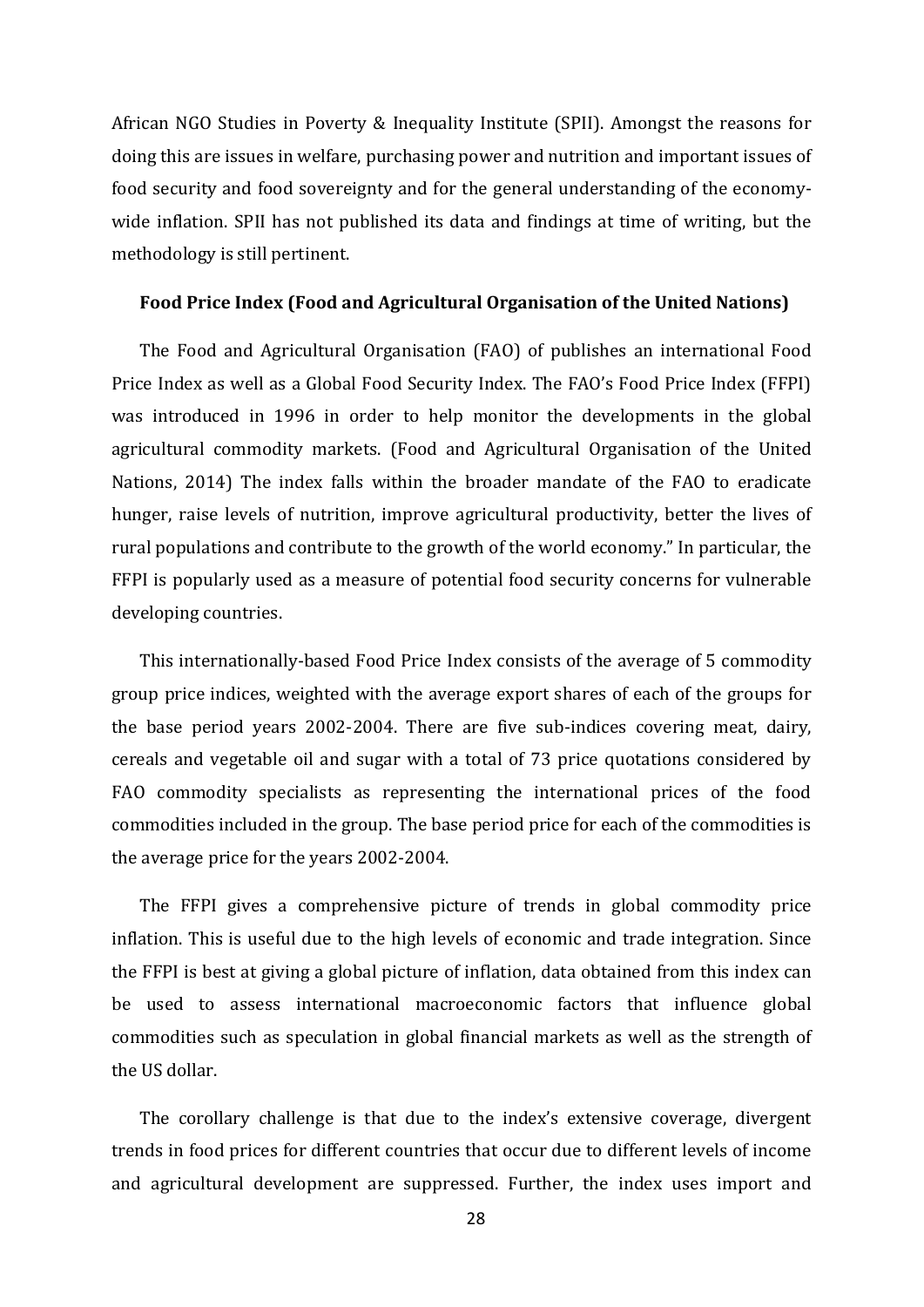African NGO Studies in Poverty & Inequality Institute (SPII). Amongst the reasons for doing this are issues in welfare, purchasing power and nutrition and important issues of food security and food sovereignty and for the general understanding of the economy-wide inflation. SPII has not published its data and findings at time of writing, but the methodology is still pertinent.

**Food Price Index (Food and Agricultural Organisation of the United Nations)**

The Food and Agricultural Organisation (FAO) of publishes an international Food Price Index as well as a Global Food Security Index. The FAO's Food Price Index (FFPI) was introduced in 1996 in order to help monitor the developments in the global agricultural commodity markets. (Food and Agricultural Organisation of the United Nations, 2014) The index falls within the broader mandate of the FAO to eradicate hunger, raise levels of nutrition, improve agricultural productivity, better the lives of rural populations and contribute to the growth of the world economy." In particular, the FFPI is popularly used as a measure of potential food security concerns for vulnerable developing countries.

This internationally-based Food Price Index consists of the average of 5 commodity group price indices, weighted with the average export shares of each of the groups for the base period years 2002-2004. There are five sub-indices covering meat, dairy, cereals and vegetable oil and sugar with a total of 73 price quotations considered by FAO commodity specialists as representing the international prices of the food commodities included in the group. The base period price for each of the commodities is the average price for the years 2002-2004.

The FFPI gives a comprehensive picture of trends in global commodity price inflation. This is useful due to the high levels of economic and trade integration. Since the FFPI is best at giving a global picture of inflation, data obtained from this index can be used to assess international macroeconomic factors that influence global commodities such as speculation in global financial markets as well as the strength of the US dollar.

The corollary challenge is that due to the index's extensive coverage, divergent trends in food prices for different countries that occur due to different levels of income and agricultural development are suppressed. Further, the index uses import and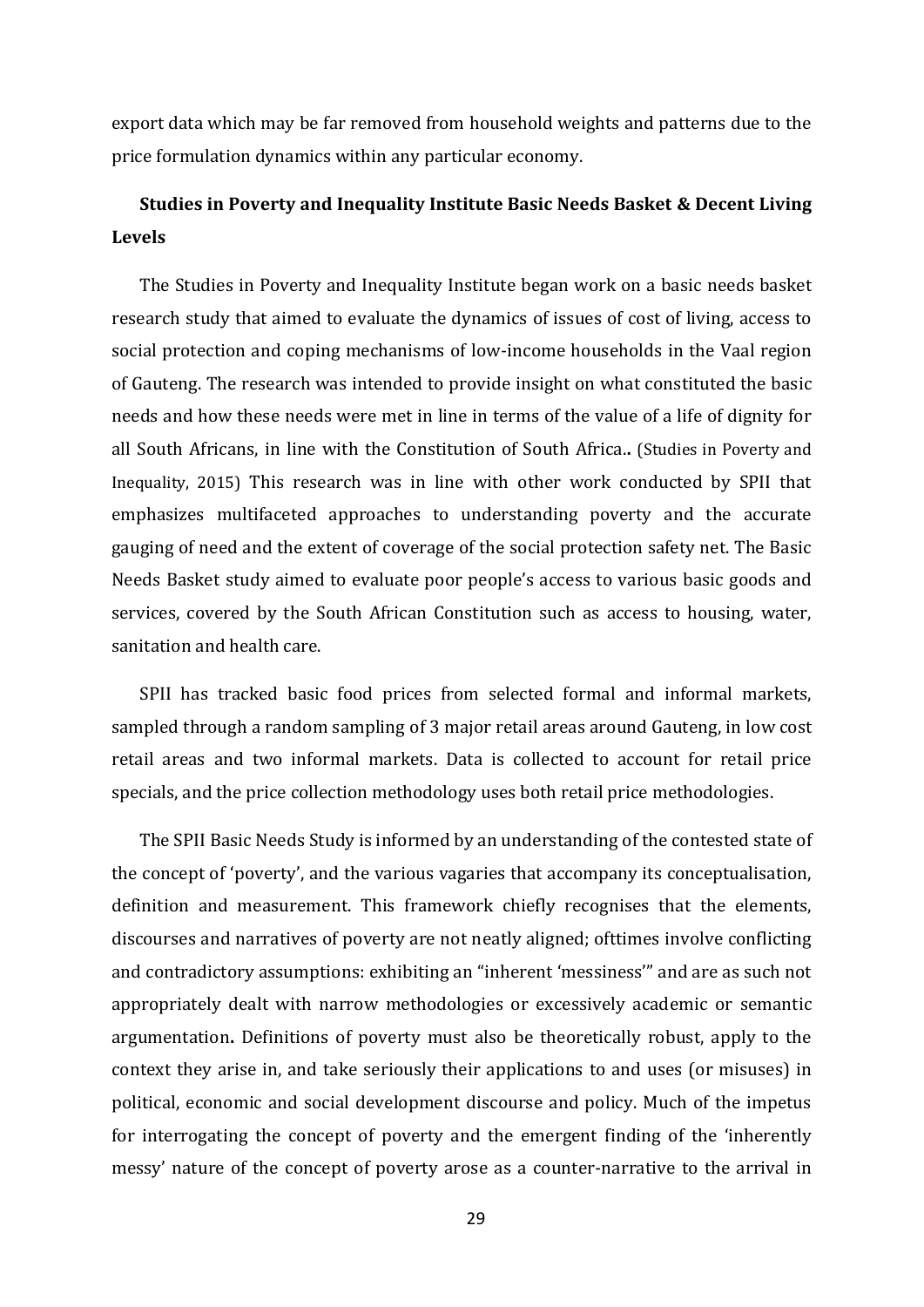export data which may be far removed from household weights and patterns due to the price formulation dynamics within any particular economy.

### Studies in Poverty and Inequality Institute Basic Needs Basket & Decent Living Levels

The Studies in Poverty and Inequality Institute began work on a basic needs basket research study that aimed to evaluate the dynamics of issues of cost of living, access to social protection and coping mechanisms of low-income households in the Vaal region of Gauteng. The research was intended to provide insight on what constituted the basic needs and how these needs were met in line in terms of the value of a life of dignity for all South Africans, in line with the Constitution of South Africa**..** (Studies in Poverty and Inequality, 2015) This research was in line with other work conducted by SPII that emphasizes multifaceted approaches to understanding poverty and the accurate gauging of need and the extent of coverage of the social protection safety net. The Basic Needs Basket study aimed to evaluate poor people's access to various basic goods and services, covered by the South African Constitution such as access to housing, water, sanitation and health care.

SPII has tracked basic food prices from selected formal and informal markets, sampled through a random sampling of 3 major retail areas around Gauteng, in low cost retail areas and two informal markets. Data is collected to account for retail price specials, and the price collection methodology uses both retail price methodologies.

The SPII Basic Needs Study is informed by an understanding of the contested state of the concept of 'poverty', and the various vagaries that accompany its conceptualisation, definition and measurement. This framework chiefly recognises that the elements, discourses and narratives of poverty are not neatly aligned; ofttimes involve conflicting and contradictory assumptions: exhibiting an "inherent 'messiness'" and are as such not appropriately dealt with narrow methodologies or excessively academic or semantic argumentation**.** Definitions of poverty must also be theoretically robust, apply to the context they arise in, and take seriously their applications to and uses (or misuses) in political, economic and social development discourse and policy. Much of the impetus for interrogating the concept of poverty and the emergent finding of the 'inherently messy' nature of the concept of poverty arose as a counter-narrative to the arrival in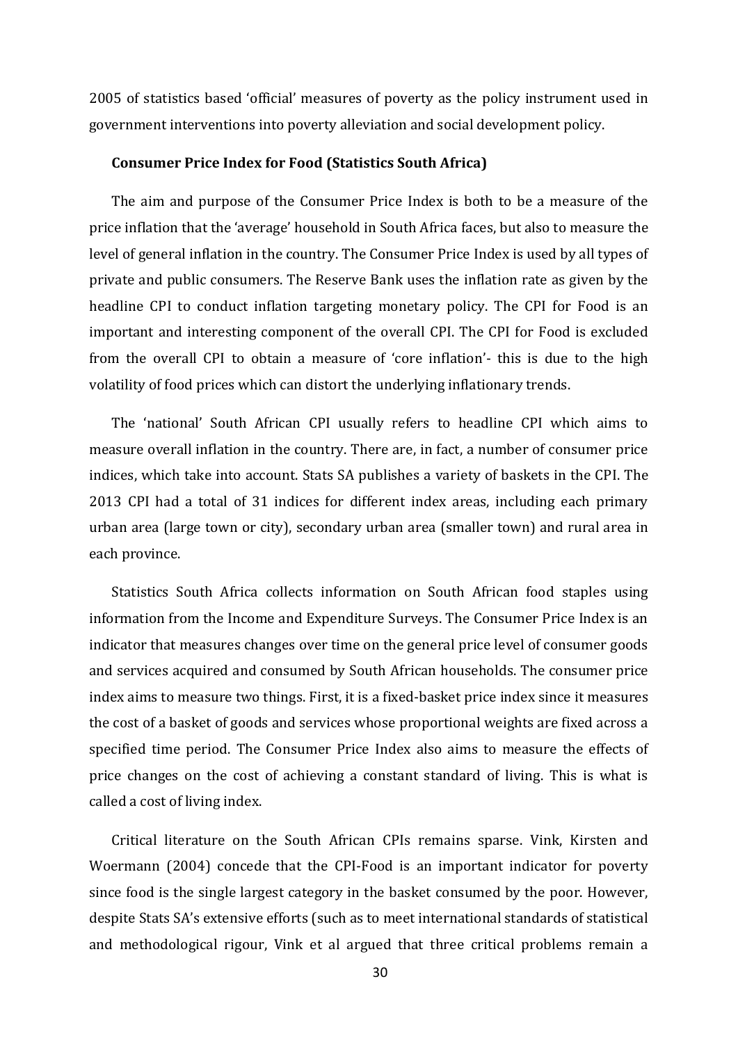2005 of statistics based 'official' measures of poverty as the policy instrument used in government interventions into poverty alleviation and social development policy.

**Consumer Price Index for Food (Statistics South Africa)**

The aim and purpose of the Consumer Price Index is both to be a measure of the price inflation that the 'average' household in South Africa faces, but also to measure the level of general inflation in the country. The Consumer Price Index is used by all types of private and public consumers. The Reserve Bank uses the inflation rate as given by the headline CPI to conduct inflation targeting monetary policy. The CPI for Food is an important and interesting component of the overall CPI. The CPI for Food is excluded from the overall CPI to obtain a measure of 'core inflation'- this is due to the high volatility of food prices which can distort the underlying inflationary trends.

The 'national' South African CPI usually refers to headline CPI which aims to measure overall inflation in the country. There are, in fact, a number of consumer price indices, which take into account. Stats SA publishes a variety of baskets in the CPI. The 2013 CPI had a total of 31 indices for different index areas, including each primary urban area (large town or city), secondary urban area (smaller town) and rural area in each province.

Statistics South Africa collects information on South African food staples using information from the Income and Expenditure Surveys. The Consumer Price Index is an indicator that measures changes over time on the general price level of consumer goods and services acquired and consumed by South African households. The consumer price index aims to measure two things. First, it is a fixed-basket price index since it measures the cost of a basket of goods and services whose proportional weights are fixed across a specified time period. The Consumer Price Index also aims to measure the effects of price changes on the cost of achieving a constant standard of living. This is what is called a cost of living index.

Critical literature on the South African CPIs remains sparse. Vink, Kirsten and Woermann (2004) concede that the CPI-Food is an important indicator for poverty since food is the single largest category in the basket consumed by the poor. However, despite Stats SA's extensive efforts (such as to meet international standards of statistical and methodological rigour, Vink et al argued that three critical problems remain a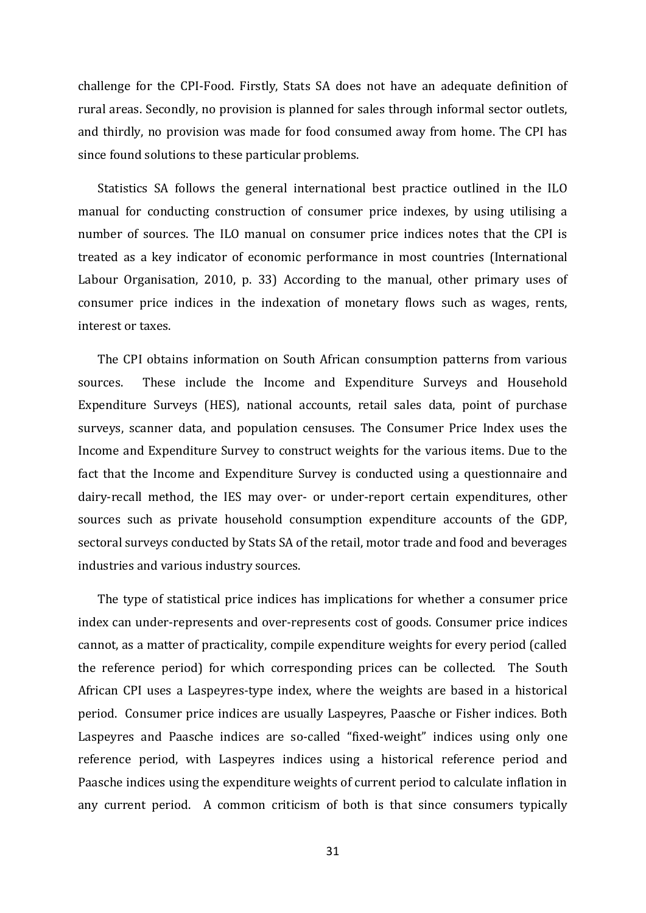challenge for the CPI-Food. Firstly, Stats SA does not have an adequate definition of rural areas. Secondly, no provision is planned for sales through informal sector outlets, and thirdly, no provision was made for food consumed away from home. The CPI has since found solutions to these particular problems.

Statistics SA follows the general international best practice outlined in the ILO manual for conducting construction of consumer price indexes, by using utilising a number of sources. The ILO manual on consumer price indices notes that the CPI is treated as a key indicator of economic performance in most countries (International Labour Organisation, 2010, p. 33) According to the manual, other primary uses of consumer price indices in the indexation of monetary flows such as wages, rents, interest or taxes.

The CPI obtains information on South African consumption patterns from various sources. These include the Income and Expenditure Surveys and Household Expenditure Surveys (HES), national accounts, retail sales data, point of purchase surveys, scanner data, and population censuses. The Consumer Price Index uses the Income and Expenditure Survey to construct weights for the various items. Due to the fact that the Income and Expenditure Survey is conducted using a questionnaire and dairy-recall method, the IES may over- or under-report certain expenditures, other sources such as private household consumption expenditure accounts of the GDP, sectoral surveys conducted by Stats SA of the retail, motor trade and food and beverages industries and various industry sources.

The type of statistical price indices has implications for whether a consumer price index can under-represents and over-represents cost of goods. Consumer price indices cannot, as a matter of practicality, compile expenditure weights for every period (called the reference period) for which corresponding prices can be collected. The South African CPI uses a Laspeyres-type index, where the weights are based in a historical period. Consumer price indices are usually Laspeyres, Paasche or Fisher indices. Both Laspeyres and Paasche indices are so-called "fixed-weight" indices using only one reference period, with Laspeyres indices using a historical reference period and Paasche indices using the expenditure weights of current period to calculate inflation in any current period. A common criticism of both is that since consumers typically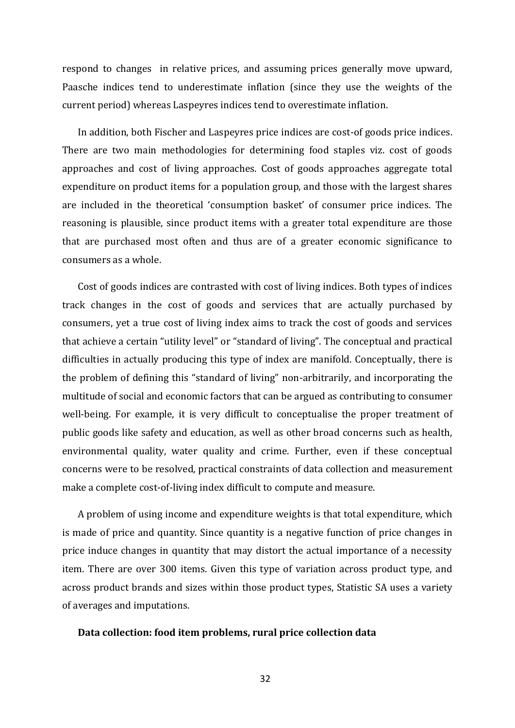respond to changes in relative prices, and assuming prices generally move upward, Paasche indices tend to underestimate inflation (since they use the weights of the current period) whereas Laspeyres indices tend to overestimate inflation.

In addition, both Fischer and Laspeyres price indices are cost-of goods price indices. There are two main methodologies for determining food staples viz. cost of goods approaches and cost of living approaches. Cost of goods approaches aggregate total expenditure on product items for a population group, and those with the largest shares are included in the theoretical 'consumption basket' of consumer price indices. The reasoning is plausible, since product items with a greater total expenditure are those that are purchased most often and thus are of a greater economic significance to consumers as a whole.

Cost of goods indices are contrasted with cost of living indices. Both types of indices track changes in the cost of goods and services that are actually purchased by consumers, yet a true cost of living index aims to track the cost of goods and services that achieve a certain "utility level" or "standard of living". The conceptual and practical difficulties in actually producing this type of index are manifold. Conceptually, there is the problem of defining this "standard of living" non-arbitrarily, and incorporating the multitude of social and economic factors that can be argued as contributing to consumer well-being. For example, it is very difficult to conceptualise the proper treatment of public goods like safety and education, as well as other broad concerns such as health, environmental quality, water quality and crime. Further, even if these conceptual concerns were to be resolved, practical constraints of data collection and measurement make a complete cost-of-living index difficult to compute and measure.

A problem of using income and expenditure weights is that total expenditure, which is made of price and quantity. Since quantity is a negative function of price changes in price induce changes in quantity that may distort the actual importance of a necessity item. There are over 300 items. Given this type of variation across product type, and across product brands and sizes within those product types, Statistic SA uses a variety of averages and imputations.

**Data collection: food item problems, rural price collection data**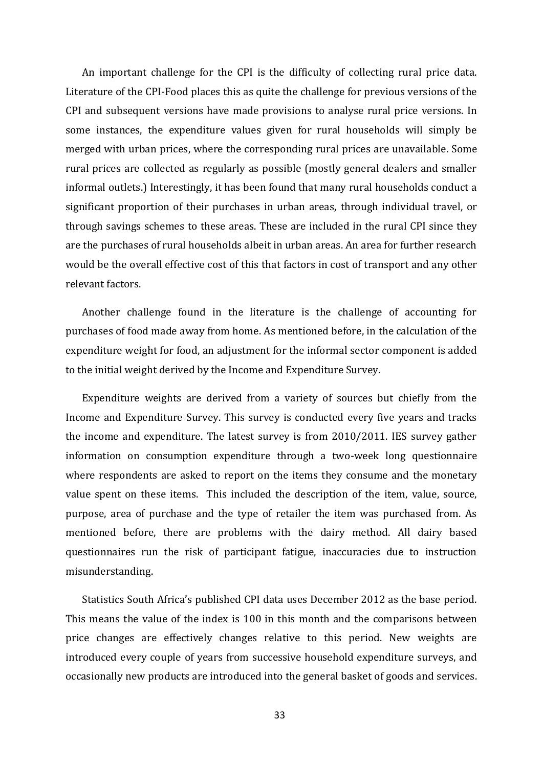An important challenge for the CPI is the difficulty of collecting rural price data. Literature of the CPI-Food places this as quite the challenge for previous versions of the CPI and subsequent versions have made provisions to analyse rural price versions. In some instances, the expenditure values given for rural households will simply be merged with urban prices, where the corresponding rural prices are unavailable. Some rural prices are collected as regularly as possible (mostly general dealers and smaller informal outlets.) Interestingly, it has been found that many rural households conduct a significant proportion of their purchases in urban areas, through individual travel, or through savings schemes to these areas. These are included in the rural CPI since they are the purchases of rural households albeit in urban areas. An area for further research would be the overall effective cost of this that factors in cost of transport and any other relevant factors.

Another challenge found in the literature is the challenge of accounting for purchases of food made away from home. As mentioned before, in the calculation of the expenditure weight for food, an adjustment for the informal sector component is added to the initial weight derived by the Income and Expenditure Survey.

Expenditure weights are derived from a variety of sources but chiefly from the Income and Expenditure Survey. This survey is conducted every five years and tracks the income and expenditure. The latest survey is from 2010/2011. IES survey gather information on consumption expenditure through a two-week long questionnaire where respondents are asked to report on the items they consume and the monetary value spent on these items.  This included the description of the item, value, source, purpose, area of purchase and the type of retailer the item was purchased from. As mentioned before, there are problems with the dairy method. All dairy based questionnaires run the risk of participant fatigue, inaccuracies due to instruction misunderstanding.

Statistics South Africa's published CPI data uses December 2012 as the base period. This means the value of the index is 100 in this month and the comparisons between price changes are effectively changes relative to this period. New weights are introduced every couple of years from successive household expenditure surveys, and occasionally new products are introduced into the general basket of goods and services.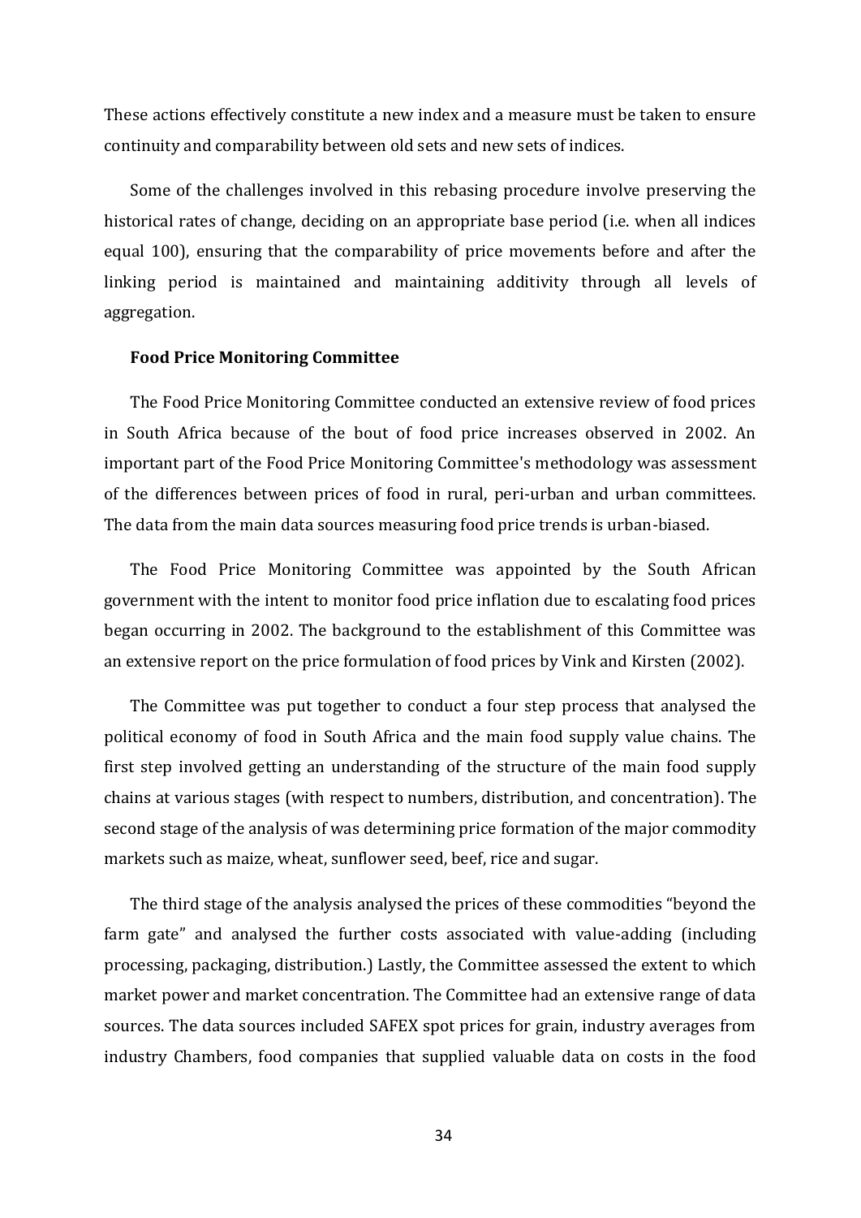These actions effectively constitute a new index and a measure must be taken to ensure continuity and comparability between old sets and new sets of indices.

Some of the challenges involved in this rebasing procedure involve preserving the historical rates of change, deciding on an appropriate base period (i.e. when all indices equal 100), ensuring that the comparability of price movements before and after the linking period is maintained and maintaining additivity through all levels of aggregation.

**Food Price Monitoring Committee**

The Food Price Monitoring Committee conducted an extensive review of food prices in South Africa because of the bout of food price increases observed in 2002. An important part of the Food Price Monitoring Committee's methodology was assessment of the differences between prices of food in rural, peri-urban and urban committees. The data from the main data sources measuring food price trends is urban-biased.

The Food Price Monitoring Committee was appointed by the South African government with the intent to monitor food price inflation due to escalating food prices began occurring in 2002. The background to the establishment of this Committee was an extensive report on the price formulation of food prices by Vink and Kirsten (2002).

The Committee was put together to conduct a four step process that analysed the political economy of food in South Africa and the main food supply value chains. The first step involved getting an understanding of the structure of the main food supply chains at various stages (with respect to numbers, distribution, and concentration). The second stage of the analysis of was determining price formation of the major commodity markets such as maize, wheat, sunflower seed, beef, rice and sugar.

The third stage of the analysis analysed the prices of these commodities "beyond the farm gate" and analysed the further costs associated with value-adding (including processing, packaging, distribution.) Lastly, the Committee assessed the extent to which market power and market concentration. The Committee had an extensive range of data sources. The data sources included SAFEX spot prices for grain, industry averages from industry Chambers, food companies that supplied valuable data on costs in the food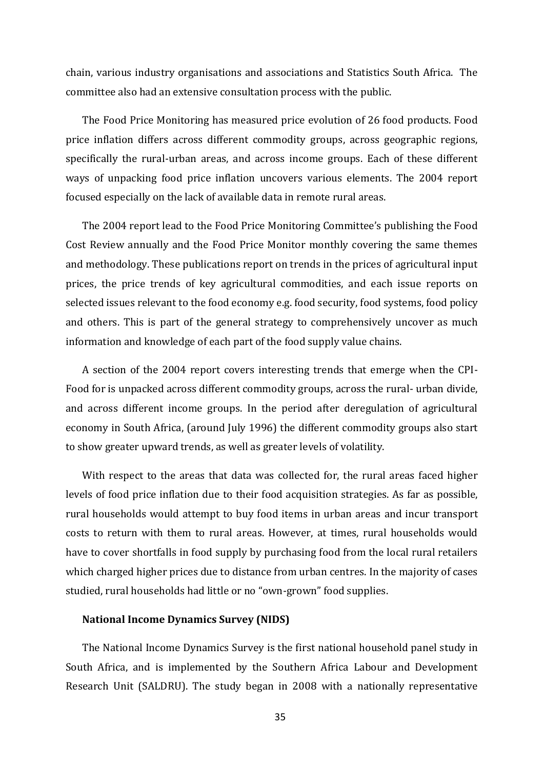chain, various industry organisations and associations and Statistics South Africa. The committee also had an extensive consultation process with the public.

The Food Price Monitoring has measured price evolution of 26 food products. Food price inflation differs across different commodity groups, across geographic regions, specifically the rural-urban areas, and across income groups. Each of these different ways of unpacking food price inflation uncovers various elements. The 2004 report focused especially on the lack of available data in remote rural areas.

The 2004 report lead to the Food Price Monitoring Committee's publishing the Food Cost Review annually and the Food Price Monitor monthly covering the same themes and methodology. These publications report on trends in the prices of agricultural input prices, the price trends of key agricultural commodities, and each issue reports on selected issues relevant to the food economy e.g. food security, food systems, food policy and others. This is part of the general strategy to comprehensively uncover as much information and knowledge of each part of the food supply value chains.

A section of the 2004 report covers interesting trends that emerge when the CPI-Food for is unpacked across different commodity groups, across the rural- urban divide, and across different income groups. In the period after deregulation of agricultural economy in South Africa, (around July 1996) the different commodity groups also start to show greater upward trends, as well as greater levels of volatility.

With respect to the areas that data was collected for, the rural areas faced higher levels of food price inflation due to their food acquisition strategies. As far as possible, rural households would attempt to buy food items in urban areas and incur transport costs to return with them to rural areas. However, at times, rural households would have to cover shortfalls in food supply by purchasing food from the local rural retailers which charged higher prices due to distance from urban centres. In the majority of cases studied, rural households had little or no "own-grown" food supplies.

**National Income Dynamics Survey (NIDS)**

The National Income Dynamics Survey is the first national household panel study in South Africa, and is implemented by the Southern Africa Labour and Development Research Unit (SALDRU). The study began in 2008 with a nationally representative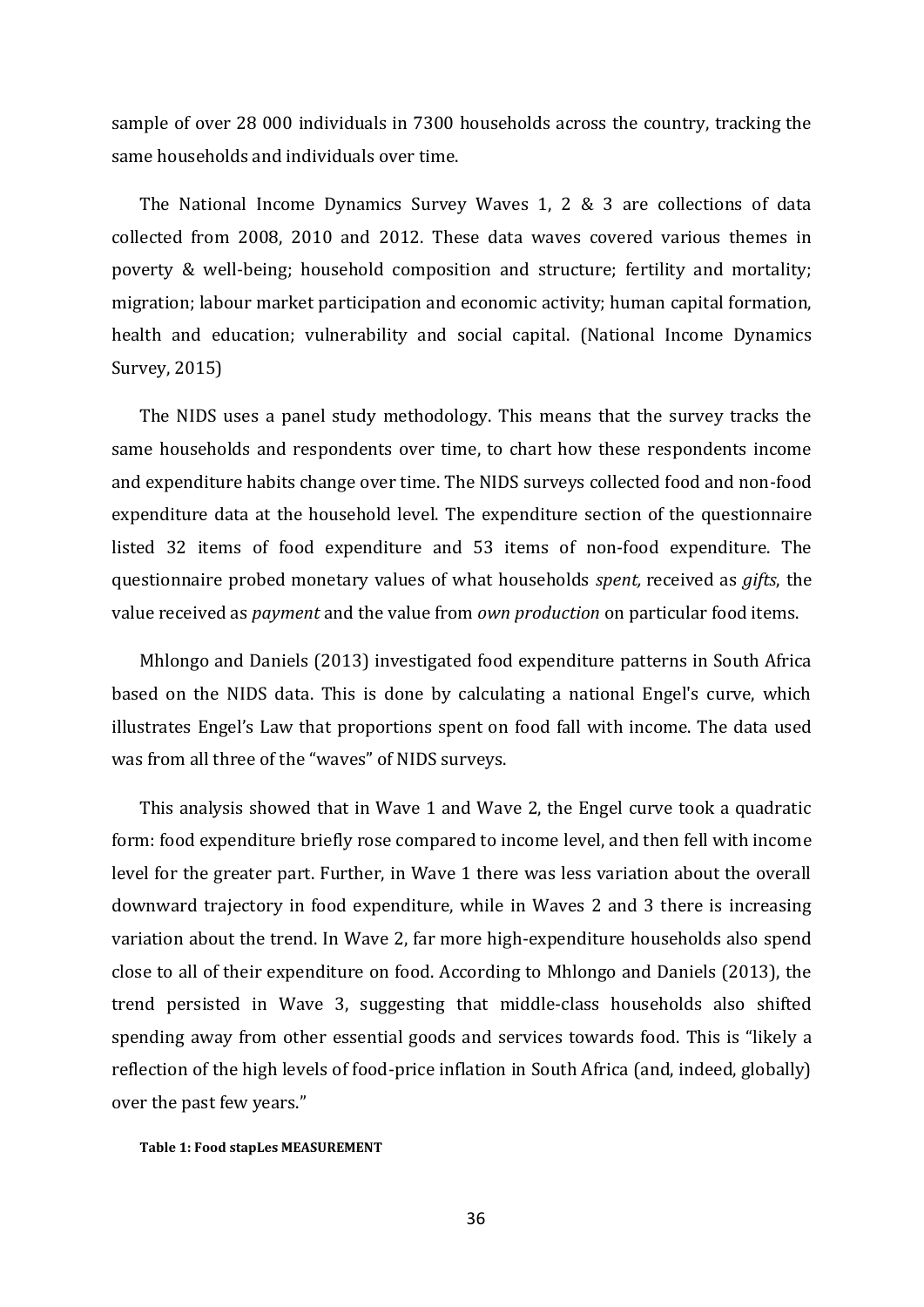sample of over 28 000 individuals in 7300 households across the country, tracking the same households and individuals over time.

The National Income Dynamics Survey Waves 1, 2 & 3 are collections of data collected from 2008, 2010 and 2012. These data waves covered various themes in poverty & well-being; household composition and structure; fertility and mortality; migration; labour market participation and economic activity; human capital formation, health and education; vulnerability and social capital. (National Income Dynamics Survey, 2015)

The NIDS uses a panel study methodology. This means that the survey tracks the same households and respondents over time, to chart how these respondents income and expenditure habits change over time. The NIDS surveys collected food and non-food expenditure data at the household level. The expenditure section of the questionnaire listed 32 items of food expenditure and 53 items of non-food expenditure. The questionnaire probed monetary values of what households *spent,* received as *gifts*, the value received as *payment* and the value from *own production* on particular food items.

Mhlongo and Daniels (2013) investigated food expenditure patterns in South Africa based on the NIDS data. This is done by calculating a national Engel's curve, which illustrates Engel's Law that proportions spent on food fall with income. The data used was from all three of the "waves" of NIDS surveys.

This analysis showed that in Wave 1 and Wave 2, the Engel curve took a quadratic form: food expenditure briefly rose compared to income level, and then fell with income level for the greater part. Further, in Wave 1 there was less variation about the overall downward trajectory in food expenditure, while in Waves 2 and 3 there is increasing variation about the trend. In Wave 2, far more high-expenditure households also spend close to all of their expenditure on food. According to Mhlongo and Daniels (2013), the trend persisted in Wave 3, suggesting that middle-class households also shifted spending away from other essential goods and services towards food. This is "likely a reflection of the high levels of food-price inflation in South Africa (and, indeed, globally) over the past few years."

**Table 1: Food stapLes MEASUREMENT**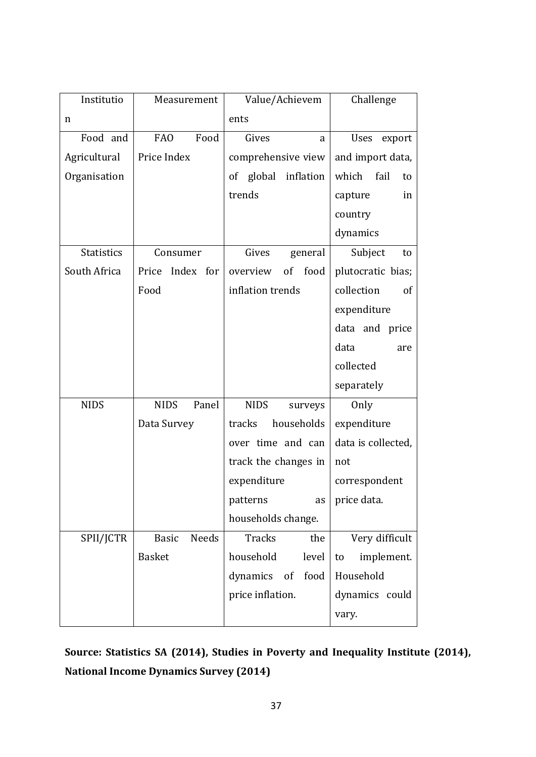| Institution | Measurement | Value/Achievements | Challenge |
|---|---|---|---|
| Food and Agricultural Organisation | FAO Food Price Index | Gives a comprehensive view of global inflation trends | Uses export and import data, which fail to capture in country dynamics |
| Statistics South Africa | Consumer Price Index for Food | Gives general overview of food inflation trends | Subject to plutocratic bias; collection of expenditure data and price data are collected separately |
| NIDS | NIDS Panel Data Survey | NIDS surveys tracks households over time and can track the changes in expenditure patterns as households change. | Only expenditure data is collected, not correspondent price data. |
| SPII/JCTR | Basic Needs Basket | Tracks the household level dynamics of food price inflation. | Very difficult to implement. Household dynamics could vary. |

**Source: Statistics SA (2014), Studies in Poverty and Inequality Institute (2014), National Income Dynamics Survey (2014)**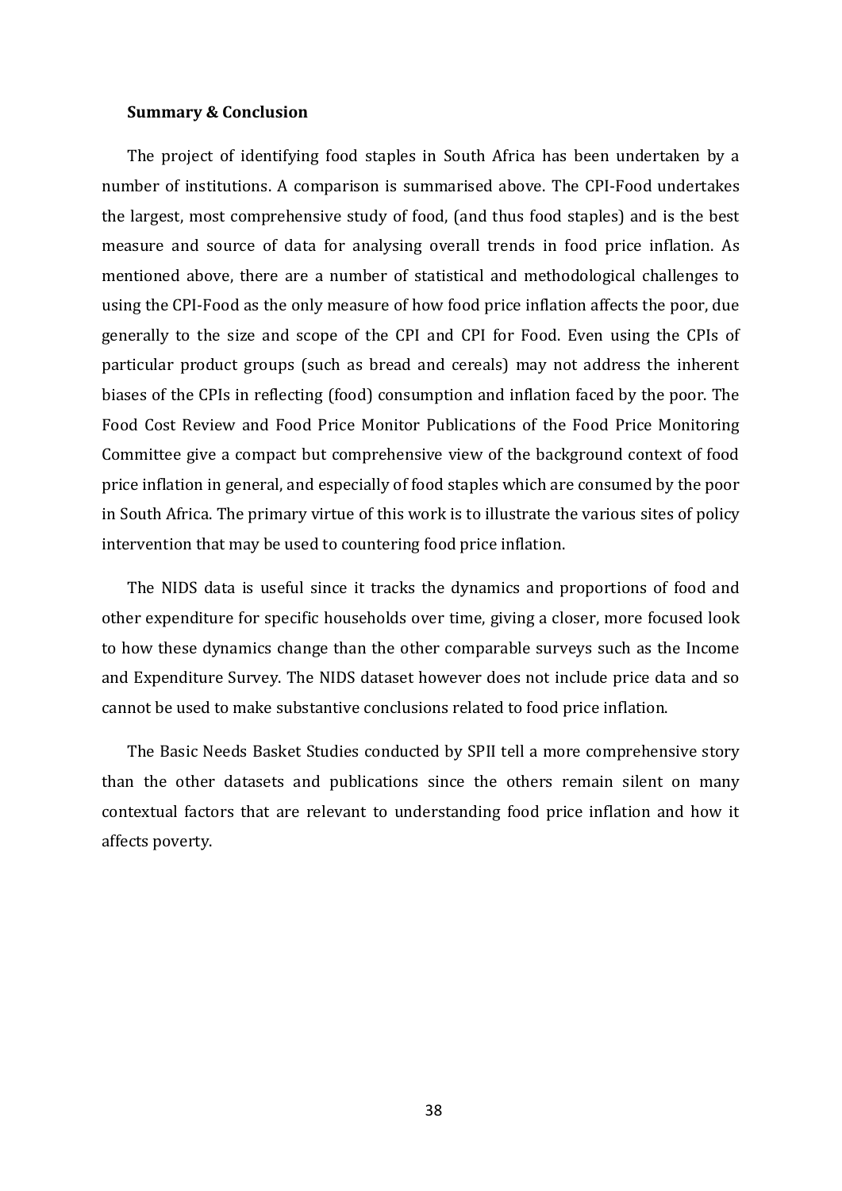**Summary & Conclusion**

The project of identifying food staples in South Africa has been undertaken by a number of institutions. A comparison is summarised above. The CPI-Food undertakes the largest, most comprehensive study of food, (and thus food staples) and is the best measure and source of data for analysing overall trends in food price inflation. As mentioned above, there are a number of statistical and methodological challenges to using the CPI-Food as the only measure of how food price inflation affects the poor, due generally to the size and scope of the CPI and CPI for Food. Even using the CPIs of particular product groups (such as bread and cereals) may not address the inherent biases of the CPIs in reflecting (food) consumption and inflation faced by the poor. The Food Cost Review and Food Price Monitor Publications of the Food Price Monitoring Committee give a compact but comprehensive view of the background context of food price inflation in general, and especially of food staples which are consumed by the poor in South Africa. The primary virtue of this work is to illustrate the various sites of policy intervention that may be used to countering food price inflation.

The NIDS data is useful since it tracks the dynamics and proportions of food and other expenditure for specific households over time, giving a closer, more focused look to how these dynamics change than the other comparable surveys such as the Income and Expenditure Survey. The NIDS dataset however does not include price data and so cannot be used to make substantive conclusions related to food price inflation.

The Basic Needs Basket Studies conducted by SPII tell a more comprehensive story than the other datasets and publications since the others remain silent on many contextual factors that are relevant to understanding food price inflation and how it affects poverty.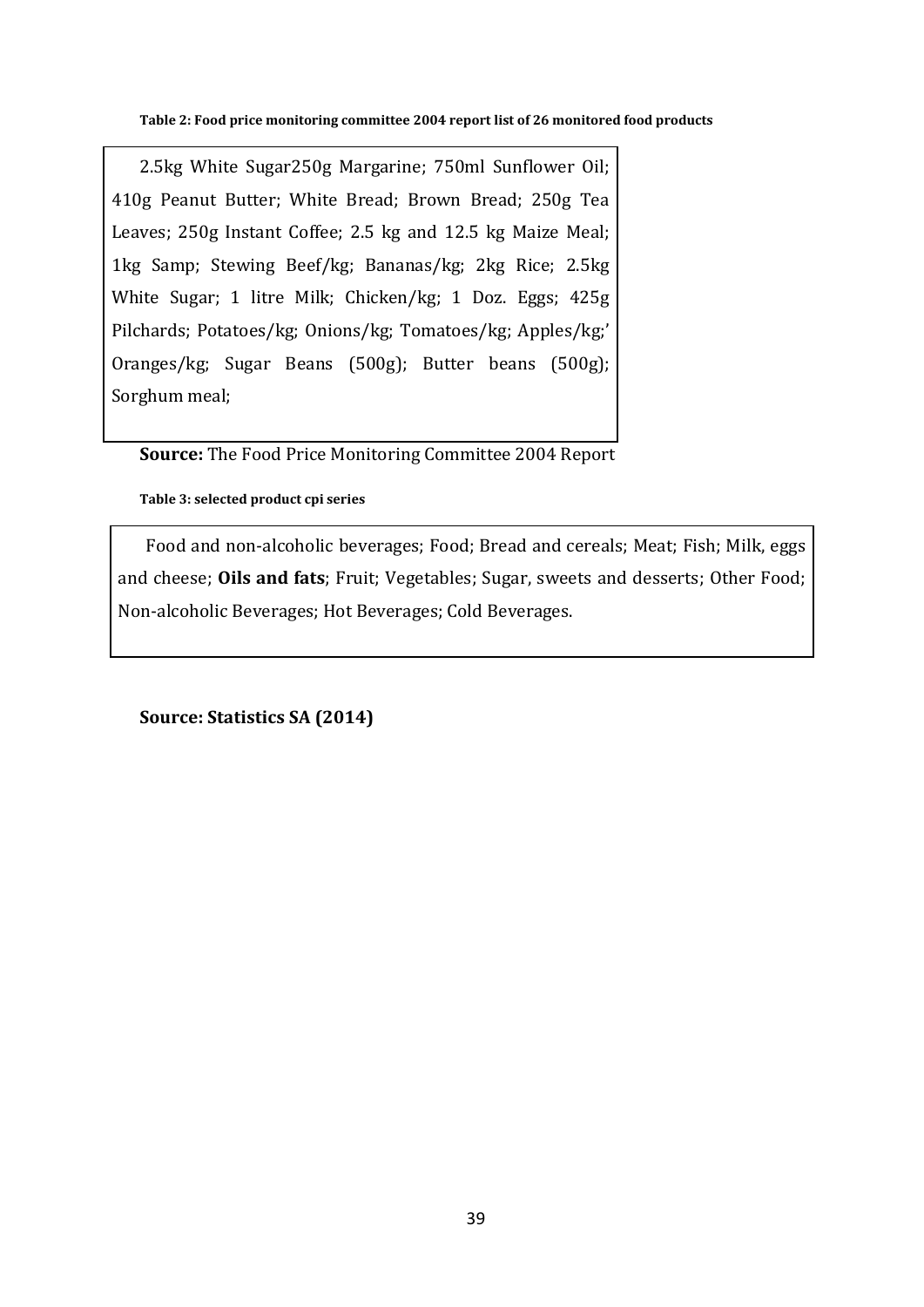**Table 2: Food price monitoring committee 2004 report list of 26 monitored food products**

| 2.5kg White Sugar250g Margarine; 750ml Sunflower Oil; 410g Peanut Butter; White Bread; Brown Bread; 250g Tea Leaves; 250g Instant Coffee; 2.5 kg and 12.5 kg Maize Meal; 1kg Samp; Stewing Beef/kg; Bananas/kg; 2kg Rice; 2.5kg White Sugar; 1 litre Milk; Chicken/kg; 1 Doz. Eggs; 425g Pilchards; Potatoes/kg; Onions/kg; Tomatoes/kg; Apples/kg;' Oranges/kg; Sugar Beans (500g); Butter beans (500g); Sorghum meal; |
|---|

**Source:** The Food Price Monitoring Committee 2004 Report

**Table 3: selected product cpi series**

| Food and non-alcoholic beverages; Food; Bread and cereals; Meat; Fish; Milk, eggs and cheese; **Oils and fats**; Fruit; Vegetables; Sugar, sweets and desserts; Other Food; Non-alcoholic Beverages; Hot Beverages; Cold Beverages. |
|---|

**Source: Statistics SA (2014)**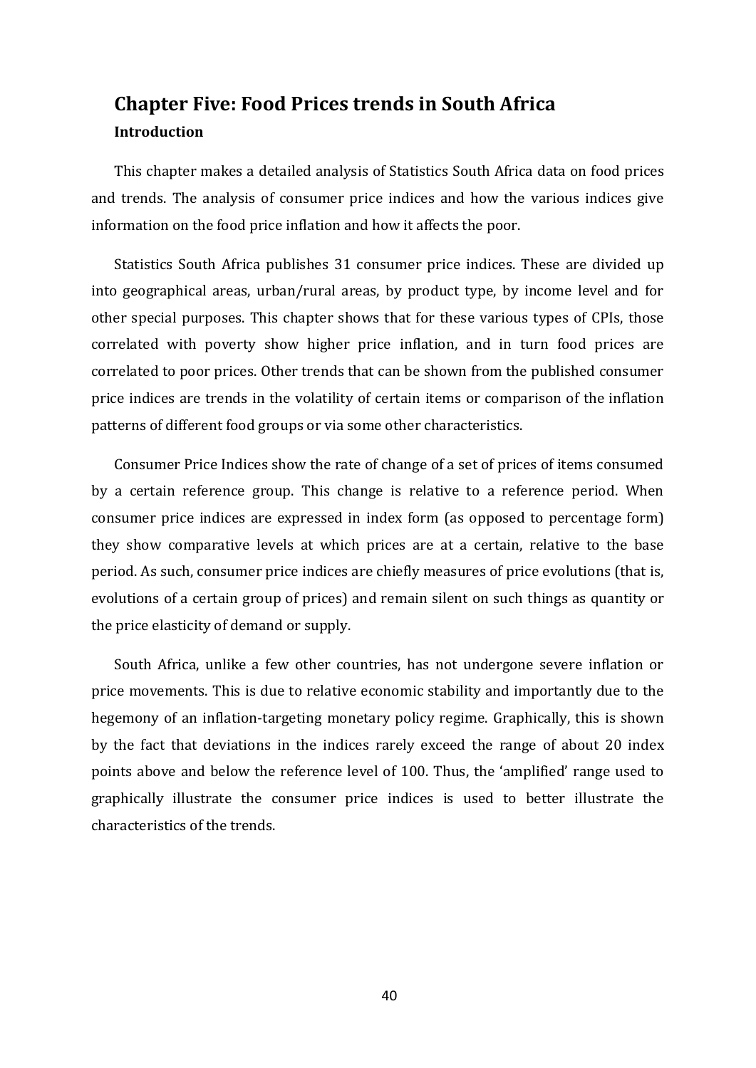## Chapter Five: Food Prices trends in South Africa

### Introduction

This chapter makes a detailed analysis of Statistics South Africa data on food prices and trends. The analysis of consumer price indices and how the various indices give information on the food price inflation and how it affects the poor.

Statistics South Africa publishes 31 consumer price indices. These are divided up into geographical areas, urban/rural areas, by product type, by income level and for other special purposes. This chapter shows that for these various types of CPIs, those correlated with poverty show higher price inflation, and in turn food prices are correlated to poor prices. Other trends that can be shown from the published consumer price indices are trends in the volatility of certain items or comparison of the inflation patterns of different food groups or via some other characteristics.

Consumer Price Indices show the rate of change of a set of prices of items consumed by a certain reference group. This change is relative to a reference period. When consumer price indices are expressed in index form (as opposed to percentage form) they show comparative levels at which prices are at a certain, relative to the base period. As such, consumer price indices are chiefly measures of price evolutions (that is, evolutions of a certain group of prices) and remain silent on such things as quantity or the price elasticity of demand or supply.

South Africa, unlike a few other countries, has not undergone severe inflation or price movements. This is due to relative economic stability and importantly due to the hegemony of an inflation-targeting monetary policy regime. Graphically, this is shown by the fact that deviations in the indices rarely exceed the range of about 20 index points above and below the reference level of 100. Thus, the 'amplified' range used to graphically illustrate the consumer price indices is used to better illustrate the characteristics of the trends.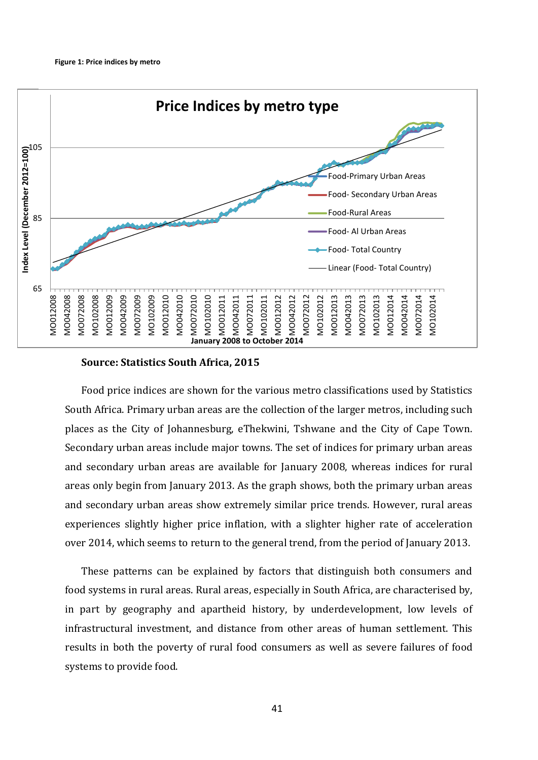**Figure 1: Price indices by metro**

**Source: Statistics South Africa, 2015**

Food price indices are shown for the various metro classifications used by Statistics South Africa. Primary urban areas are the collection of the larger metros, including such places as the City of Johannesburg, eThekwini, Tshwane and the City of Cape Town. Secondary urban areas include major towns. The set of indices for primary urban areas and secondary urban areas are available for January 2008, whereas indices for rural areas only begin from January 2013. As the graph shows, both the primary urban areas and secondary urban areas show extremely similar price trends. However, rural areas experiences slightly higher price inflation, with a slighter higher rate of acceleration over 2014, which seems to return to the general trend, from the period of January 2013.

These patterns can be explained by factors that distinguish both consumers and food systems in rural areas. Rural areas, especially in South Africa, are characterised by, in part by geography and apartheid history, by underdevelopment, low levels of infrastructural investment, and distance from other areas of human settlement. This results in both the poverty of rural food consumers as well as severe failures of food systems to provide food.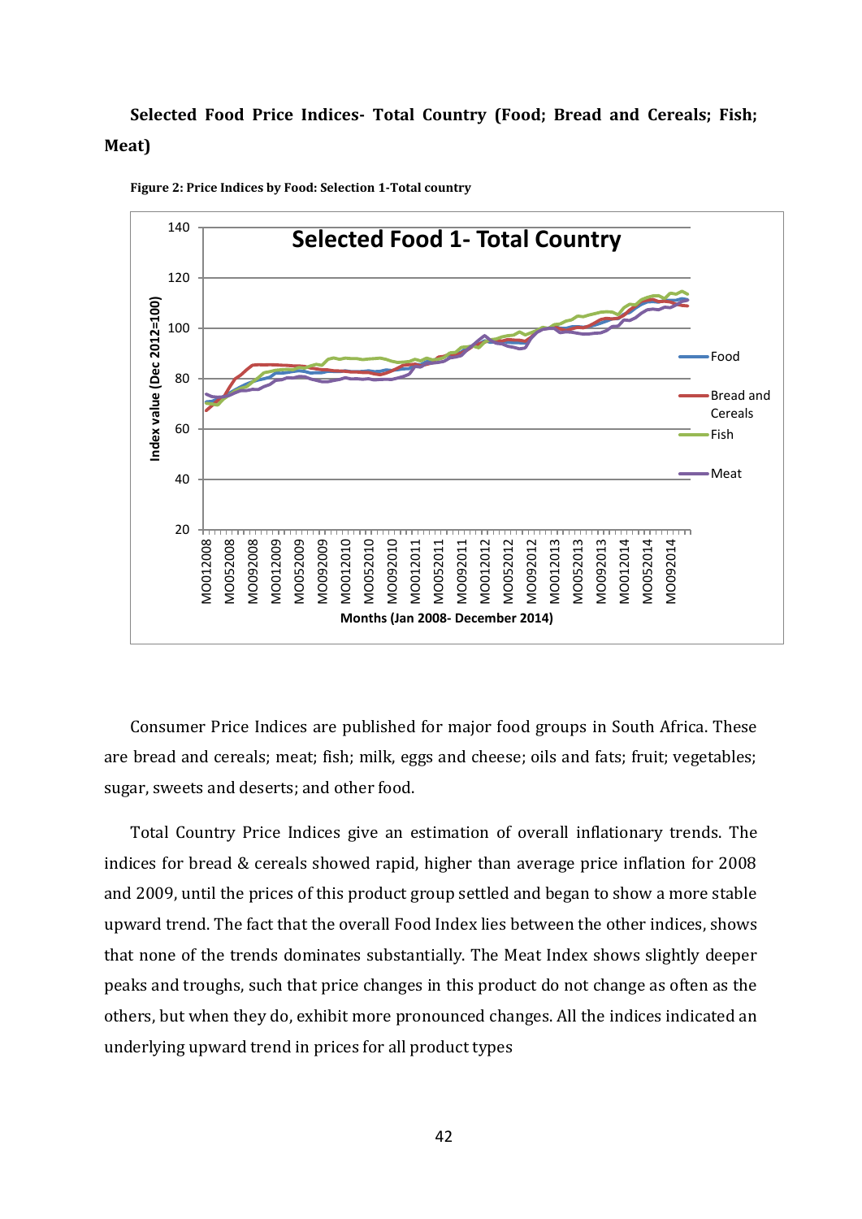**Selected Food Price Indices- Total Country (Food; Bread and Cereals; Fish; Meat)**

**Figure 2: Price Indices by Food: Selection 1-Total country**

Consumer Price Indices are published for major food groups in South Africa. These are bread and cereals; meat; fish; milk, eggs and cheese; oils and fats; fruit; vegetables; sugar, sweets and deserts; and other food.

Total Country Price Indices give an estimation of overall inflationary trends. The indices for bread & cereals showed rapid, higher than average price inflation for 2008 and 2009, until the prices of this product group settled and began to show a more stable upward trend. The fact that the overall Food Index lies between the other indices, shows that none of the trends dominates substantially. The Meat Index shows slightly deeper peaks and troughs, such that price changes in this product do not change as often as the others, but when they do, exhibit more pronounced changes. All the indices indicated an underlying upward trend in prices for all product types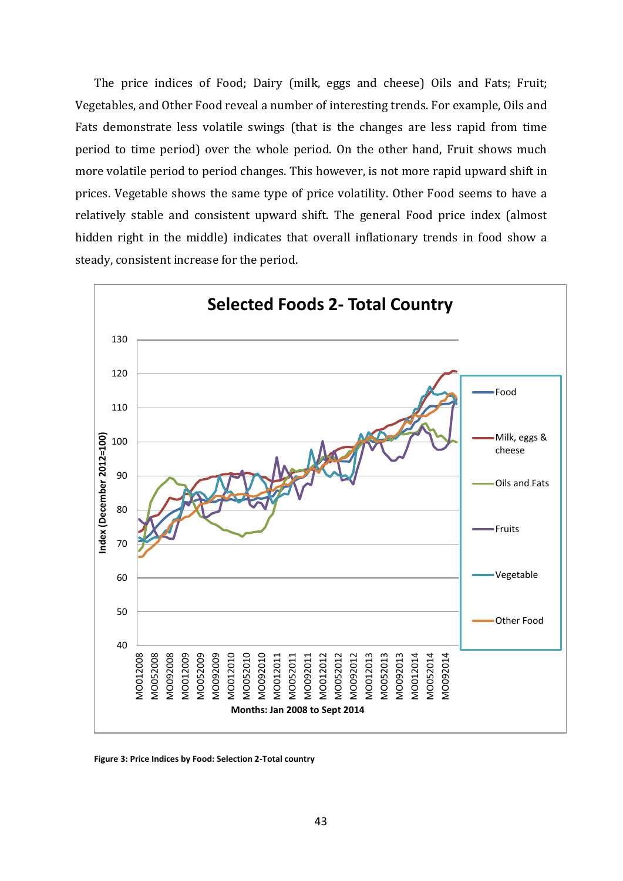The price indices of Food; Dairy (milk, eggs and cheese) Oils and Fats; Fruit; Vegetables, and Other Food reveal a number of interesting trends. For example, Oils and Fats demonstrate less volatile swings (that is the changes are less rapid from time period to time period) over the whole period. On the other hand, Fruit shows much more volatile period to period changes. This however, is not more rapid upward shift in prices. Vegetable shows the same type of price volatility. Other Food seems to have a relatively stable and consistent upward shift. The general Food price index (almost hidden right in the middle) indicates that overall inflationary trends in food show a steady, consistent increase for the period.

**Figure 3: Price Indices by Food: Selection 2-Total country**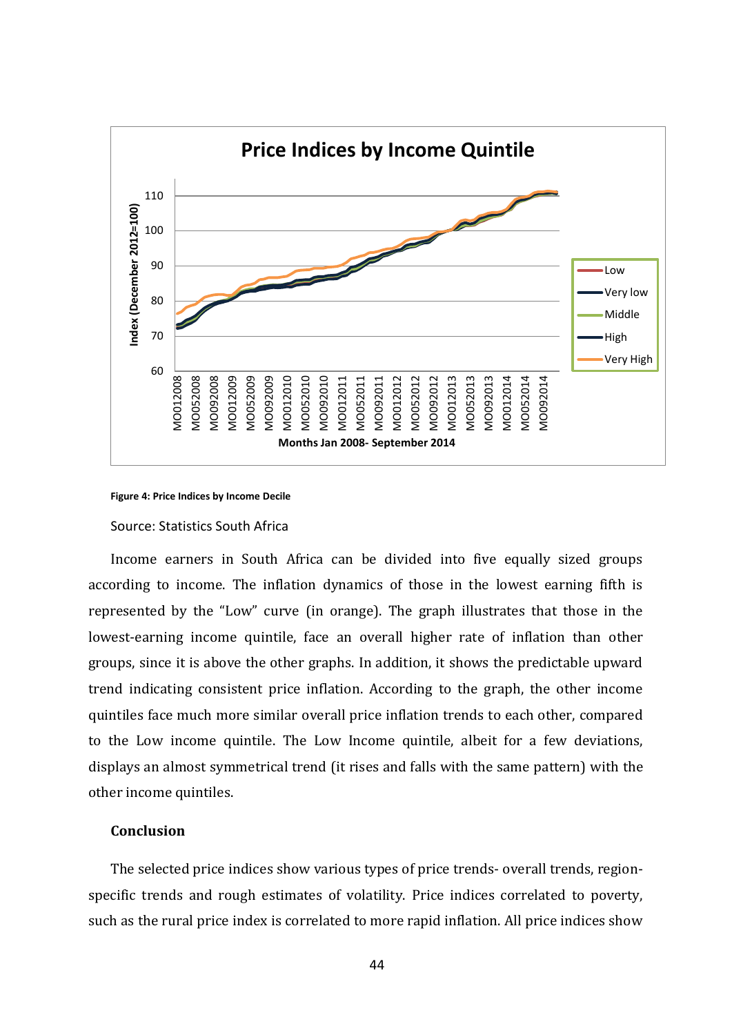Figure 4: Price Indices by Income Decile

Source: Statistics South Africa

Income earners in South Africa can be divided into five equally sized groups according to income. The inflation dynamics of those in the lowest earning fifth is represented by the "Low" curve (in orange). The graph illustrates that those in the lowest-earning income quintile, face an overall higher rate of inflation than other groups, since it is above the other graphs. In addition, it shows the predictable upward trend indicating consistent price inflation. According to the graph, the other income quintiles face much more similar overall price inflation trends to each other, compared to the Low income quintile. The Low Income quintile, albeit for a few deviations, displays an almost symmetrical trend (it rises and falls with the same pattern) with the other income quintiles.

**Conclusion**

The selected price indices show various types of price trends- overall trends, region-specific trends and rough estimates of volatility. Price indices correlated to poverty, such as the rural price index is correlated to more rapid inflation. All price indices show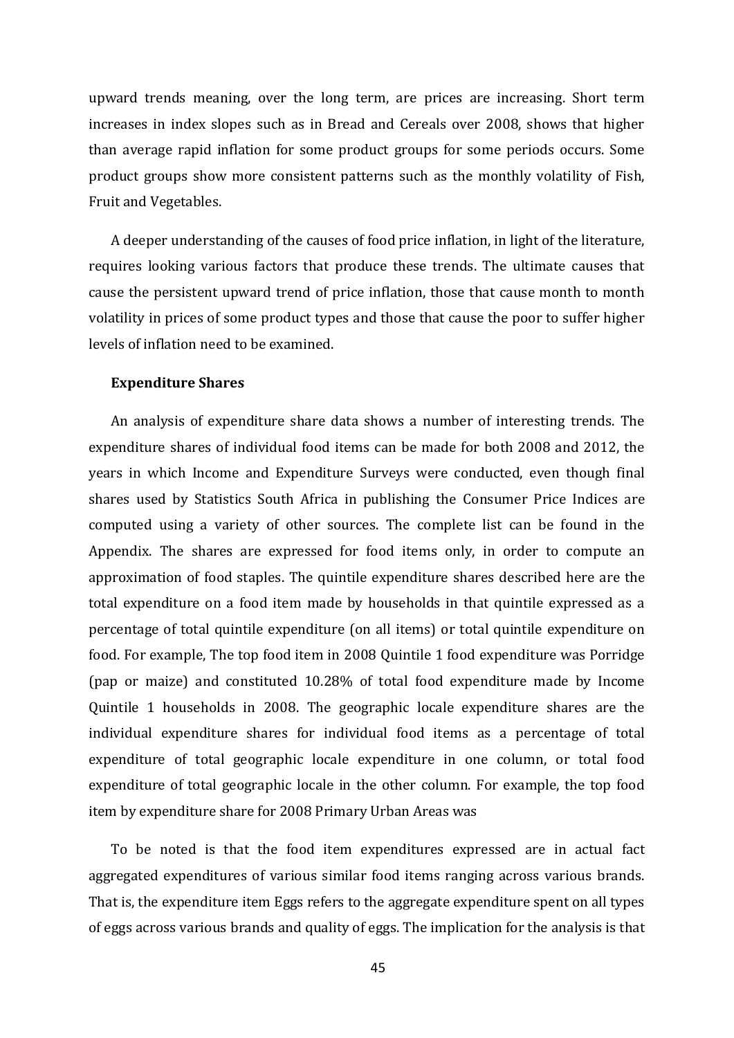upward trends meaning, over the long term, are prices are increasing. Short term increases in index slopes such as in Bread and Cereals over 2008, shows that higher than average rapid inflation for some product groups for some periods occurs. Some product groups show more consistent patterns such as the monthly volatility of Fish, Fruit and Vegetables.

A deeper understanding of the causes of food price inflation, in light of the literature, requires looking various factors that produce these trends. The ultimate causes that cause the persistent upward trend of price inflation, those that cause month to month volatility in prices of some product types and those that cause the poor to suffer higher levels of inflation need to be examined.

**Expenditure Shares**

An analysis of expenditure share data shows a number of interesting trends. The expenditure shares of individual food items can be made for both 2008 and 2012, the years in which Income and Expenditure Surveys were conducted, even though final shares used by Statistics South Africa in publishing the Consumer Price Indices are computed using a variety of other sources. The complete list can be found in the Appendix. The shares are expressed for food items only, in order to compute an approximation of food staples. The quintile expenditure shares described here are the total expenditure on a food item made by households in that quintile expressed as a percentage of total quintile expenditure (on all items) or total quintile expenditure on food. For example, The top food item in 2008 Quintile 1 food expenditure was Porridge (pap or maize) and constituted 10.28% of total food expenditure made by Income Quintile 1 households in 2008. The geographic locale expenditure shares are the individual expenditure shares for individual food items as a percentage of total expenditure of total geographic locale expenditure in one column, or total food expenditure of total geographic locale in the other column. For example, the top food item by expenditure share for 2008 Primary Urban Areas was

To be noted is that the food item expenditures expressed are in actual fact aggregated expenditures of various similar food items ranging across various brands. That is, the expenditure item Eggs refers to the aggregate expenditure spent on all types of eggs across various brands and quality of eggs. The implication for the analysis is that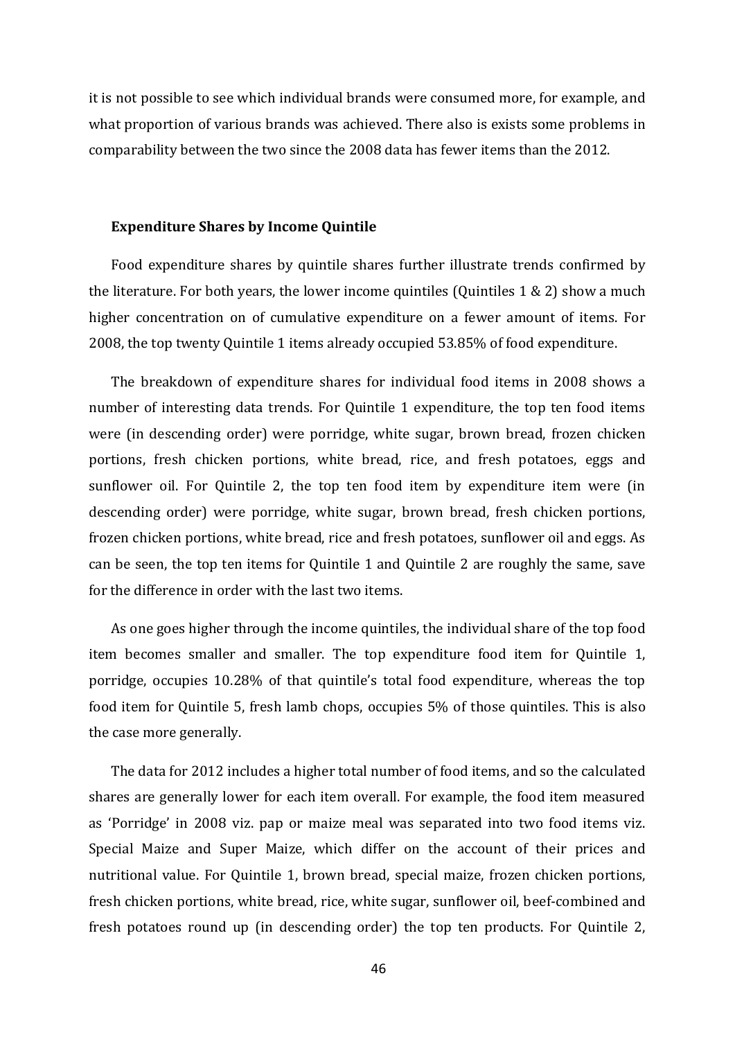it is not possible to see which individual brands were consumed more, for example, and what proportion of various brands was achieved. There also is exists some problems in comparability between the two since the 2008 data has fewer items than the 2012.

### Expenditure Shares by Income Quintile

Food expenditure shares by quintile shares further illustrate trends confirmed by the literature. For both years, the lower income quintiles (Quintiles 1 & 2) show a much higher concentration on of cumulative expenditure on a fewer amount of items. For 2008, the top twenty Quintile 1 items already occupied 53.85% of food expenditure.

The breakdown of expenditure shares for individual food items in 2008 shows a number of interesting data trends. For Quintile 1 expenditure, the top ten food items were (in descending order) were porridge, white sugar, brown bread, frozen chicken portions, fresh chicken portions, white bread, rice, and fresh potatoes, eggs and sunflower oil. For Quintile 2, the top ten food item by expenditure item were (in descending order) were porridge, white sugar, brown bread, fresh chicken portions, frozen chicken portions, white bread, rice and fresh potatoes, sunflower oil and eggs. As can be seen, the top ten items for Quintile 1 and Quintile 2 are roughly the same, save for the difference in order with the last two items.

As one goes higher through the income quintiles, the individual share of the top food item becomes smaller and smaller. The top expenditure food item for Quintile 1, porridge, occupies 10.28% of that quintile's total food expenditure, whereas the top food item for Quintile 5, fresh lamb chops, occupies 5% of those quintiles. This is also the case more generally.

The data for 2012 includes a higher total number of food items, and so the calculated shares are generally lower for each item overall. For example, the food item measured as 'Porridge' in 2008 viz. pap or maize meal was separated into two food items viz. Special Maize and Super Maize, which differ on the account of their prices and nutritional value. For Quintile 1, brown bread, special maize, frozen chicken portions, fresh chicken portions, white bread, rice, white sugar, sunflower oil, beef-combined and fresh potatoes round up (in descending order) the top ten products. For Quintile 2,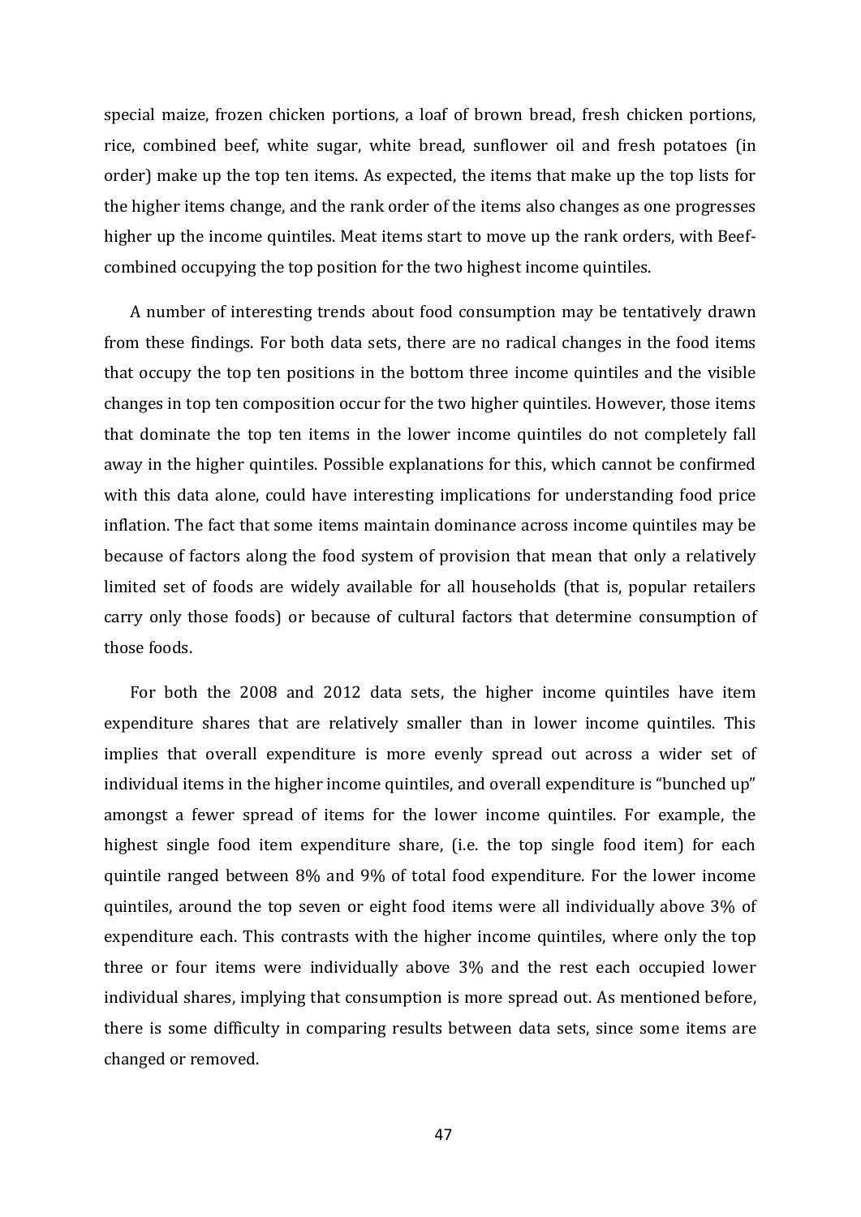special maize, frozen chicken portions, a loaf of brown bread, fresh chicken portions, rice, combined beef, white sugar, white bread, sunflower oil and fresh potatoes (in order) make up the top ten items. As expected, the items that make up the top lists for the higher items change, and the rank order of the items also changes as one progresses higher up the income quintiles. Meat items start to move up the rank orders, with Beef-combined occupying the top position for the two highest income quintiles.

A number of interesting trends about food consumption may be tentatively drawn from these findings. For both data sets, there are no radical changes in the food items that occupy the top ten positions in the bottom three income quintiles and the visible changes in top ten composition occur for the two higher quintiles. However, those items that dominate the top ten items in the lower income quintiles do not completely fall away in the higher quintiles. Possible explanations for this, which cannot be confirmed with this data alone, could have interesting implications for understanding food price inflation. The fact that some items maintain dominance across income quintiles may be because of factors along the food system of provision that mean that only a relatively limited set of foods are widely available for all households (that is, popular retailers carry only those foods) or because of cultural factors that determine consumption of those foods.

For both the 2008 and 2012 data sets, the higher income quintiles have item expenditure shares that are relatively smaller than in lower income quintiles. This implies that overall expenditure is more evenly spread out across a wider set of individual items in the higher income quintiles, and overall expenditure is "bunched up" amongst a fewer spread of items for the lower income quintiles. For example, the highest single food item expenditure share, (i.e. the top single food item) for each quintile ranged between 8% and 9% of total food expenditure. For the lower income quintiles, around the top seven or eight food items were all individually above 3% of expenditure each. This contrasts with the higher income quintiles, where only the top three or four items were individually above 3% and the rest each occupied lower individual shares, implying that consumption is more spread out. As mentioned before, there is some difficulty in comparing results between data sets, since some items are changed or removed.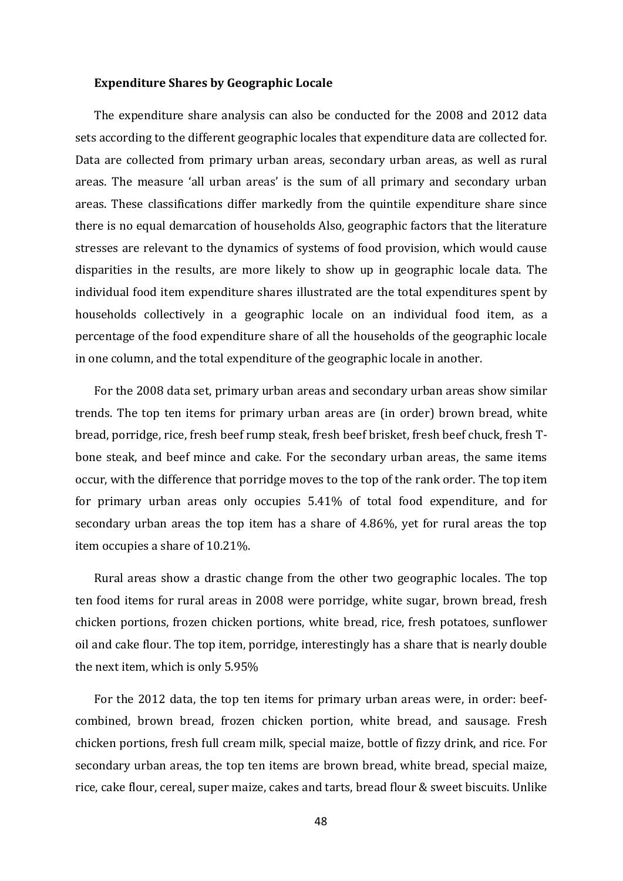**Expenditure Shares by Geographic Locale**

The expenditure share analysis can also be conducted for the 2008 and 2012 data sets according to the different geographic locales that expenditure data are collected for. Data are collected from primary urban areas, secondary urban areas, as well as rural areas. The measure 'all urban areas' is the sum of all primary and secondary urban areas. These classifications differ markedly from the quintile expenditure share since there is no equal demarcation of households Also, geographic factors that the literature stresses are relevant to the dynamics of systems of food provision, which would cause disparities in the results, are more likely to show up in geographic locale data. The individual food item expenditure shares illustrated are the total expenditures spent by households collectively in a geographic locale on an individual food item, as a percentage of the food expenditure share of all the households of the geographic locale in one column, and the total expenditure of the geographic locale in another.

For the 2008 data set, primary urban areas and secondary urban areas show similar trends. The top ten items for primary urban areas are (in order) brown bread, white bread, porridge, rice, fresh beef rump steak, fresh beef brisket, fresh beef chuck, fresh T-bone steak, and beef mince and cake. For the secondary urban areas, the same items occur, with the difference that porridge moves to the top of the rank order. The top item for primary urban areas only occupies 5.41% of total food expenditure, and for secondary urban areas the top item has a share of 4.86%, yet for rural areas the top item occupies a share of 10.21%.

Rural areas show a drastic change from the other two geographic locales. The top ten food items for rural areas in 2008 were porridge, white sugar, brown bread, fresh chicken portions, frozen chicken portions, white bread, rice, fresh potatoes, sunflower oil and cake flour. The top item, porridge, interestingly has a share that is nearly double the next item, which is only 5.95%

For the 2012 data, the top ten items for primary urban areas were, in order: beef-combined, brown bread, frozen chicken portion, white bread, and sausage. Fresh chicken portions, fresh full cream milk, special maize, bottle of fizzy drink, and rice. For secondary urban areas, the top ten items are brown bread, white bread, special maize, rice, cake flour, cereal, super maize, cakes and tarts, bread flour & sweet biscuits. Unlike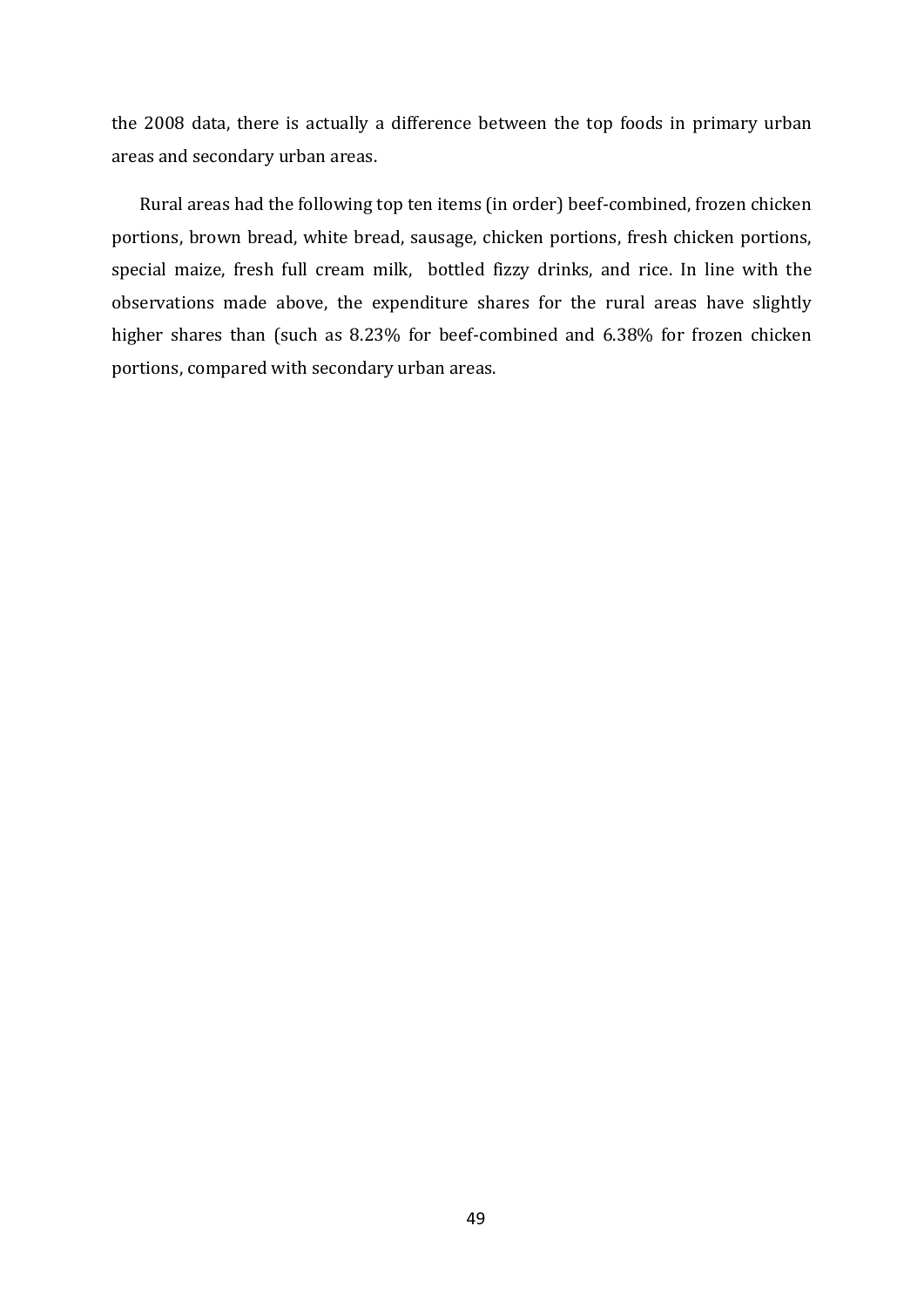the 2008 data, there is actually a difference between the top foods in primary urban areas and secondary urban areas.

Rural areas had the following top ten items (in order) beef-combined, frozen chicken portions, brown bread, white bread, sausage, chicken portions, fresh chicken portions, special maize, fresh full cream milk, bottled fizzy drinks, and rice. In line with the observations made above, the expenditure shares for the rural areas have slightly higher shares than (such as 8.23% for beef-combined and 6.38% for frozen chicken portions, compared with secondary urban areas.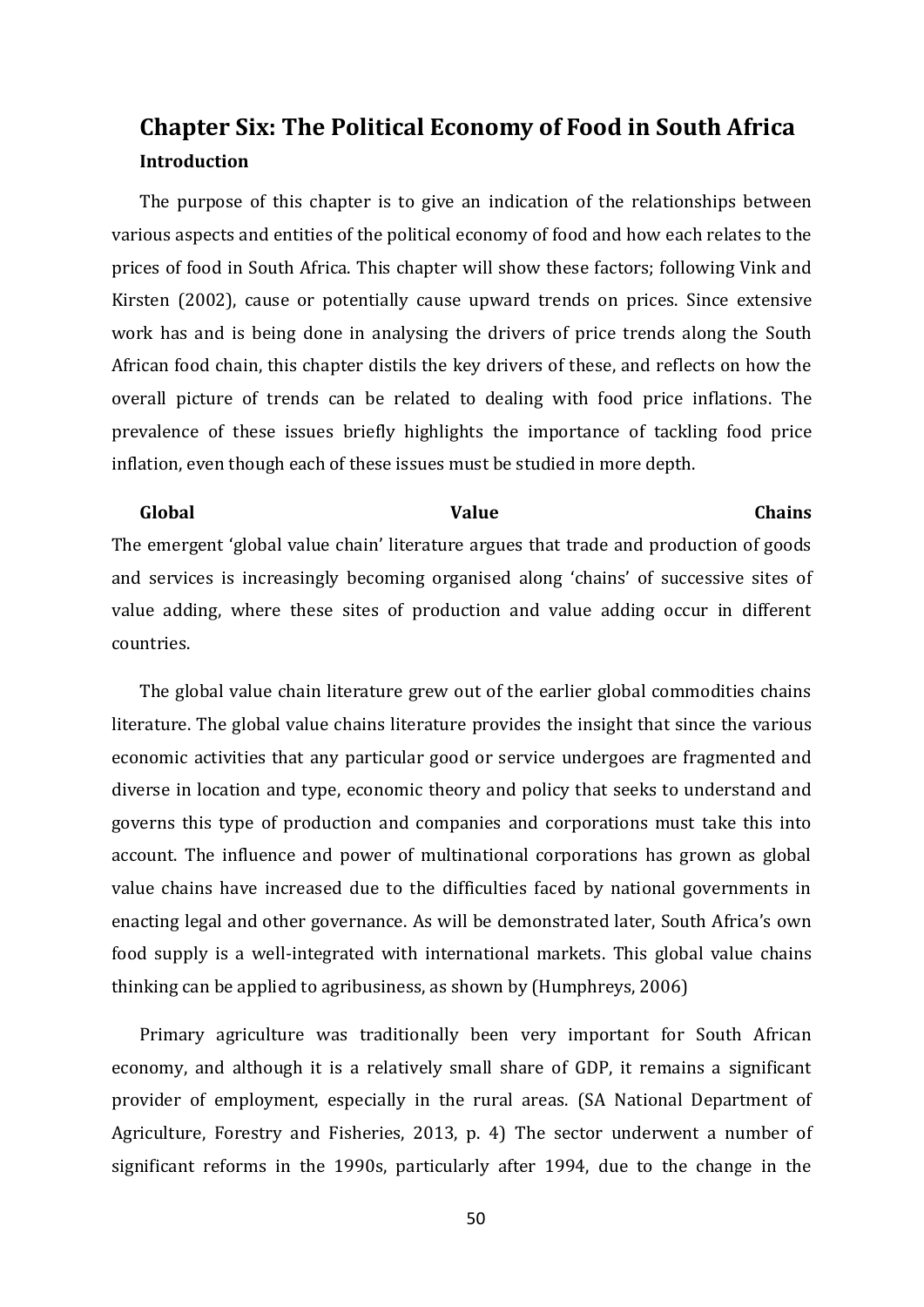# Chapter Six: The Political Economy of Food in South Africa

### Introduction

The purpose of this chapter is to give an indication of the relationships between various aspects and entities of the political economy of food and how each relates to the prices of food in South Africa. This chapter will show these factors; following Vink and Kirsten (2002), cause or potentially cause upward trends on prices. Since extensive work has and is being done in analysing the drivers of price trends along the South African food chain, this chapter distils the key drivers of these, and reflects on how the overall picture of trends can be related to dealing with food price inflations. The prevalence of these issues briefly highlights the importance of tackling food price inflation, even though each of these issues must be studied in more depth.

### Global Value Chains

The emergent 'global value chain' literature argues that trade and production of goods and services is increasingly becoming organised along 'chains' of successive sites of value adding, where these sites of production and value adding occur in different countries.

The global value chain literature grew out of the earlier global commodities chains literature. The global value chains literature provides the insight that since the various economic activities that any particular good or service undergoes are fragmented and diverse in location and type, economic theory and policy that seeks to understand and governs this type of production and companies and corporations must take this into account. The influence and power of multinational corporations has grown as global value chains have increased due to the difficulties faced by national governments in enacting legal and other governance. As will be demonstrated later, South Africa's own food supply is a well-integrated with international markets. This global value chains thinking can be applied to agribusiness, as shown by (Humphreys, 2006)

Primary agriculture was traditionally been very important for South African economy, and although it is a relatively small share of GDP, it remains a significant provider of employment, especially in the rural areas. (SA National Department of Agriculture, Forestry and Fisheries, 2013, p. 4) The sector underwent a number of significant reforms in the 1990s, particularly after 1994, due to the change in the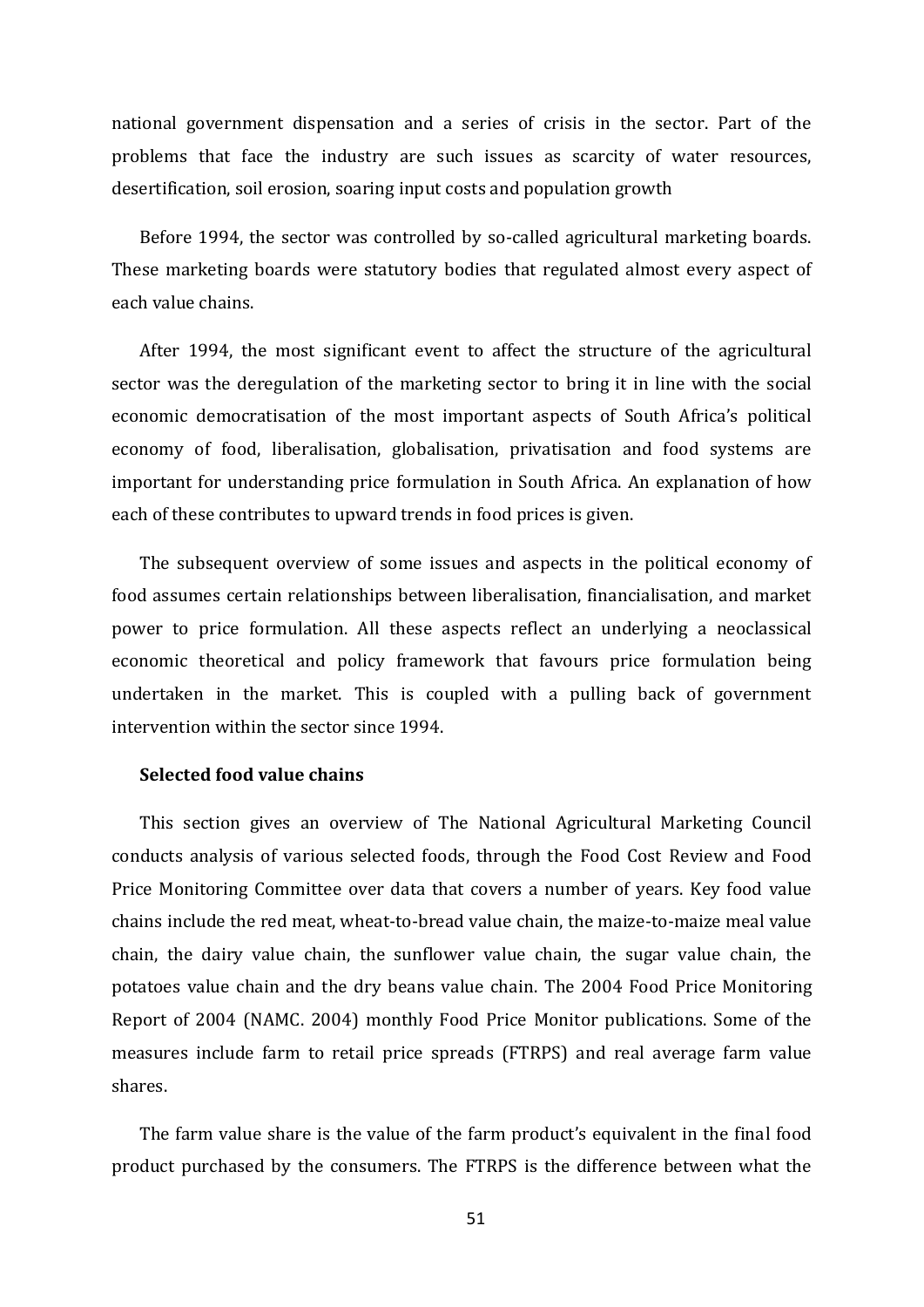national government dispensation and a series of crisis in the sector. Part of the problems that face the industry are such issues as scarcity of water resources, desertification, soil erosion, soaring input costs and population growth

Before 1994, the sector was controlled by so-called agricultural marketing boards. These marketing boards were statutory bodies that regulated almost every aspect of each value chains.

After 1994, the most significant event to affect the structure of the agricultural sector was the deregulation of the marketing sector to bring it in line with the social economic democratisation of the most important aspects of South Africa's political economy of food, liberalisation, globalisation, privatisation and food systems are important for understanding price formulation in South Africa. An explanation of how each of these contributes to upward trends in food prices is given.

The subsequent overview of some issues and aspects in the political economy of food assumes certain relationships between liberalisation, financialisation, and market power to price formulation. All these aspects reflect an underlying a neoclassical economic theoretical and policy framework that favours price formulation being undertaken in the market. This is coupled with a pulling back of government intervention within the sector since 1994.

**Selected food value chains**

This section gives an overview of The National Agricultural Marketing Council conducts analysis of various selected foods, through the Food Cost Review and Food Price Monitoring Committee over data that covers a number of years. Key food value chains include the red meat, wheat-to-bread value chain, the maize-to-maize meal value chain, the dairy value chain, the sunflower value chain, the sugar value chain, the potatoes value chain and the dry beans value chain. The 2004 Food Price Monitoring Report of 2004 (NAMC. 2004) monthly Food Price Monitor publications. Some of the measures include farm to retail price spreads (FTRPS) and real average farm value shares.

The farm value share is the value of the farm product's equivalent in the final food product purchased by the consumers. The FTRPS is the difference between what the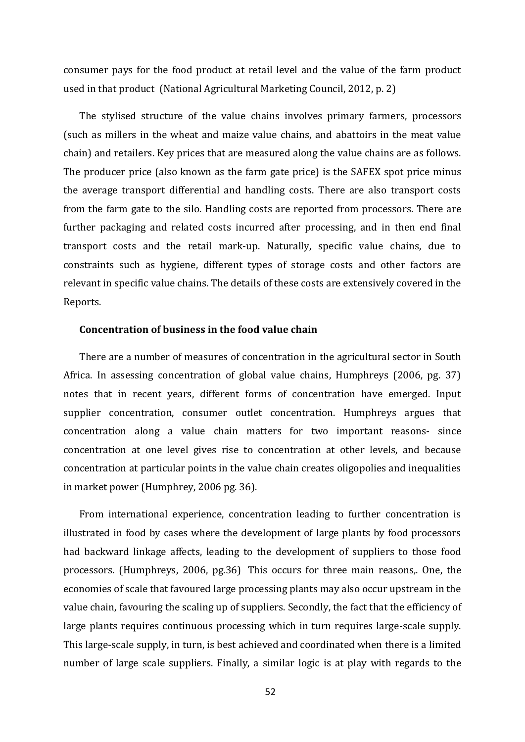consumer pays for the food product at retail level and the value of the farm product used in that product (National Agricultural Marketing Council, 2012, p. 2)

The stylised structure of the value chains involves primary farmers, processors (such as millers in the wheat and maize value chains, and abattoirs in the meat value chain) and retailers. Key prices that are measured along the value chains are as follows. The producer price (also known as the farm gate price) is the SAFEX spot price minus the average transport differential and handling costs. There are also transport costs from the farm gate to the silo. Handling costs are reported from processors. There are further packaging and related costs incurred after processing, and in then end final transport costs and the retail mark-up. Naturally, specific value chains, due to constraints such as hygiene, different types of storage costs and other factors are relevant in specific value chains. The details of these costs are extensively covered in the Reports.

**Concentration of business in the food value chain**

There are a number of measures of concentration in the agricultural sector in South Africa. In assessing concentration of global value chains, Humphreys (2006, pg. 37) notes that in recent years, different forms of concentration have emerged. Input supplier concentration, consumer outlet concentration. Humphreys argues that concentration along a value chain matters for two important reasons- since concentration at one level gives rise to concentration at other levels, and because concentration at particular points in the value chain creates oligopolies and inequalities in market power (Humphrey, 2006 pg. 36).

From international experience, concentration leading to further concentration is illustrated in food by cases where the development of large plants by food processors had backward linkage affects, leading to the development of suppliers to those food processors. (Humphreys, 2006, pg.36) This occurs for three main reasons,. One, the economies of scale that favoured large processing plants may also occur upstream in the value chain, favouring the scaling up of suppliers. Secondly, the fact that the efficiency of large plants requires continuous processing which in turn requires large-scale supply. This large-scale supply, in turn, is best achieved and coordinated when there is a limited number of large scale suppliers. Finally, a similar logic is at play with regards to the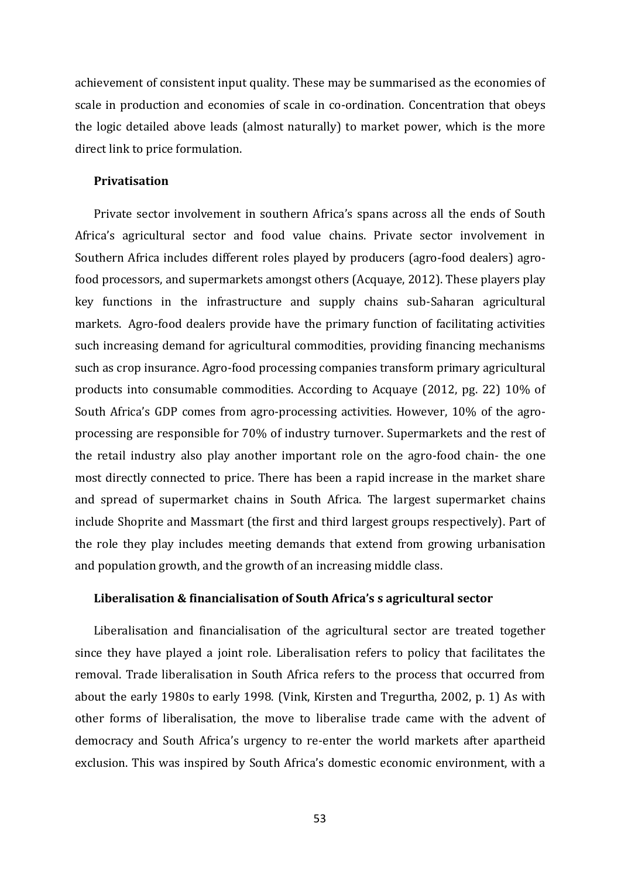achievement of consistent input quality. These may be summarised as the economies of scale in production and economies of scale in co-ordination. Concentration that obeys the logic detailed above leads (almost naturally) to market power, which is the more direct link to price formulation.

**Privatisation**

Private sector involvement in southern Africa's spans across all the ends of South Africa's agricultural sector and food value chains. Private sector involvement in Southern Africa includes different roles played by producers (agro-food dealers) agro-food processors, and supermarkets amongst others (Acquaye, 2012). These players play key functions in the infrastructure and supply chains sub-Saharan agricultural markets. Agro-food dealers provide have the primary function of facilitating activities such increasing demand for agricultural commodities, providing financing mechanisms such as crop insurance. Agro-food processing companies transform primary agricultural products into consumable commodities. According to Acquaye (2012, pg. 22) 10% of South Africa's GDP comes from agro-processing activities. However, 10% of the agro-processing are responsible for 70% of industry turnover. Supermarkets and the rest of the retail industry also play another important role on the agro-food chain- the one most directly connected to price. There has been a rapid increase in the market share and spread of supermarket chains in South Africa. The largest supermarket chains include Shoprite and Massmart (the first and third largest groups respectively). Part of the role they play includes meeting demands that extend from growing urbanisation and population growth, and the growth of an increasing middle class.

**Liberalisation & financialisation of South Africa's s agricultural sector**

Liberalisation and financialisation of the agricultural sector are treated together since they have played a joint role. Liberalisation refers to policy that facilitates the removal. Trade liberalisation in South Africa refers to the process that occurred from about the early 1980s to early 1998. (Vink, Kirsten and Tregurtha, 2002, p. 1) As with other forms of liberalisation, the move to liberalise trade came with the advent of democracy and South Africa's urgency to re-enter the world markets after apartheid exclusion. This was inspired by South Africa's domestic economic environment, with a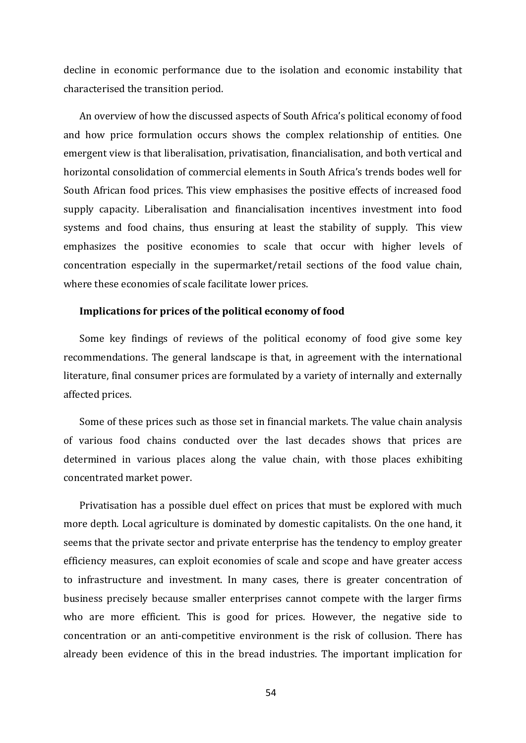decline in economic performance due to the isolation and economic instability that characterised the transition period.

An overview of how the discussed aspects of South Africa's political economy of food and how price formulation occurs shows the complex relationship of entities. One emergent view is that liberalisation, privatisation, financialisation, and both vertical and horizontal consolidation of commercial elements in South Africa's trends bodes well for South African food prices. This view emphasises the positive effects of increased food supply capacity. Liberalisation and financialisation incentives investment into food systems and food chains, thus ensuring at least the stability of supply. This view emphasizes the positive economies to scale that occur with higher levels of concentration especially in the supermarket/retail sections of the food value chain, where these economies of scale facilitate lower prices.

**Implications for prices of the political economy of food**

Some key findings of reviews of the political economy of food give some key recommendations. The general landscape is that, in agreement with the international literature, final consumer prices are formulated by a variety of internally and externally affected prices.

Some of these prices such as those set in financial markets. The value chain analysis of various food chains conducted over the last decades shows that prices are determined in various places along the value chain, with those places exhibiting concentrated market power.

Privatisation has a possible duel effect on prices that must be explored with much more depth. Local agriculture is dominated by domestic capitalists. On the one hand, it seems that the private sector and private enterprise has the tendency to employ greater efficiency measures, can exploit economies of scale and scope and have greater access to infrastructure and investment. In many cases, there is greater concentration of business precisely because smaller enterprises cannot compete with the larger firms who are more efficient. This is good for prices. However, the negative side to concentration or an anti-competitive environment is the risk of collusion. There has already been evidence of this in the bread industries. The important implication for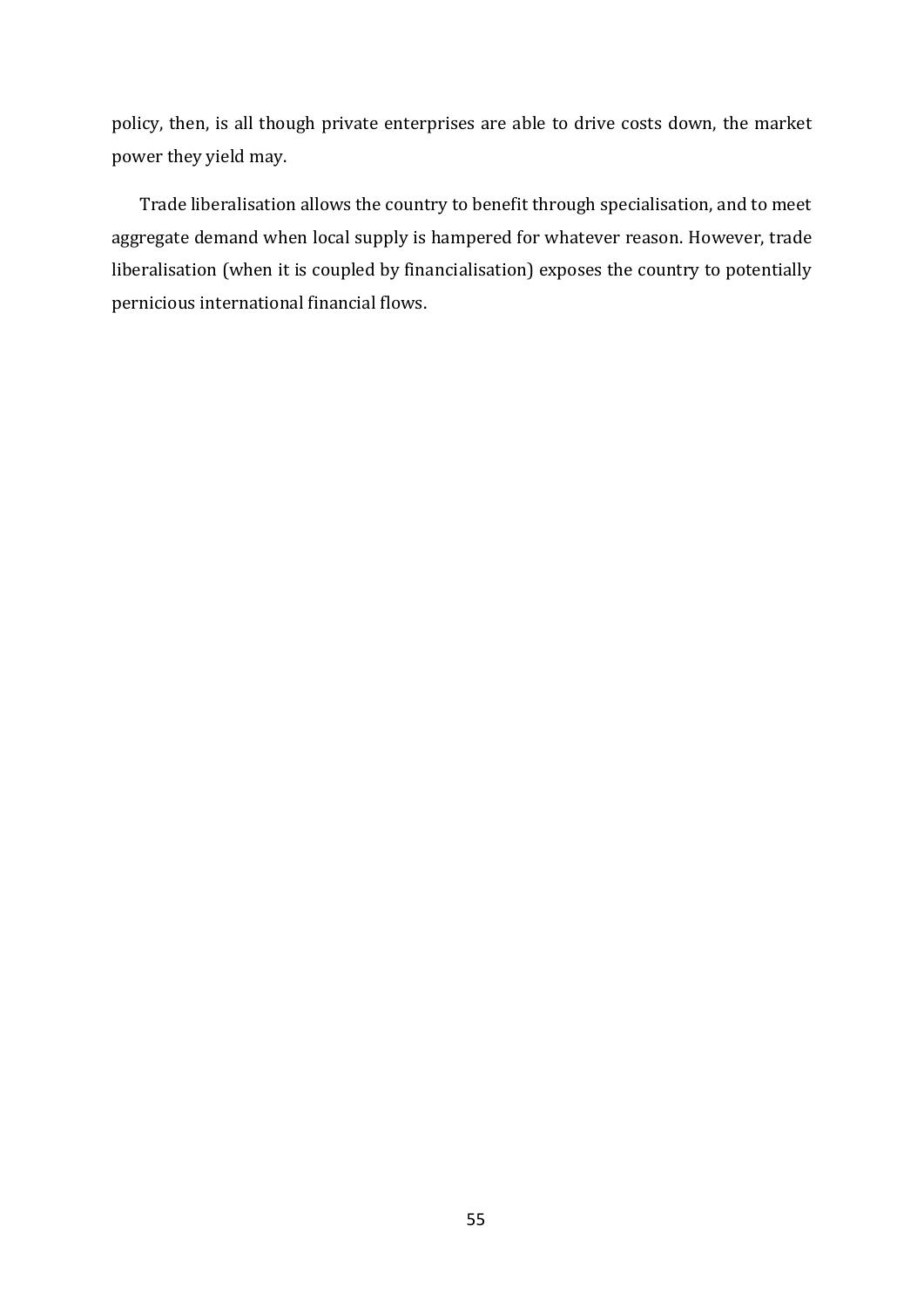policy, then, is all though private enterprises are able to drive costs down, the market power they yield may.

Trade liberalisation allows the country to benefit through specialisation, and to meet aggregate demand when local supply is hampered for whatever reason. However, trade liberalisation (when it is coupled by financialisation) exposes the country to potentially pernicious international financial flows.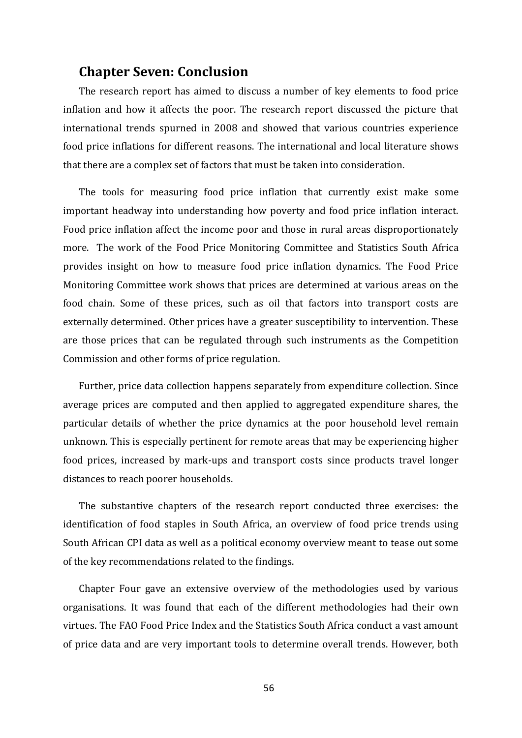## Chapter Seven: Conclusion

The research report has aimed to discuss a number of key elements to food price inflation and how it affects the poor. The research report discussed the picture that international trends spurned in 2008 and showed that various countries experience food price inflations for different reasons. The international and local literature shows that there are a complex set of factors that must be taken into consideration.

The tools for measuring food price inflation that currently exist make some important headway into understanding how poverty and food price inflation interact. Food price inflation affect the income poor and those in rural areas disproportionately more. The work of the Food Price Monitoring Committee and Statistics South Africa provides insight on how to measure food price inflation dynamics. The Food Price Monitoring Committee work shows that prices are determined at various areas on the food chain. Some of these prices, such as oil that factors into transport costs are externally determined. Other prices have a greater susceptibility to intervention. These are those prices that can be regulated through such instruments as the Competition Commission and other forms of price regulation.

Further, price data collection happens separately from expenditure collection. Since average prices are computed and then applied to aggregated expenditure shares, the particular details of whether the price dynamics at the poor household level remain unknown. This is especially pertinent for remote areas that may be experiencing higher food prices, increased by mark-ups and transport costs since products travel longer distances to reach poorer households.

The substantive chapters of the research report conducted three exercises: the identification of food staples in South Africa, an overview of food price trends using South African CPI data as well as a political economy overview meant to tease out some of the key recommendations related to the findings.

Chapter Four gave an extensive overview of the methodologies used by various organisations. It was found that each of the different methodologies had their own virtues. The FAO Food Price Index and the Statistics South Africa conduct a vast amount of price data and are very important tools to determine overall trends. However, both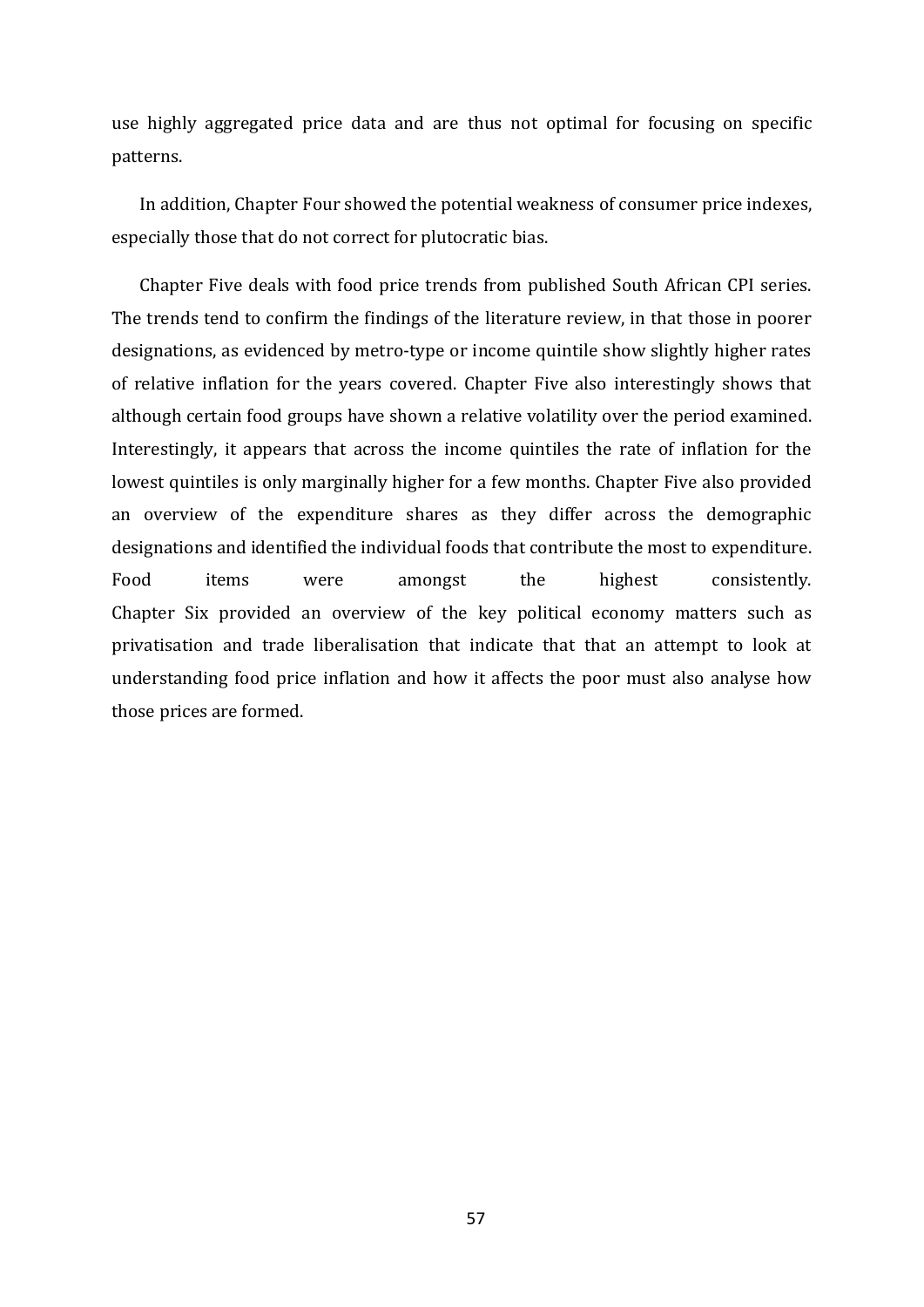use highly aggregated price data and are thus not optimal for focusing on specific patterns.

In addition, Chapter Four showed the potential weakness of consumer price indexes, especially those that do not correct for plutocratic bias.

Chapter Five deals with food price trends from published South African CPI series. The trends tend to confirm the findings of the literature review, in that those in poorer designations, as evidenced by metro-type or income quintile show slightly higher rates of relative inflation for the years covered. Chapter Five also interestingly shows that although certain food groups have shown a relative volatility over the period examined. Interestingly, it appears that across the income quintiles the rate of inflation for the lowest quintiles is only marginally higher for a few months. Chapter Five also provided an overview of the expenditure shares as they differ across the demographic designations and identified the individual foods that contribute the most to expenditure. Food items were amongst the highest consistently.

Chapter Six provided an overview of the key political economy matters such as privatisation and trade liberalisation that indicate that that an attempt to look at understanding food price inflation and how it affects the poor must also analyse how those prices are formed.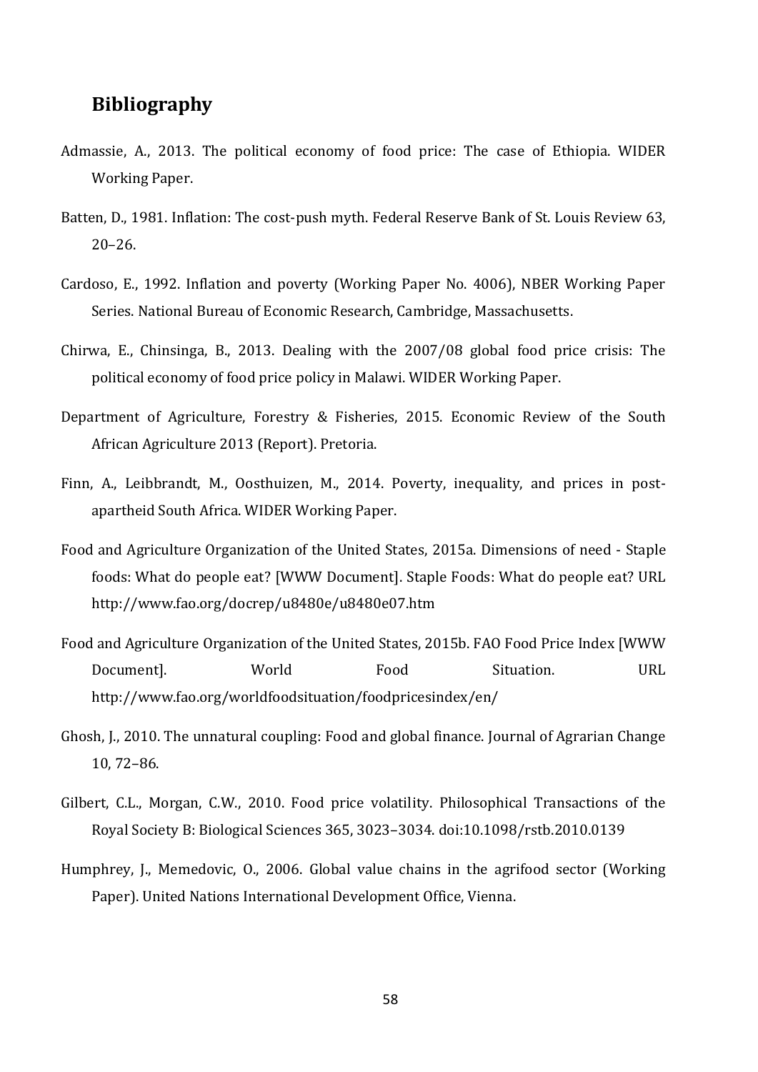## Bibliography

Admassie, A., 2013. The political economy of food price: The case of Ethiopia. WIDER Working Paper.

Batten, D., 1981. Inflation: The cost-push myth. Federal Reserve Bank of St. Louis Review 63, 20–26.

Cardoso, E., 1992. Inflation and poverty (Working Paper No. 4006), NBER Working Paper Series. National Bureau of Economic Research, Cambridge, Massachusetts.

Chirwa, E., Chinsinga, B., 2013. Dealing with the 2007/08 global food price crisis: The political economy of food price policy in Malawi. WIDER Working Paper.

Department of Agriculture, Forestry & Fisheries, 2015. Economic Review of the South African Agriculture 2013 (Report). Pretoria.

Finn, A., Leibbrandt, M., Oosthuizen, M., 2014. Poverty, inequality, and prices in post-apartheid South Africa. WIDER Working Paper.

Food and Agriculture Organization of the United States, 2015a. Dimensions of need - Staple foods: What do people eat? [WWW Document]. Staple Foods: What do people eat? URL http://www.fao.org/docrep/u8480e/u8480e07.htm

Food and Agriculture Organization of the United States, 2015b. FAO Food Price Index [WWW Document]. World Food Situation. URL http://www.fao.org/worldfoodsituation/foodpricesindex/en/

Ghosh, J., 2010. The unnatural coupling: Food and global finance. Journal of Agrarian Change 10, 72–86.

Gilbert, C.L., Morgan, C.W., 2010. Food price volatility. Philosophical Transactions of the Royal Society B: Biological Sciences 365, 3023–3034. doi:10.1098/rstb.2010.0139

Humphrey, J., Memedovic, O., 2006. Global value chains in the agrifood sector (Working Paper). United Nations International Development Office, Vienna.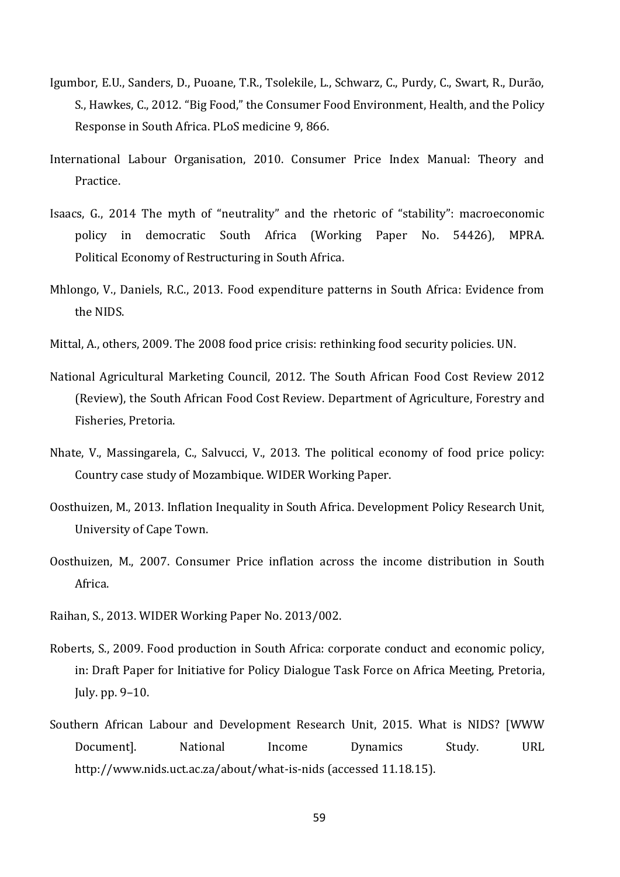Igumbor, E.U., Sanders, D., Puoane, T.R., Tsolekile, L., Schwarz, C., Purdy, C., Swart, R., Durão, S., Hawkes, C., 2012. "Big Food," the Consumer Food Environment, Health, and the Policy Response in South Africa. PLoS medicine 9, 866.

International Labour Organisation, 2010. Consumer Price Index Manual: Theory and Practice.

Isaacs, G., 2014 The myth of "neutrality" and the rhetoric of "stability": macroeconomic policy in democratic South Africa (Working Paper No. 54426), MPRA. Political Economy of Restructuring in South Africa.

Mhlongo, V., Daniels, R.C., 2013. Food expenditure patterns in South Africa: Evidence from the NIDS.

Mittal, A., others, 2009. The 2008 food price crisis: rethinking food security policies. UN.

National Agricultural Marketing Council, 2012. The South African Food Cost Review 2012 (Review), the South African Food Cost Review. Department of Agriculture, Forestry and Fisheries, Pretoria.

Nhate, V., Massingarela, C., Salvucci, V., 2013. The political economy of food price policy: Country case study of Mozambique. WIDER Working Paper.

Oosthuizen, M., 2013. Inflation Inequality in South Africa. Development Policy Research Unit, University of Cape Town.

Oosthuizen, M., 2007. Consumer Price inflation across the income distribution in South Africa.

Raihan, S., 2013. WIDER Working Paper No. 2013/002.

Roberts, S., 2009. Food production in South Africa: corporate conduct and economic policy, in: Draft Paper for Initiative for Policy Dialogue Task Force on Africa Meeting, Pretoria, July. pp. 9–10.

Southern African Labour and Development Research Unit, 2015. What is NIDS? [WWW Document]. National Income Dynamics Study. URL http://www.nids.uct.ac.za/about/what-is-nids (accessed 11.18.15).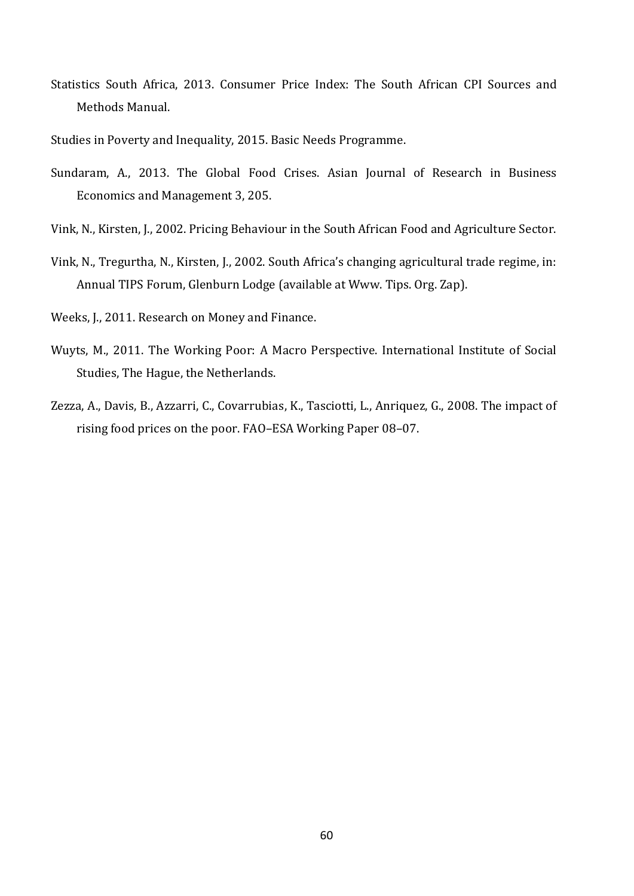Statistics South Africa, 2013. Consumer Price Index: The South African CPI Sources and Methods Manual.

Studies in Poverty and Inequality, 2015. Basic Needs Programme.

Sundaram, A., 2013. The Global Food Crises. Asian Journal of Research in Business Economics and Management 3, 205.

Vink, N., Kirsten, J., 2002. Pricing Behaviour in the South African Food and Agriculture Sector.

Vink, N., Tregurtha, N., Kirsten, J., 2002. South Africa's changing agricultural trade regime, in: Annual TIPS Forum, Glenburn Lodge (available at Www. Tips. Org. Zap).

Weeks, J., 2011. Research on Money and Finance.

Wuyts, M., 2011. The Working Poor: A Macro Perspective. International Institute of Social Studies, The Hague, the Netherlands.

Zezza, A., Davis, B., Azzarri, C., Covarrubias, K., Tasciotti, L., Anriquez, G., 2008. The impact of rising food prices on the poor. FAO–ESA Working Paper 08–07.